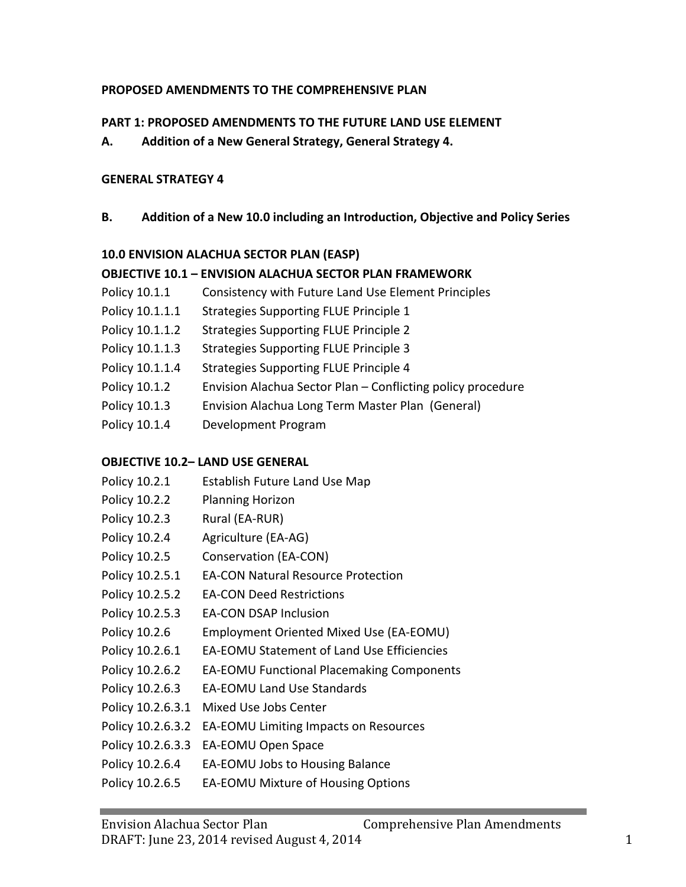**PROPOSED AMENDMENTS TO THE COMPREHENSIVE PLAN**

**PART 1: PROPOSED AMENDMENTS TO THE FUTURE LAND USE ELEMENT**

**A. Addition of a New General Strategy, General Strategy 4.**

**GENERAL STRATEGY 4**

**B. Addition of a New 10.0 including an Introduction, Objective and Policy Series**

**10.0 ENVISION ALACHUA SECTOR PLAN (EASP)**

**OBJECTIVE 10.1 – ENVISION ALACHUA SECTOR PLAN FRAMEWORK**

| | |
|---|---|
| Policy 10.1.1 | Consistency with Future Land Use Element Principles |
| Policy 10.1.1.1 | Strategies Supporting FLUE Principle 1 |
| Policy 10.1.1.2 | Strategies Supporting FLUE Principle 2 |
| Policy 10.1.1.3 | Strategies Supporting FLUE Principle 3 |
| Policy 10.1.1.4 | Strategies Supporting FLUE Principle 4 |
| Policy 10.1.2 | Envision Alachua Sector Plan – Conflicting policy procedure |
| Policy 10.1.3 | Envision Alachua Long Term Master Plan (General) |
| Policy 10.1.4 | Development Program |

**OBJECTIVE 10.2– LAND USE GENERAL**

| | |
|---|---|
| Policy 10.2.1 | Establish Future Land Use Map |
| Policy 10.2.2 | Planning Horizon |
| Policy 10.2.3 | Rural (EA-RUR) |
| Policy 10.2.4 | Agriculture (EA-AG) |
| Policy 10.2.5 | Conservation (EA-CON) |
| Policy 10.2.5.1 | EA-CON Natural Resource Protection |
| Policy 10.2.5.2 | EA-CON Deed Restrictions |
| Policy 10.2.5.3 | EA-CON DSAP Inclusion |
| Policy 10.2.6 | Employment Oriented Mixed Use (EA-EOMU) |
| Policy 10.2.6.1 | EA-EOMU Statement of Land Use Efficiencies |
| Policy 10.2.6.2 | EA-EOMU Functional Placemaking Components |
| Policy 10.2.6.3 | EA-EOMU Land Use Standards |
| Policy 10.2.6.3.1 | Mixed Use Jobs Center |
| Policy 10.2.6.3.2 | EA-EOMU Limiting Impacts on Resources |
| Policy 10.2.6.3.3 | EA-EOMU Open Space |
| Policy 10.2.6.4 | EA-EOMU Jobs to Housing Balance |
| Policy 10.2.6.5 | EA-EOMU Mixture of Housing Options |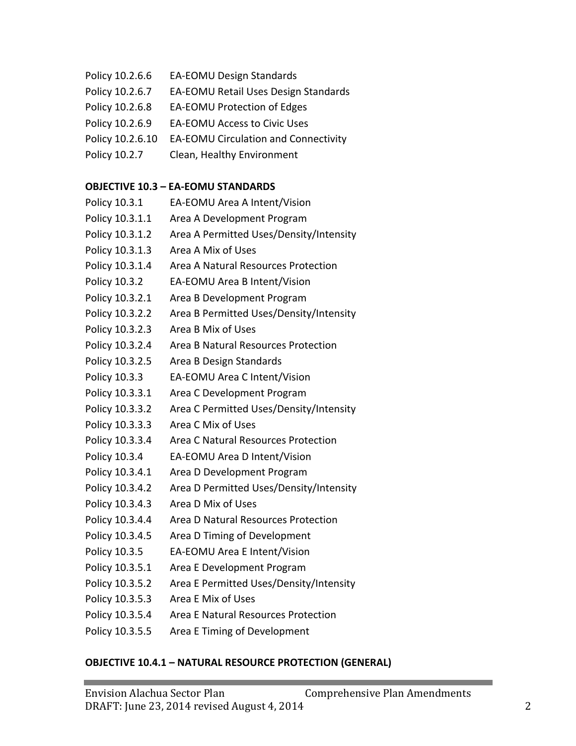Policy 10.2.6.6 EA-EOMU Design Standards
Policy 10.2.6.7 EA-EOMU Retail Uses Design Standards
Policy 10.2.6.8 EA-EOMU Protection of Edges
Policy 10.2.6.9 EA-EOMU Access to Civic Uses
Policy 10.2.6.10 EA-EOMU Circulation and Connectivity
Policy 10.2.7 Clean, Healthy Environment

**OBJECTIVE 10.3 – EA-EOMU STANDARDS**

Policy 10.3.1 EA-EOMU Area A Intent/Vision
Policy 10.3.1.1 Area A Development Program
Policy 10.3.1.2 Area A Permitted Uses/Density/Intensity
Policy 10.3.1.3 Area A Mix of Uses
Policy 10.3.1.4 Area A Natural Resources Protection
Policy 10.3.2 EA-EOMU Area B Intent/Vision
Policy 10.3.2.1 Area B Development Program
Policy 10.3.2.2 Area B Permitted Uses/Density/Intensity
Policy 10.3.2.3 Area B Mix of Uses
Policy 10.3.2.4 Area B Natural Resources Protection
Policy 10.3.2.5 Area B Design Standards
Policy 10.3.3 EA-EOMU Area C Intent/Vision
Policy 10.3.3.1 Area C Development Program
Policy 10.3.3.2 Area C Permitted Uses/Density/Intensity
Policy 10.3.3.3 Area C Mix of Uses
Policy 10.3.3.4 Area C Natural Resources Protection
Policy 10.3.4 EA-EOMU Area D Intent/Vision
Policy 10.3.4.1 Area D Development Program
Policy 10.3.4.2 Area D Permitted Uses/Density/Intensity
Policy 10.3.4.3 Area D Mix of Uses
Policy 10.3.4.4 Area D Natural Resources Protection
Policy 10.3.4.5 Area D Timing of Development
Policy 10.3.5 EA-EOMU Area E Intent/Vision
Policy 10.3.5.1 Area E Development Program
Policy 10.3.5.2 Area E Permitted Uses/Density/Intensity
Policy 10.3.5.3 Area E Mix of Uses
Policy 10.3.5.4 Area E Natural Resources Protection
Policy 10.3.5.5 Area E Timing of Development

**OBJECTIVE 10.4.1 – NATURAL RESOURCE PROTECTION (GENERAL)**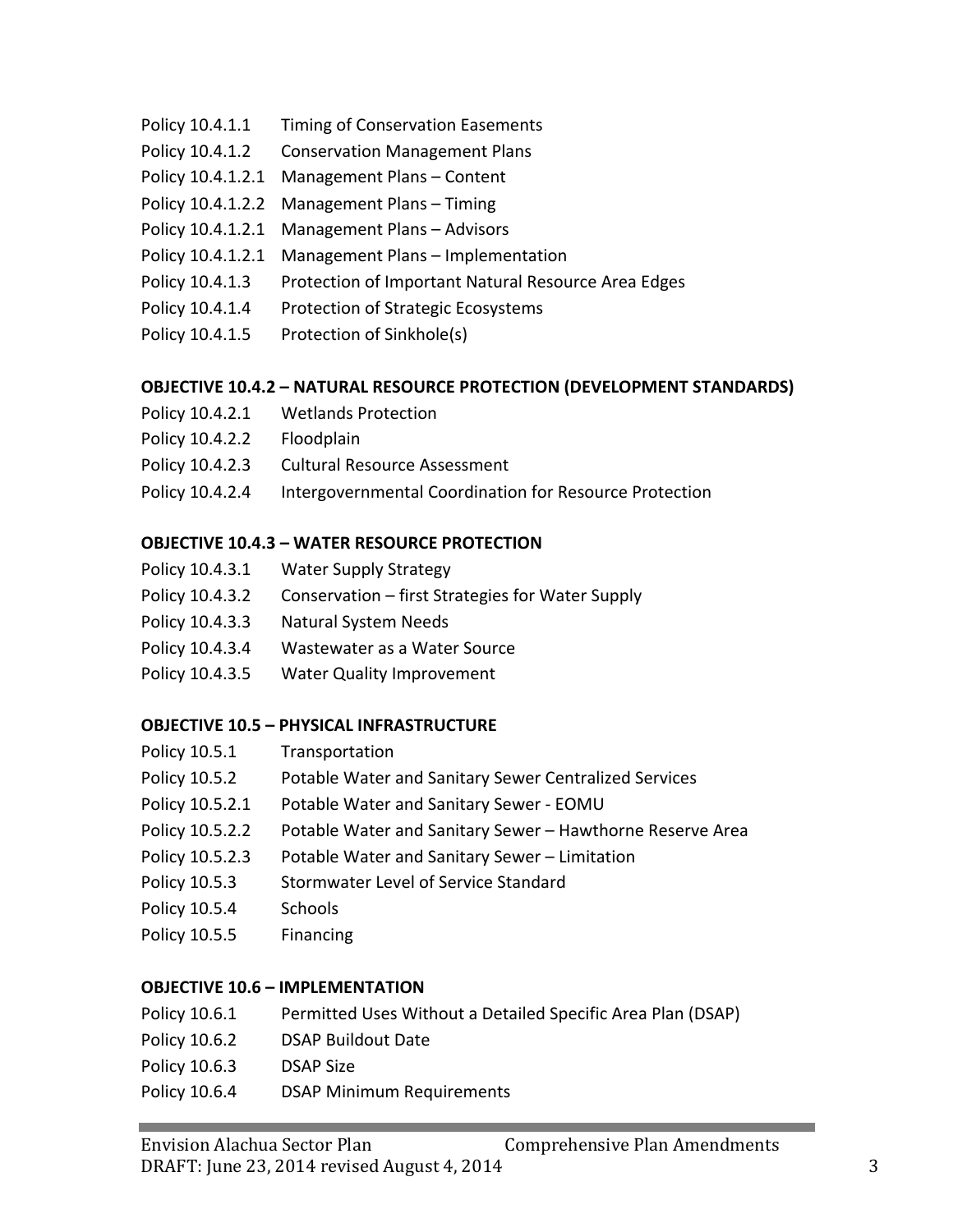Policy 10.4.1.1 Timing of Conservation Easements
Policy 10.4.1.2 Conservation Management Plans
Policy 10.4.1.2.1 Management Plans – Content
Policy 10.4.1.2.2 Management Plans – Timing
Policy 10.4.1.2.1 Management Plans – Advisors
Policy 10.4.1.2.1 Management Plans – Implementation
Policy 10.4.1.3 Protection of Important Natural Resource Area Edges
Policy 10.4.1.4 Protection of Strategic Ecosystems
Policy 10.4.1.5 Protection of Sinkhole(s)

**OBJECTIVE 10.4.2 – NATURAL RESOURCE PROTECTION (DEVELOPMENT STANDARDS)**

Policy 10.4.2.1 Wetlands Protection
Policy 10.4.2.2 Floodplain
Policy 10.4.2.3 Cultural Resource Assessment
Policy 10.4.2.4 Intergovernmental Coordination for Resource Protection

**OBJECTIVE 10.4.3 – WATER RESOURCE PROTECTION**

Policy 10.4.3.1 Water Supply Strategy
Policy 10.4.3.2 Conservation – first Strategies for Water Supply
Policy 10.4.3.3 Natural System Needs
Policy 10.4.3.4 Wastewater as a Water Source
Policy 10.4.3.5 Water Quality Improvement

**OBJECTIVE 10.5 – PHYSICAL INFRASTRUCTURE**

Policy 10.5.1 Transportation
Policy 10.5.2 Potable Water and Sanitary Sewer Centralized Services
Policy 10.5.2.1 Potable Water and Sanitary Sewer - EOMU
Policy 10.5.2.2 Potable Water and Sanitary Sewer – Hawthorne Reserve Area
Policy 10.5.2.3 Potable Water and Sanitary Sewer – Limitation
Policy 10.5.3 Stormwater Level of Service Standard
Policy 10.5.4 Schools
Policy 10.5.5 Financing

**OBJECTIVE 10.6 – IMPLEMENTATION**

Policy 10.6.1 Permitted Uses Without a Detailed Specific Area Plan (DSAP)
Policy 10.6.2 DSAP Buildout Date
Policy 10.6.3 DSAP Size
Policy 10.6.4 DSAP Minimum Requirements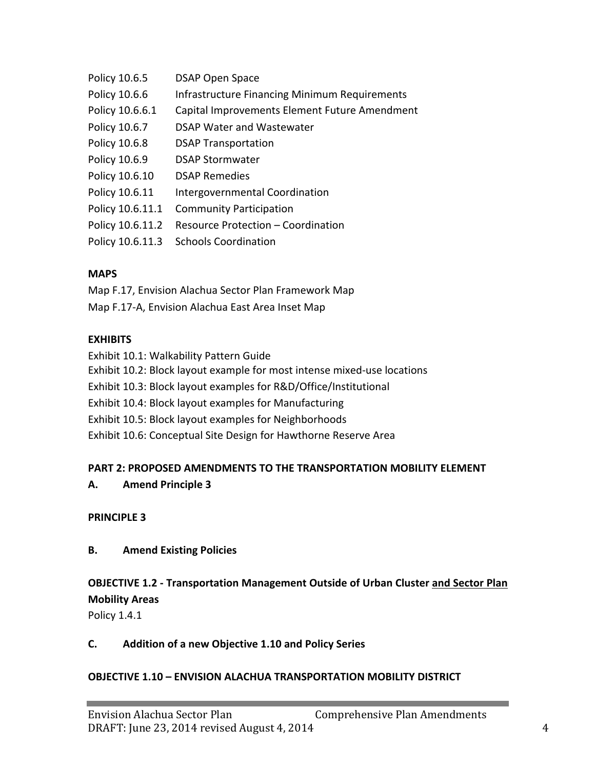| | |
|---|---|
| Policy 10.6.5 | DSAP Open Space |
| Policy 10.6.6 | Infrastructure Financing Minimum Requirements |
| Policy 10.6.6.1 | Capital Improvements Element Future Amendment |
| Policy 10.6.7 | DSAP Water and Wastewater |
| Policy 10.6.8 | DSAP Transportation |
| Policy 10.6.9 | DSAP Stormwater |
| Policy 10.6.10 | DSAP Remedies |
| Policy 10.6.11 | Intergovernmental Coordination |
| Policy 10.6.11.1 | Community Participation |
| Policy 10.6.11.2 | Resource Protection – Coordination |
| Policy 10.6.11.3 | Schools Coordination |

**MAPS**

Map F.17, Envision Alachua Sector Plan Framework Map
Map F.17-A, Envision Alachua East Area Inset Map

**EXHIBITS**

Exhibit 10.1: Walkability Pattern Guide
Exhibit 10.2: Block layout example for most intense mixed-use locations
Exhibit 10.3: Block layout examples for R&D/Office/Institutional
Exhibit 10.4: Block layout examples for Manufacturing
Exhibit 10.5: Block layout examples for Neighborhoods
Exhibit 10.6: Conceptual Site Design for Hawthorne Reserve Area

**PART 2: PROPOSED AMENDMENTS TO THE TRANSPORTATION MOBILITY ELEMENT**

**A. Amend Principle 3**

**PRINCIPLE 3**

**B. Amend Existing Policies**

**OBJECTIVE 1.2 - Transportation Management Outside of Urban Cluster <u>and Sector Plan</u> Mobility Areas**

Policy 1.4.1

**C. Addition of a new Objective 1.10 and Policy Series**

**OBJECTIVE 1.10 – ENVISION ALACHUA TRANSPORTATION MOBILITY DISTRICT**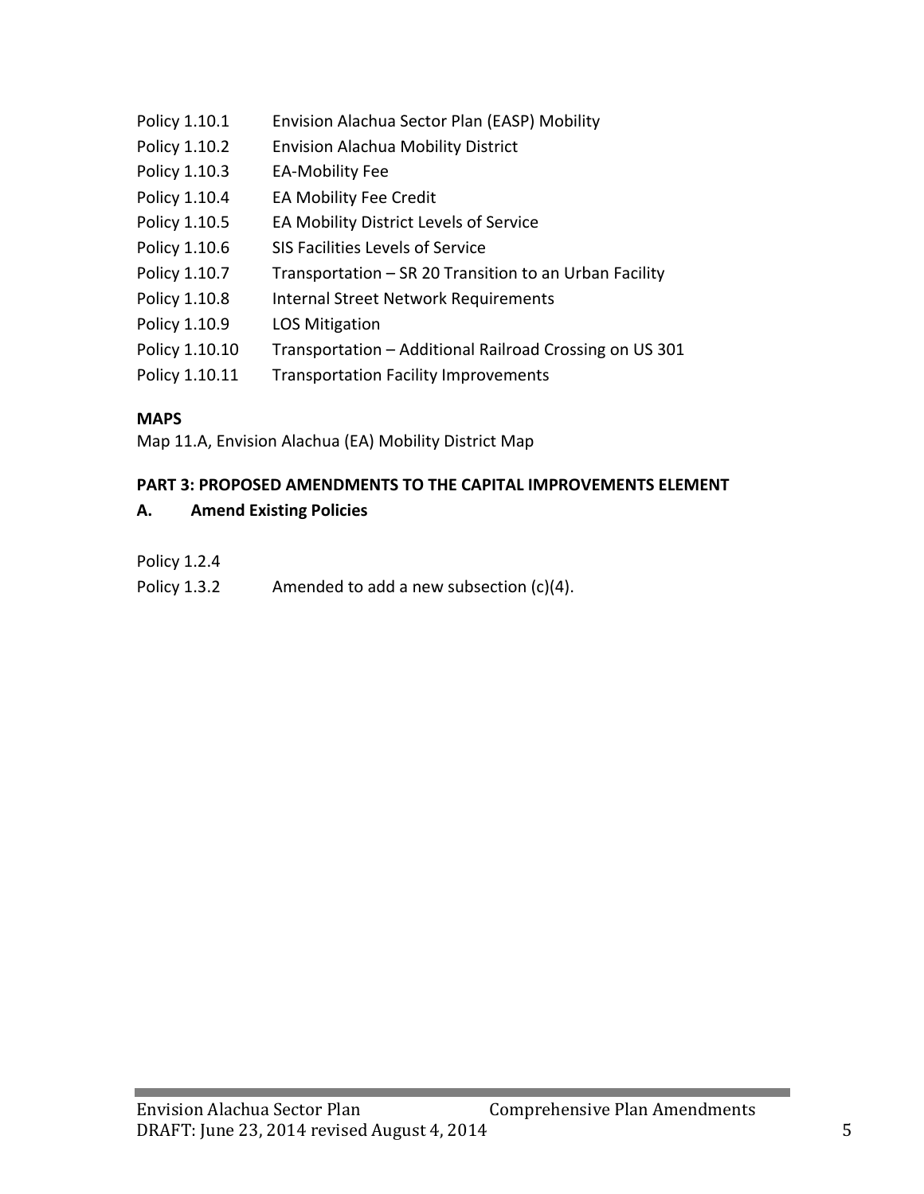| | |
|---|---|
| Policy 1.10.1 | Envision Alachua Sector Plan (EASP) Mobility |
| Policy 1.10.2 | Envision Alachua Mobility District |
| Policy 1.10.3 | EA-Mobility Fee |
| Policy 1.10.4 | EA Mobility Fee Credit |
| Policy 1.10.5 | EA Mobility District Levels of Service |
| Policy 1.10.6 | SIS Facilities Levels of Service |
| Policy 1.10.7 | Transportation – SR 20 Transition to an Urban Facility |
| Policy 1.10.8 | Internal Street Network Requirements |
| Policy 1.10.9 | LOS Mitigation |
| Policy 1.10.10 | Transportation – Additional Railroad Crossing on US 301 |
| Policy 1.10.11 | Transportation Facility Improvements |

**MAPS**

Map 11.A, Envision Alachua (EA) Mobility District Map

**PART 3: PROPOSED AMENDMENTS TO THE CAPITAL IMPROVEMENTS ELEMENT**

**A. Amend Existing Policies**

| | |
|---|---|
| Policy 1.2.4 | |
| Policy 1.3.2 | Amended to add a new subsection (c)(4). |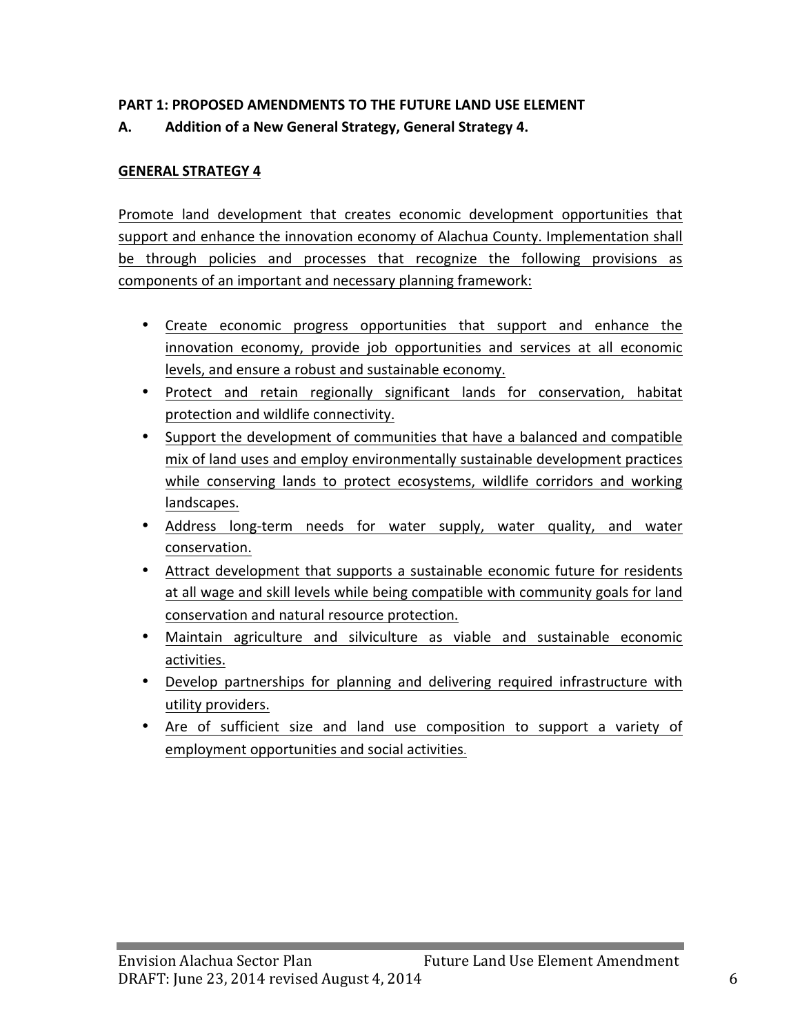**PART 1: PROPOSED AMENDMENTS TO THE FUTURE LAND USE ELEMENT**

**A. Addition of a New General Strategy, General Strategy 4.**

**GENERAL STRATEGY 4**

Promote land development that creates economic development opportunities that support and enhance the innovation economy of Alachua County. Implementation shall be through policies and processes that recognize the following provisions as components of an important and necessary planning framework:

- Create economic progress opportunities that support and enhance the innovation economy, provide job opportunities and services at all economic levels, and ensure a robust and sustainable economy.
- Protect and retain regionally significant lands for conservation, habitat protection and wildlife connectivity.
- Support the development of communities that have a balanced and compatible mix of land uses and employ environmentally sustainable development practices while conserving lands to protect ecosystems, wildlife corridors and working landscapes.
- Address long-term needs for water supply, water quality, and water conservation.
- Attract development that supports a sustainable economic future for residents at all wage and skill levels while being compatible with community goals for land conservation and natural resource protection.
- Maintain agriculture and silviculture as viable and sustainable economic activities.
- Develop partnerships for planning and delivering required infrastructure with utility providers.
- Are of sufficient size and land use composition to support a variety of employment opportunities and social activities.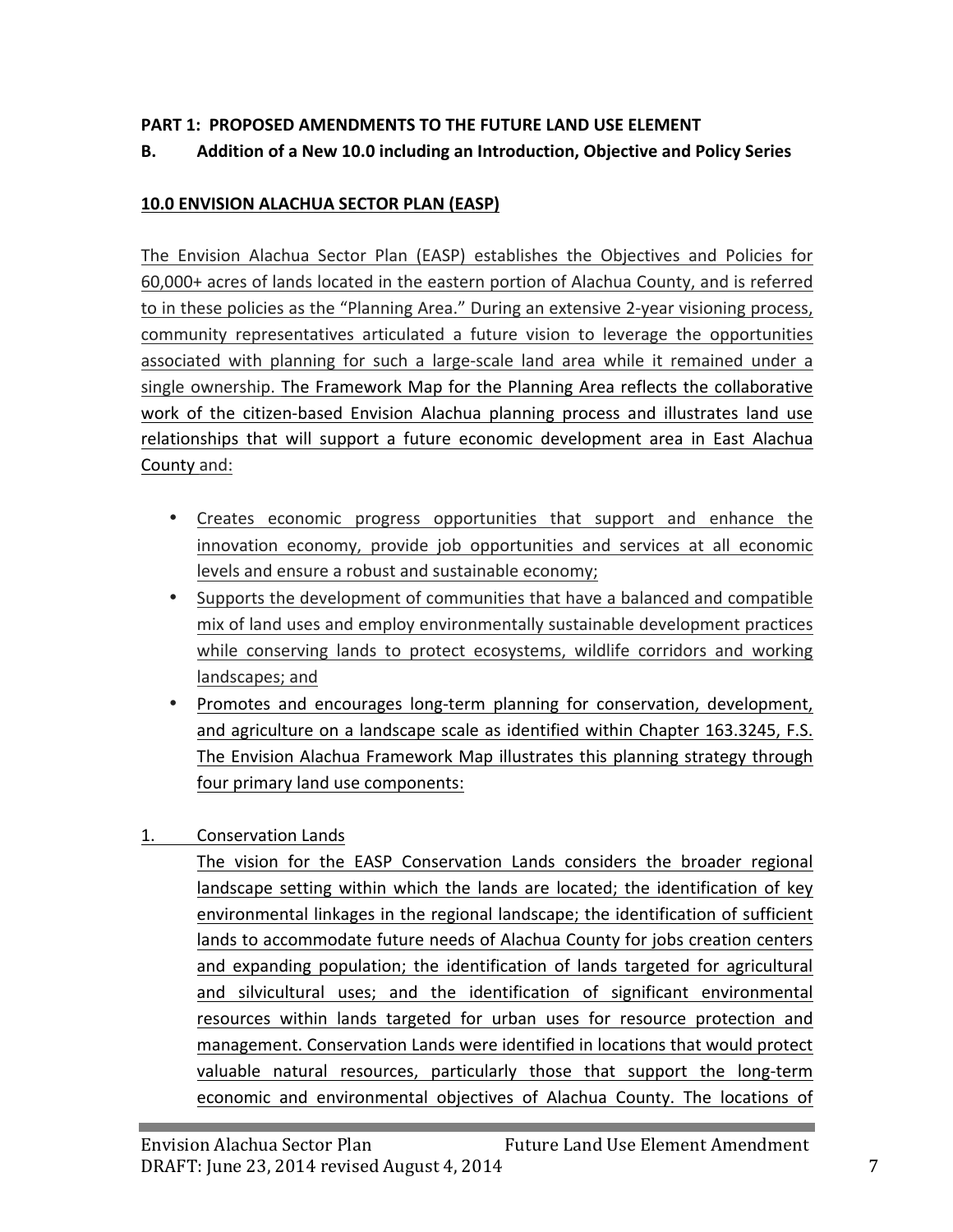**PART 1: PROPOSED AMENDMENTS TO THE FUTURE LAND USE ELEMENT**

**B. Addition of a New 10.0 including an Introduction, Objective and Policy Series**

**10.0 ENVISION ALACHUA SECTOR PLAN (EASP)**

The Envision Alachua Sector Plan (EASP) establishes the Objectives and Policies for 60,000+ acres of lands located in the eastern portion of Alachua County, and is referred to in these policies as the "Planning Area." During an extensive 2-year visioning process, community representatives articulated a future vision to leverage the opportunities associated with planning for such a large-scale land area while it remained under a single ownership. The Framework Map for the Planning Area reflects the collaborative work of the citizen-based Envision Alachua planning process and illustrates land use relationships that will support a future economic development area in East Alachua County and:

- Creates economic progress opportunities that support and enhance the innovation economy, provide job opportunities and services at all economic levels and ensure a robust and sustainable economy;
- Supports the development of communities that have a balanced and compatible mix of land uses and employ environmentally sustainable development practices while conserving lands to protect ecosystems, wildlife corridors and working landscapes; and
- Promotes and encourages long-term planning for conservation, development, and agriculture on a landscape scale as identified within Chapter 163.3245, F.S. The Envision Alachua Framework Map illustrates this planning strategy through four primary land use components:

1. Conservation Lands

   The vision for the EASP Conservation Lands considers the broader regional landscape setting within which the lands are located; the identification of key environmental linkages in the regional landscape; the identification of sufficient lands to accommodate future needs of Alachua County for jobs creation centers and expanding population; the identification of lands targeted for agricultural and silvicultural uses; and the identification of significant environmental resources within lands targeted for urban uses for resource protection and management. Conservation Lands were identified in locations that would protect valuable natural resources, particularly those that support the long-term economic and environmental objectives of Alachua County. The locations of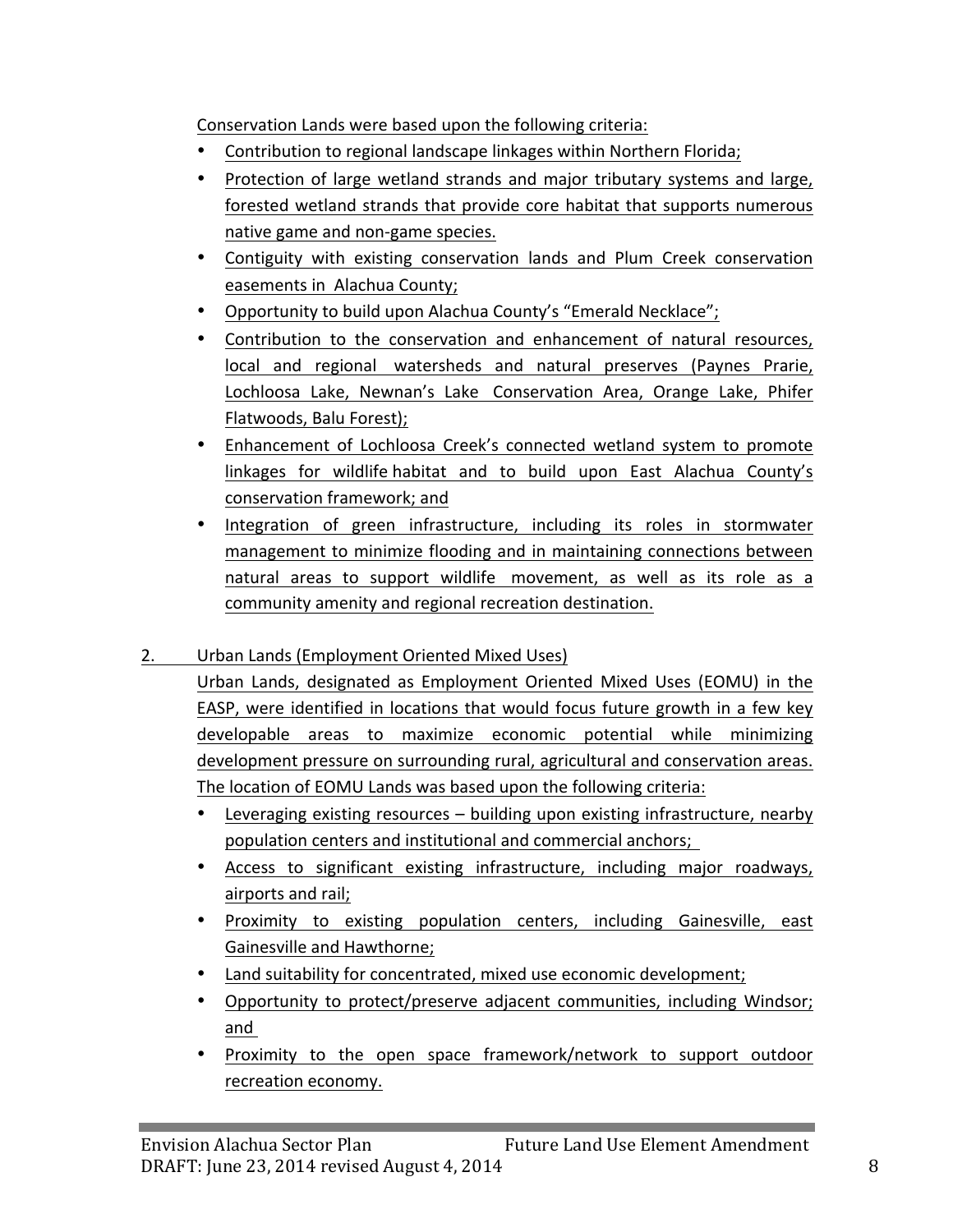Conservation Lands were based upon the following criteria:

- Contribution to regional landscape linkages within Northern Florida;
- Protection of large wetland strands and major tributary systems and large, forested wetland strands that provide core habitat that supports numerous native game and non-game species.
- Contiguity with existing conservation lands and Plum Creek conservation easements in Alachua County;
- Opportunity to build upon Alachua County's "Emerald Necklace";
- Contribution to the conservation and enhancement of natural resources, local and regional watersheds and natural preserves (Paynes Prarie, Lochloosa Lake, Newnan's Lake Conservation Area, Orange Lake, Phifer Flatwoods, Balu Forest);
- Enhancement of Lochloosa Creek's connected wetland system to promote linkages for wildlife habitat and to build upon East Alachua County's conservation framework; and
- Integration of green infrastructure, including its roles in stormwater management to minimize flooding and in maintaining connections between natural areas to support wildlife movement, as well as its role as a community amenity and regional recreation destination.

2. Urban Lands (Employment Oriented Mixed Uses)

Urban Lands, designated as Employment Oriented Mixed Uses (EOMU) in the EASP, were identified in locations that would focus future growth in a few key developable areas to maximize economic potential while minimizing development pressure on surrounding rural, agricultural and conservation areas. The location of EOMU Lands was based upon the following criteria:

- Leveraging existing resources – building upon existing infrastructure, nearby population centers and institutional and commercial anchors;
- Access to significant existing infrastructure, including major roadways, airports and rail;
- Proximity to existing population centers, including Gainesville, east Gainesville and Hawthorne;
- Land suitability for concentrated, mixed use economic development;
- Opportunity to protect/preserve adjacent communities, including Windsor; and
- Proximity to the open space framework/network to support outdoor recreation economy.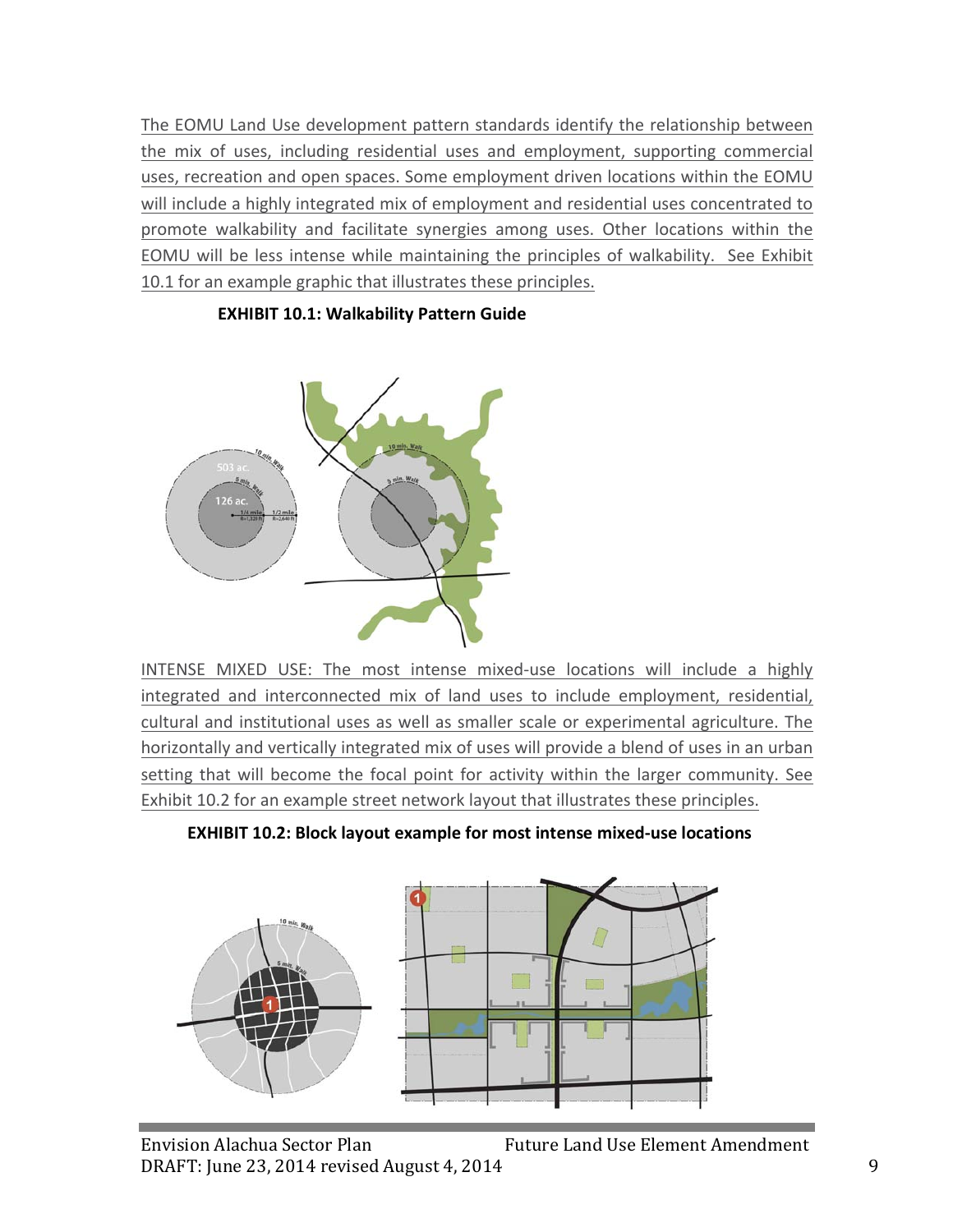The EOMU Land Use development pattern standards identify the relationship between the mix of uses, including residential uses and employment, supporting commercial uses, recreation and open spaces. Some employment driven locations within the EOMU will include a highly integrated mix of employment and residential uses concentrated to promote walkability and facilitate synergies among uses. Other locations within the EOMU will be less intense while maintaining the principles of walkability. See Exhibit 10.1 for an example graphic that illustrates these principles.

**EXHIBIT 10.1: Walkability Pattern Guide**

INTENSE MIXED USE: The most intense mixed-use locations will include a highly integrated and interconnected mix of land uses to include employment, residential, cultural and institutional uses as well as smaller scale or experimental agriculture. The horizontally and vertically integrated mix of uses will provide a blend of uses in an urban setting that will become the focal point for activity within the larger community. See Exhibit 10.2 for an example street network layout that illustrates these principles.

**EXHIBIT 10.2: Block layout example for most intense mixed-use locations**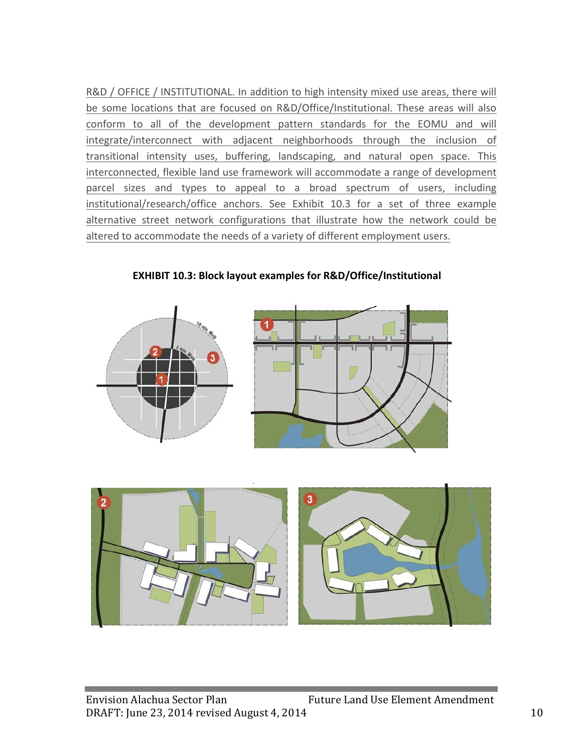R&D / OFFICE / INSTITUTIONAL. In addition to high intensity mixed use areas, there will be some locations that are focused on R&D/Office/Institutional. These areas will also conform to all of the development pattern standards for the EOMU and will integrate/interconnect with adjacent neighborhoods through the inclusion of transitional intensity uses, buffering, landscaping, and natural open space. This interconnected, flexible land use framework will accommodate a range of development parcel sizes and types to appeal to a broad spectrum of users, including institutional/research/office anchors. See Exhibit 10.3 for a set of three example alternative street network configurations that illustrate how the network could be altered to accommodate the needs of a variety of different employment users.

**EXHIBIT 10.3: Block layout examples for R&D/Office/Institutional**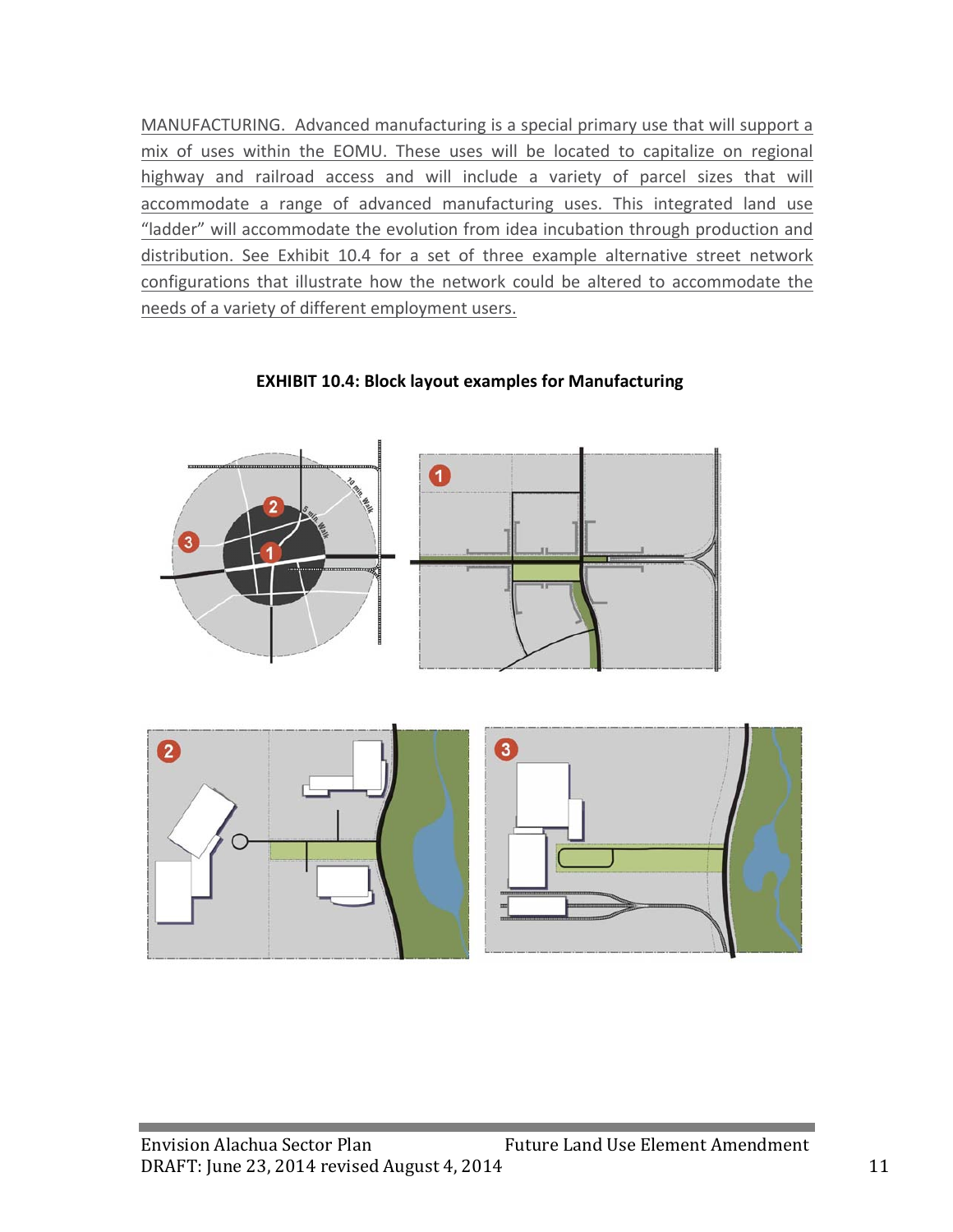MANUFACTURING. Advanced manufacturing is a special primary use that will support a mix of uses within the EOMU. These uses will be located to capitalize on regional highway and railroad access and will include a variety of parcel sizes that will accommodate a range of advanced manufacturing uses. This integrated land use "ladder" will accommodate the evolution from idea incubation through production and distribution. See Exhibit 10.4 for a set of three example alternative street network configurations that illustrate how the network could be altered to accommodate the needs of a variety of different employment users.

**EXHIBIT 10.4: Block layout examples for Manufacturing**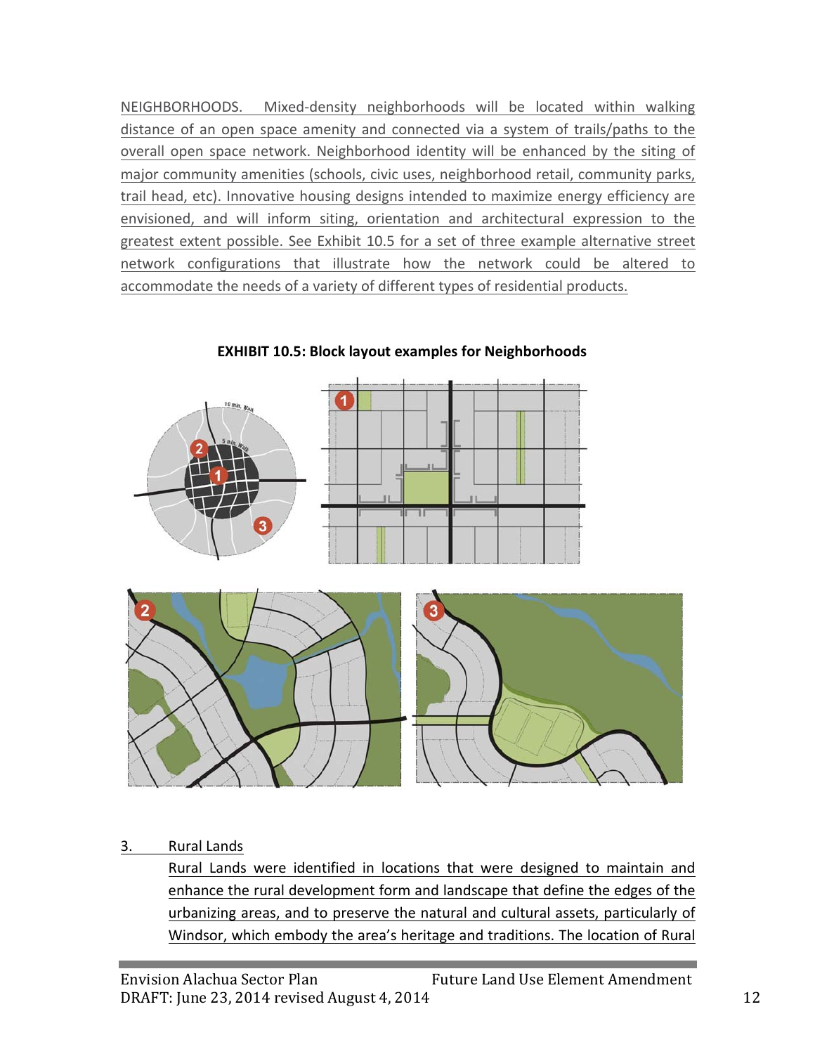NEIGHBORHOODS. Mixed-density neighborhoods will be located within walking distance of an open space amenity and connected via a system of trails/paths to the overall open space network. Neighborhood identity will be enhanced by the siting of major community amenities (schools, civic uses, neighborhood retail, community parks, trail head, etc). Innovative housing designs intended to maximize energy efficiency are envisioned, and will inform siting, orientation and architectural expression to the greatest extent possible. See Exhibit 10.5 for a set of three example alternative street network configurations that illustrate how the network could be altered to accommodate the needs of a variety of different types of residential products.

**EXHIBIT 10.5: Block layout examples for Neighborhoods**

3. Rural Lands

Rural Lands were identified in locations that were designed to maintain and enhance the rural development form and landscape that define the edges of the urbanizing areas, and to preserve the natural and cultural assets, particularly of Windsor, which embody the area's heritage and traditions. The location of Rural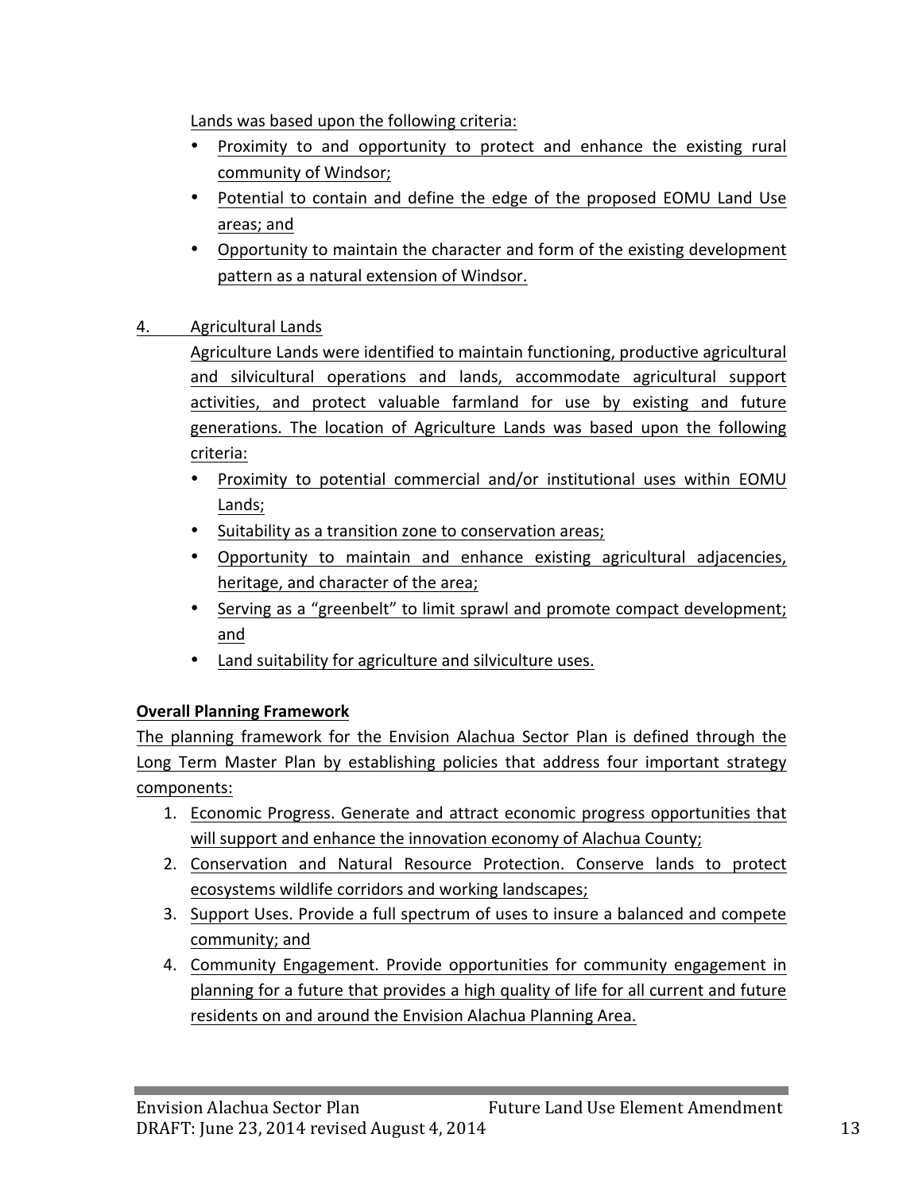Lands was based upon the following criteria:

- Proximity to and opportunity to protect and enhance the existing rural community of Windsor;
- Potential to contain and define the edge of the proposed EOMU Land Use areas; and
- Opportunity to maintain the character and form of the existing development pattern as a natural extension of Windsor.

4. Agricultural Lands

Agriculture Lands were identified to maintain functioning, productive agricultural and silvicultural operations and lands, accommodate agricultural support activities, and protect valuable farmland for use by existing and future generations. The location of Agriculture Lands was based upon the following criteria:

- Proximity to potential commercial and/or institutional uses within EOMU Lands;
- Suitability as a transition zone to conservation areas;
- Opportunity to maintain and enhance existing agricultural adjacencies, heritage, and character of the area;
- Serving as a "greenbelt" to limit sprawl and promote compact development; and
- Land suitability for agriculture and silviculture uses.

**Overall Planning Framework**

The planning framework for the Envision Alachua Sector Plan is defined through the Long Term Master Plan by establishing policies that address four important strategy components:

1. Economic Progress. Generate and attract economic progress opportunities that will support and enhance the innovation economy of Alachua County;
2. Conservation and Natural Resource Protection. Conserve lands to protect ecosystems wildlife corridors and working landscapes;
3. Support Uses. Provide a full spectrum of uses to insure a balanced and compete community; and
4. Community Engagement. Provide opportunities for community engagement in planning for a future that provides a high quality of life for all current and future residents on and around the Envision Alachua Planning Area.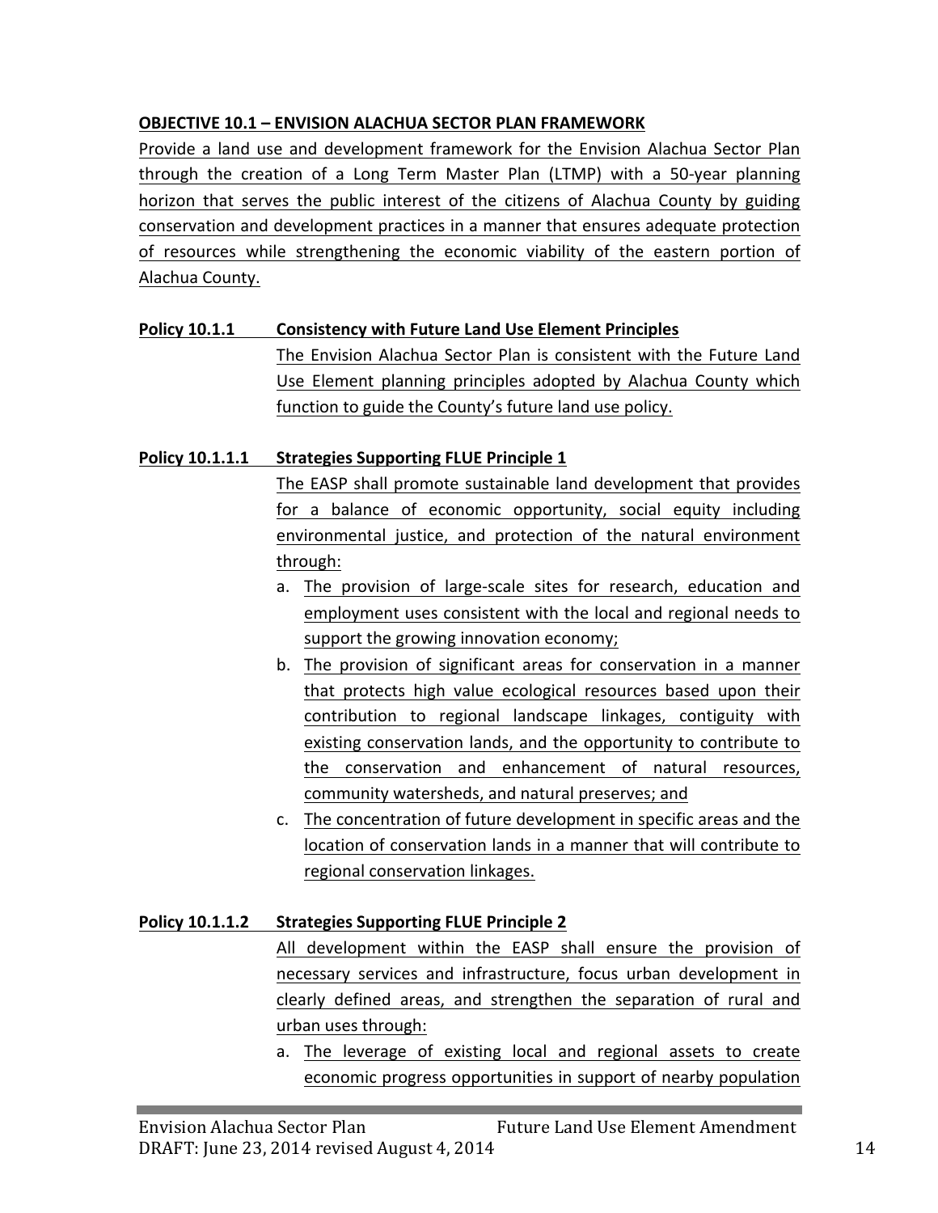**OBJECTIVE 10.1 – ENVISION ALACHUA SECTOR PLAN FRAMEWORK**

Provide a land use and development framework for the Envision Alachua Sector Plan through the creation of a Long Term Master Plan (LTMP) with a 50-year planning horizon that serves the public interest of the citizens of Alachua County by guiding conservation and development practices in a manner that ensures adequate protection of resources while strengthening the economic viability of the eastern portion of Alachua County.

**Policy 10.1.1 Consistency with Future Land Use Element Principles**

The Envision Alachua Sector Plan is consistent with the Future Land Use Element planning principles adopted by Alachua County which function to guide the County's future land use policy.

**Policy 10.1.1.1 Strategies Supporting FLUE Principle 1**

The EASP shall promote sustainable land development that provides for a balance of economic opportunity, social equity including environmental justice, and protection of the natural environment through:

a. The provision of large-scale sites for research, education and employment uses consistent with the local and regional needs to support the growing innovation economy;
b. The provision of significant areas for conservation in a manner that protects high value ecological resources based upon their contribution to regional landscape linkages, contiguity with existing conservation lands, and the opportunity to contribute to the conservation and enhancement of natural resources, community watersheds, and natural preserves; and
c. The concentration of future development in specific areas and the location of conservation lands in a manner that will contribute to regional conservation linkages.

**Policy 10.1.1.2 Strategies Supporting FLUE Principle 2**

All development within the EASP shall ensure the provision of necessary services and infrastructure, focus urban development in clearly defined areas, and strengthen the separation of rural and urban uses through:

a. The leverage of existing local and regional assets to create economic progress opportunities in support of nearby population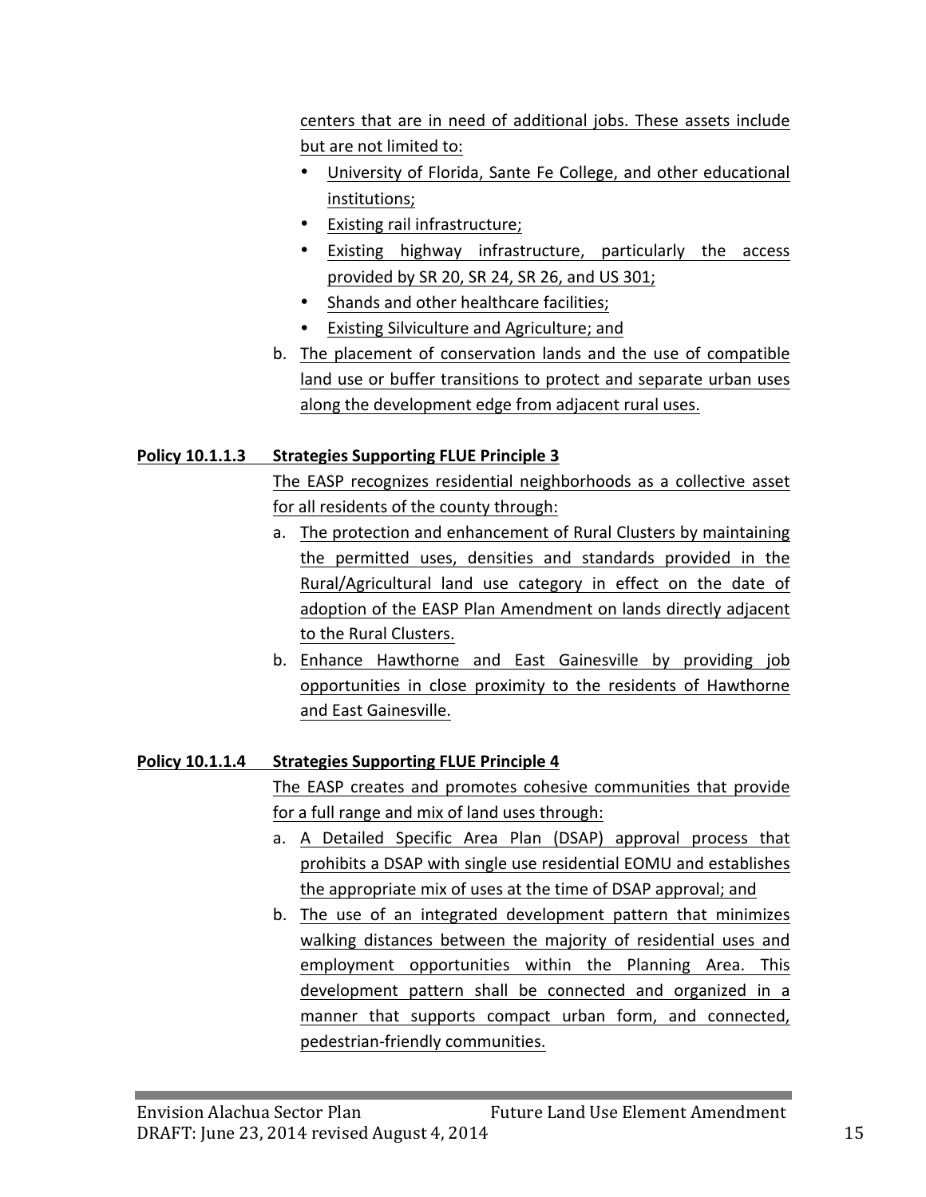centers that are in need of additional jobs. These assets include but are not limited to:

- University of Florida, Sante Fe College, and other educational institutions;
- Existing rail infrastructure;
- Existing highway infrastructure, particularly the access provided by SR 20, SR 24, SR 26, and US 301;
- Shands and other healthcare facilities;
- Existing Silviculture and Agriculture; and

b. The placement of conservation lands and the use of compatible land use or buffer transitions to protect and separate urban uses along the development edge from adjacent rural uses.

**Policy 10.1.1.3 Strategies Supporting FLUE Principle 3**

The EASP recognizes residential neighborhoods as a collective asset for all residents of the county through:

a. The protection and enhancement of Rural Clusters by maintaining the permitted uses, densities and standards provided in the Rural/Agricultural land use category in effect on the date of adoption of the EASP Plan Amendment on lands directly adjacent to the Rural Clusters.

b. Enhance Hawthorne and East Gainesville by providing job opportunities in close proximity to the residents of Hawthorne and East Gainesville.

**Policy 10.1.1.4 Strategies Supporting FLUE Principle 4**

The EASP creates and promotes cohesive communities that provide for a full range and mix of land uses through:

a. A Detailed Specific Area Plan (DSAP) approval process that prohibits a DSAP with single use residential EOMU and establishes the appropriate mix of uses at the time of DSAP approval; and

b. The use of an integrated development pattern that minimizes walking distances between the majority of residential uses and employment opportunities within the Planning Area. This development pattern shall be connected and organized in a manner that supports compact urban form, and connected, pedestrian-friendly communities.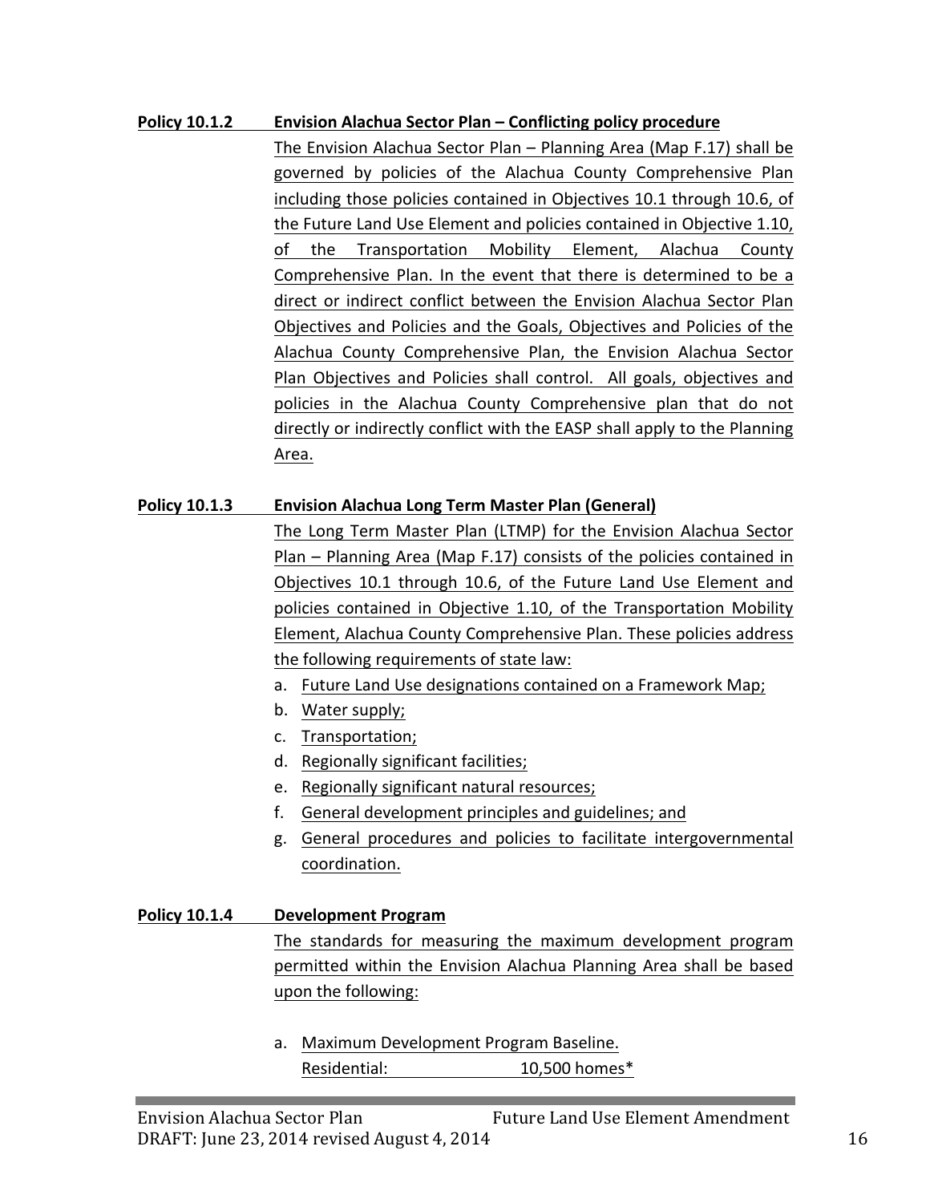**Policy 10.1.2 Envision Alachua Sector Plan – Conflicting policy procedure**

The Envision Alachua Sector Plan – Planning Area (Map F.17) shall be governed by policies of the Alachua County Comprehensive Plan including those policies contained in Objectives 10.1 through 10.6, of the Future Land Use Element and policies contained in Objective 1.10, of the Transportation Mobility Element, Alachua County Comprehensive Plan. In the event that there is determined to be a direct or indirect conflict between the Envision Alachua Sector Plan Objectives and Policies and the Goals, Objectives and Policies of the Alachua County Comprehensive Plan, the Envision Alachua Sector Plan Objectives and Policies shall control. All goals, objectives and policies in the Alachua County Comprehensive plan that do not directly or indirectly conflict with the EASP shall apply to the Planning Area.

**Policy 10.1.3 Envision Alachua Long Term Master Plan (General)**

The Long Term Master Plan (LTMP) for the Envision Alachua Sector Plan – Planning Area (Map F.17) consists of the policies contained in Objectives 10.1 through 10.6, of the Future Land Use Element and policies contained in Objective 1.10, of the Transportation Mobility Element, Alachua County Comprehensive Plan. These policies address the following requirements of state law:

a. Future Land Use designations contained on a Framework Map;
b. Water supply;
c. Transportation;
d. Regionally significant facilities;
e. Regionally significant natural resources;
f. General development principles and guidelines; and
g. General procedures and policies to facilitate intergovernmental coordination.

**Policy 10.1.4 Development Program**

The standards for measuring the maximum development program permitted within the Envision Alachua Planning Area shall be based upon the following:

a. Maximum Development Program Baseline.
   Residential: 10,500 homes*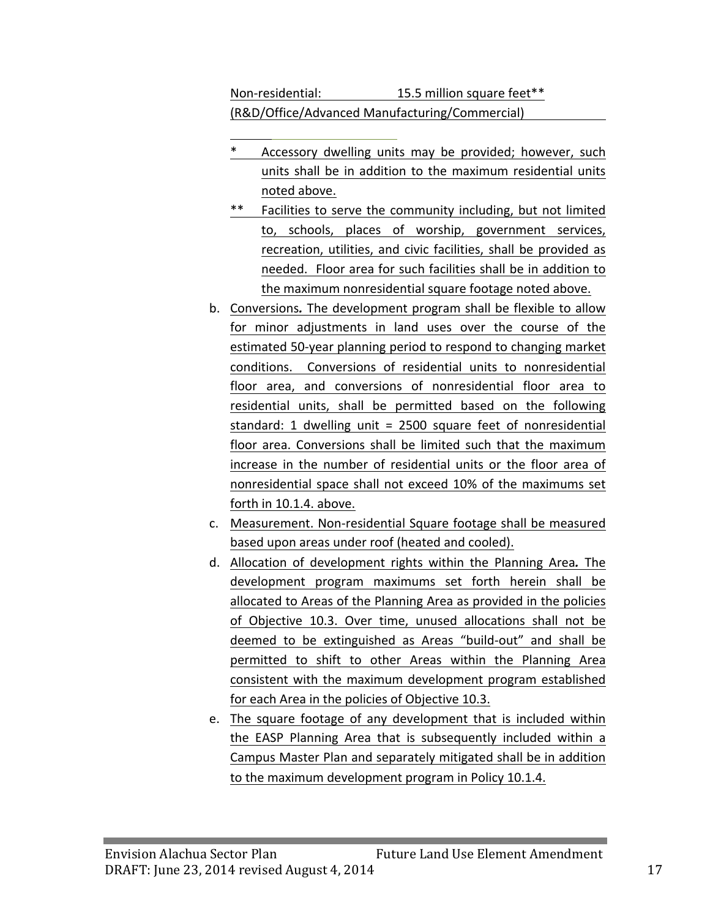Non-residential: 15.5 million square feet**
(R&D/Office/Advanced Manufacturing/Commercial)

\* Accessory dwelling units may be provided; however, such units shall be in addition to the maximum residential units noted above.

\** Facilities to serve the community including, but not limited to, schools, places of worship, government services, recreation, utilities, and civic facilities, shall be provided as needed. Floor area for such facilities shall be in addition to the maximum nonresidential square footage noted above.

b. Conversions**.** The development program shall be flexible to allow for minor adjustments in land uses over the course of the estimated 50-year planning period to respond to changing market conditions. Conversions of residential units to nonresidential floor area, and conversions of nonresidential floor area to residential units, shall be permitted based on the following standard: 1 dwelling unit = 2500 square feet of nonresidential floor area. Conversions shall be limited such that the maximum increase in the number of residential units or the floor area of nonresidential space shall not exceed 10% of the maximums set forth in 10.1.4. above.

c. Measurement. Non-residential Square footage shall be measured based upon areas under roof (heated and cooled).

d. Allocation of development rights within the Planning Area**.** The development program maximums set forth herein shall be allocated to Areas of the Planning Area as provided in the policies of Objective 10.3. Over time, unused allocations shall not be deemed to be extinguished as Areas "build-out" and shall be permitted to shift to other Areas within the Planning Area consistent with the maximum development program established for each Area in the policies of Objective 10.3.

e. The square footage of any development that is included within the EASP Planning Area that is subsequently included within a Campus Master Plan and separately mitigated shall be in addition to the maximum development program in Policy 10.1.4.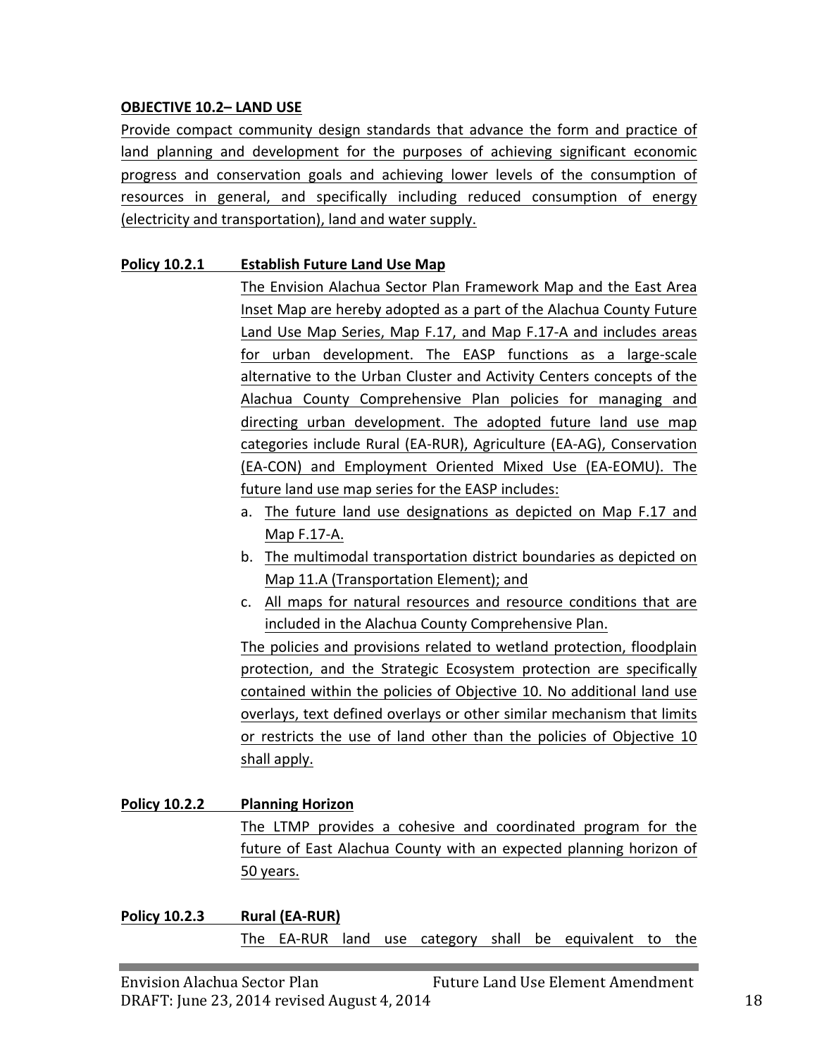**OBJECTIVE 10.2– LAND USE**

Provide compact community design standards that advance the form and practice of land planning and development for the purposes of achieving significant economic progress and conservation goals and achieving lower levels of the consumption of resources in general, and specifically including reduced consumption of energy (electricity and transportation), land and water supply.

**Policy 10.2.1 Establish Future Land Use Map**

The Envision Alachua Sector Plan Framework Map and the East Area Inset Map are hereby adopted as a part of the Alachua County Future Land Use Map Series, Map F.17, and Map F.17-A and includes areas for urban development. The EASP functions as a large-scale alternative to the Urban Cluster and Activity Centers concepts of the Alachua County Comprehensive Plan policies for managing and directing urban development. The adopted future land use map categories include Rural (EA-RUR), Agriculture (EA-AG), Conservation (EA-CON) and Employment Oriented Mixed Use (EA-EOMU). The future land use map series for the EASP includes:

a. The future land use designations as depicted on Map F.17 and Map F.17-A.
b. The multimodal transportation district boundaries as depicted on Map 11.A (Transportation Element); and
c. All maps for natural resources and resource conditions that are included in the Alachua County Comprehensive Plan.

The policies and provisions related to wetland protection, floodplain protection, and the Strategic Ecosystem protection are specifically contained within the policies of Objective 10. No additional land use overlays, text defined overlays or other similar mechanism that limits or restricts the use of land other than the policies of Objective 10 shall apply.

**Policy 10.2.2 Planning Horizon**

The LTMP provides a cohesive and coordinated program for the future of East Alachua County with an expected planning horizon of 50 years.

**Policy 10.2.3 Rural (EA-RUR)**

The EA-RUR land use category shall be equivalent to the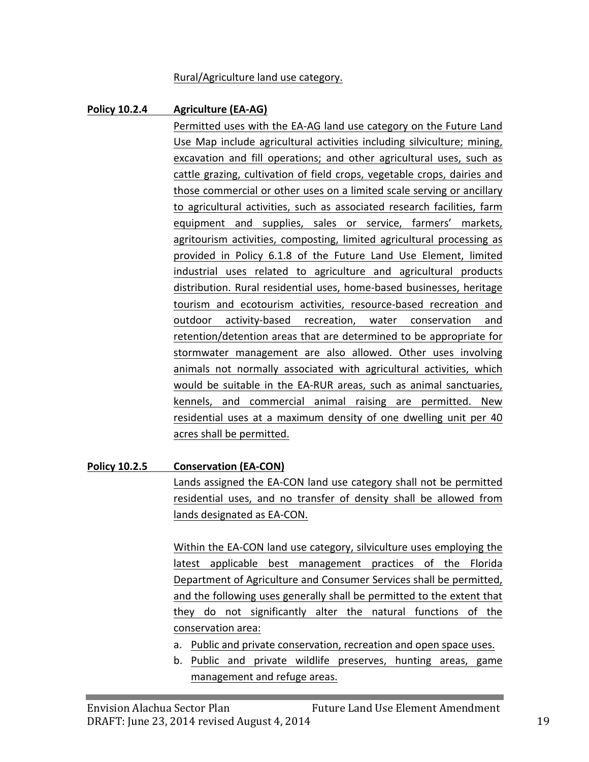Rural/Agriculture land use category.

**Policy 10.2.4 Agriculture (EA-AG)**

Permitted uses with the EA-AG land use category on the Future Land Use Map include agricultural activities including silviculture; mining, excavation and fill operations; and other agricultural uses, such as cattle grazing, cultivation of field crops, vegetable crops, dairies and those commercial or other uses on a limited scale serving or ancillary to agricultural activities, such as associated research facilities, farm equipment and supplies, sales or service, farmers' markets, agritourism activities, composting, limited agricultural processing as provided in Policy 6.1.8 of the Future Land Use Element, limited industrial uses related to agriculture and agricultural products distribution. Rural residential uses, home-based businesses, heritage tourism and ecotourism activities, resource-based recreation and outdoor activity-based recreation, water conservation and retention/detention areas that are determined to be appropriate for stormwater management are also allowed. Other uses involving animals not normally associated with agricultural activities, which would be suitable in the EA-RUR areas, such as animal sanctuaries, kennels, and commercial animal raising are permitted. New residential uses at a maximum density of one dwelling unit per 40 acres shall be permitted.

**Policy 10.2.5 Conservation (EA-CON)**

Lands assigned the EA-CON land use category shall not be permitted residential uses, and no transfer of density shall be allowed from lands designated as EA-CON.

Within the EA-CON land use category, silviculture uses employing the latest applicable best management practices of the Florida Department of Agriculture and Consumer Services shall be permitted, and the following uses generally shall be permitted to the extent that they do not significantly alter the natural functions of the conservation area:

a. Public and private conservation, recreation and open space uses.
b. Public and private wildlife preserves, hunting areas, game management and refuge areas.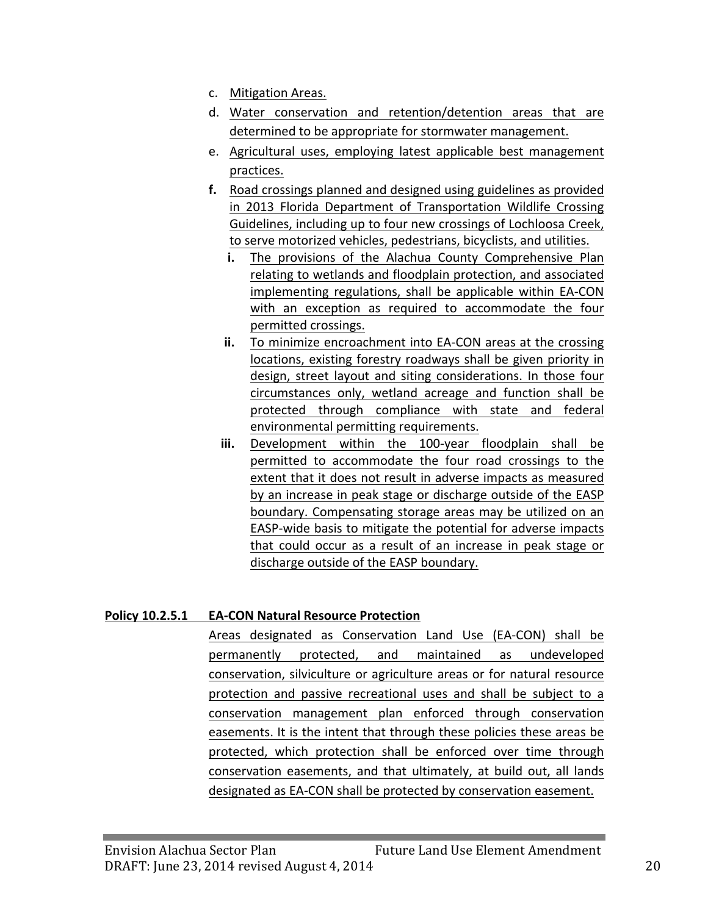c. Mitigation Areas.

d. Water conservation and retention/detention areas that are determined to be appropriate for stormwater management.

e. Agricultural uses, employing latest applicable best management practices.

**f.** Road crossings planned and designed using guidelines as provided in 2013 Florida Department of Transportation Wildlife Crossing Guidelines, including up to four new crossings of Lochloosa Creek, to serve motorized vehicles, pedestrians, bicyclists, and utilities.

  **i.** The provisions of the Alachua County Comprehensive Plan relating to wetlands and floodplain protection, and associated implementing regulations, shall be applicable within EA-CON with an exception as required to accommodate the four permitted crossings.

  **ii.** To minimize encroachment into EA-CON areas at the crossing locations, existing forestry roadways shall be given priority in design, street layout and siting considerations. In those four circumstances only, wetland acreage and function shall be protected through compliance with state and federal environmental permitting requirements.

  **iii.** Development within the 100-year floodplain shall be permitted to accommodate the four road crossings to the extent that it does not result in adverse impacts as measured by an increase in peak stage or discharge outside of the EASP boundary. Compensating storage areas may be utilized on an EASP-wide basis to mitigate the potential for adverse impacts that could occur as a result of an increase in peak stage or discharge outside of the EASP boundary.

**Policy 10.2.5.1 EA-CON Natural Resource Protection**

Areas designated as Conservation Land Use (EA-CON) shall be permanently protected, and maintained as undeveloped conservation, silviculture or agriculture areas or for natural resource protection and passive recreational uses and shall be subject to a conservation management plan enforced through conservation easements. It is the intent that through these policies these areas be protected, which protection shall be enforced over time through conservation easements, and that ultimately, at build out, all lands designated as EA-CON shall be protected by conservation easement.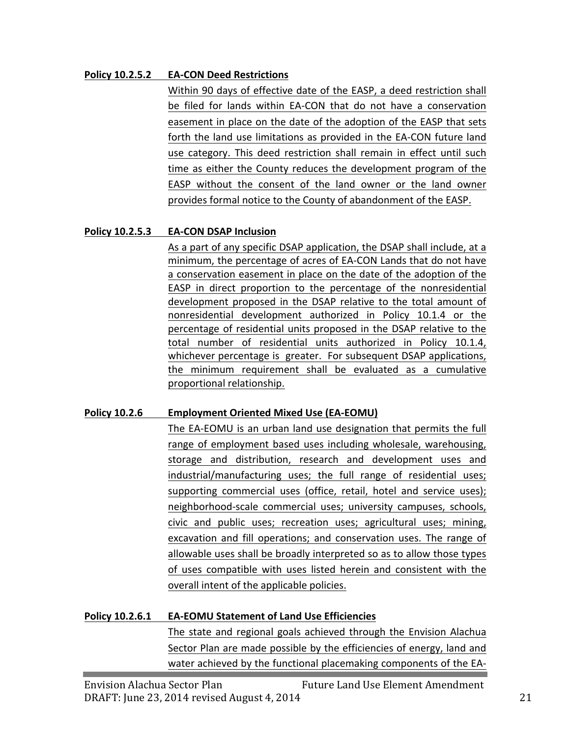**Policy 10.2.5.2 EA-CON Deed Restrictions**

Within 90 days of effective date of the EASP, a deed restriction shall be filed for lands within EA-CON that do not have a conservation easement in place on the date of the adoption of the EASP that sets forth the land use limitations as provided in the EA-CON future land use category. This deed restriction shall remain in effect until such time as either the County reduces the development program of the EASP without the consent of the land owner or the land owner provides formal notice to the County of abandonment of the EASP.

**Policy 10.2.5.3 EA-CON DSAP Inclusion**

As a part of any specific DSAP application, the DSAP shall include, at a minimum, the percentage of acres of EA-CON Lands that do not have a conservation easement in place on the date of the adoption of the EASP in direct proportion to the percentage of the nonresidential development proposed in the DSAP relative to the total amount of nonresidential development authorized in Policy 10.1.4 or the percentage of residential units proposed in the DSAP relative to the total number of residential units authorized in Policy 10.1.4, whichever percentage is greater. For subsequent DSAP applications, the minimum requirement shall be evaluated as a cumulative proportional relationship.

**Policy 10.2.6 Employment Oriented Mixed Use (EA-EOMU)**

The EA-EOMU is an urban land use designation that permits the full range of employment based uses including wholesale, warehousing, storage and distribution, research and development uses and industrial/manufacturing uses; the full range of residential uses; supporting commercial uses (office, retail, hotel and service uses); neighborhood-scale commercial uses; university campuses, schools, civic and public uses; recreation uses; agricultural uses; mining, excavation and fill operations; and conservation uses. The range of allowable uses shall be broadly interpreted so as to allow those types of uses compatible with uses listed herein and consistent with the overall intent of the applicable policies.

**Policy 10.2.6.1 EA-EOMU Statement of Land Use Efficiencies**

The state and regional goals achieved through the Envision Alachua Sector Plan are made possible by the efficiencies of energy, land and water achieved by the functional placemaking components of the EA-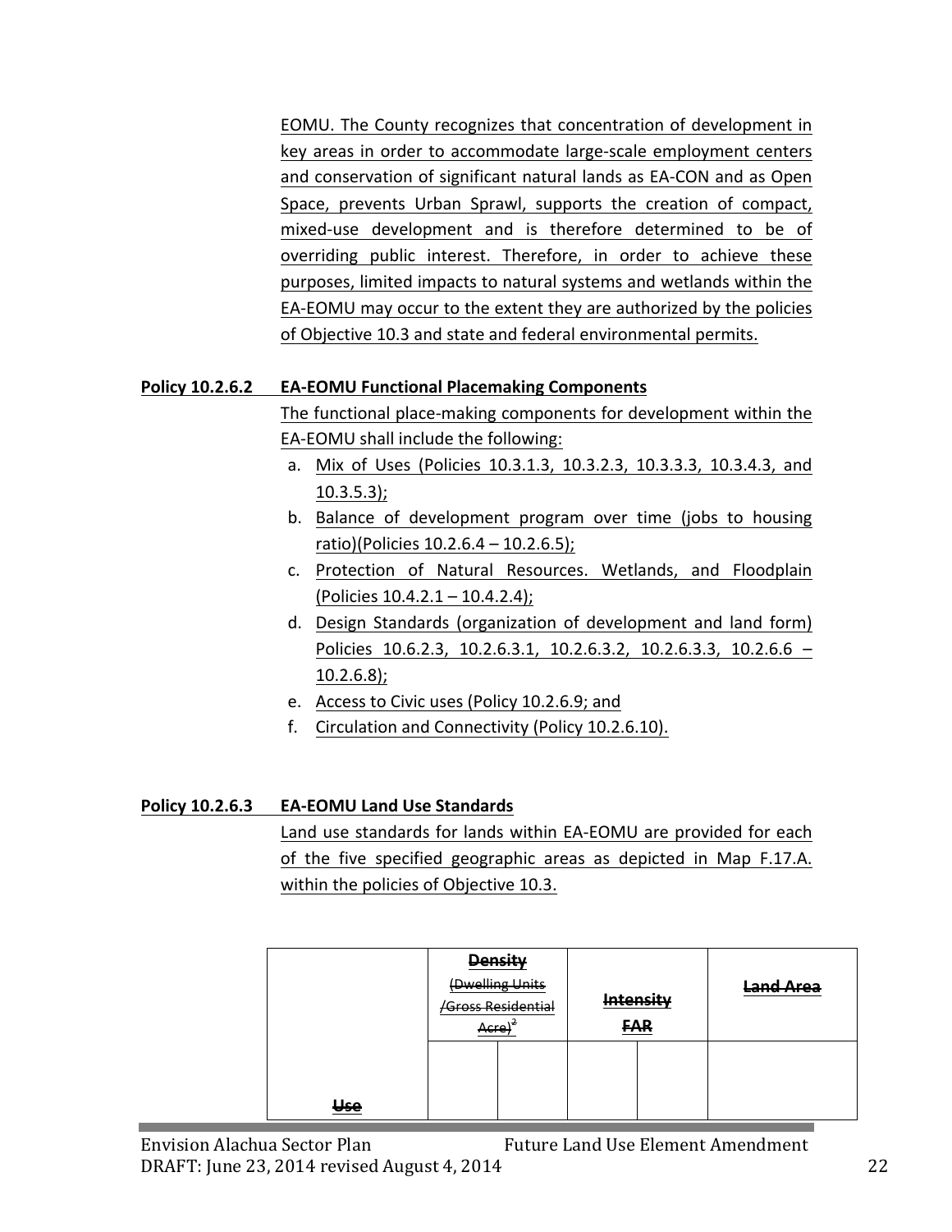EOMU. The County recognizes that concentration of development in key areas in order to accommodate large-scale employment centers and conservation of significant natural lands as EA-CON and as Open Space, prevents Urban Sprawl, supports the creation of compact, mixed-use development and is therefore determined to be of overriding public interest. Therefore, in order to achieve these purposes, limited impacts to natural systems and wetlands within the EA-EOMU may occur to the extent they are authorized by the policies of Objective 10.3 and state and federal environmental permits.

**Policy 10.2.6.2 EA-EOMU Functional Placemaking Components**

The functional place-making components for development within the EA-EOMU shall include the following:

a. Mix of Uses (Policies 10.3.1.3, 10.3.2.3, 10.3.3.3, 10.3.4.3, and 10.3.5.3);
b. Balance of development program over time (jobs to housing ratio)(Policies 10.2.6.4 – 10.2.6.5);
c. Protection of Natural Resources. Wetlands, and Floodplain (Policies 10.4.2.1 – 10.4.2.4);
d. Design Standards (organization of development and land form) Policies 10.6.2.3, 10.2.6.3.1, 10.2.6.3.2, 10.2.6.3.3, 10.2.6.6 – 10.2.6.8);
e. Access to Civic uses (Policy 10.2.6.9; and
f. Circulation and Connectivity (Policy 10.2.6.10).

**Policy 10.2.6.3 EA-EOMU Land Use Standards**

Land use standards for lands within EA-EOMU are provided for each of the five specified geographic areas as depicted in Map F.17.A. within the policies of Objective 10.3.

| Use | ~~Density (Dwelling Units /Gross Residential Acre)~~[2] | | ~~Intensity FAR~~ | | ~~Land Area~~ |
|---|---|---|---|---|---|
| | | | | | |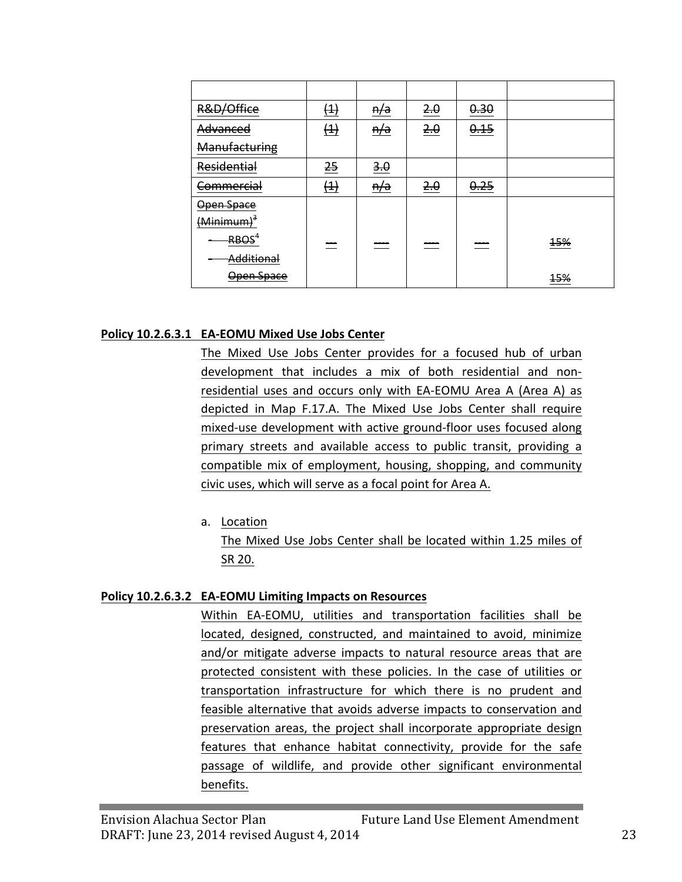| | | | | | |
|---|---|---|---|---|---|
| ~~R&D/Office~~ | ~~(1)~~ | ~~n/a~~ | ~~2.0~~ | ~~0.30~~ | |
| ~~Advanced Manufacturing~~ | ~~(1)~~ | ~~n/a~~ | ~~2.0~~ | ~~0.15~~ | |
| ~~Residential~~ | ~~25~~ | ~~3.0~~ | | | |
| ~~Commercial~~ | ~~(1)~~ | ~~n/a~~ | ~~2.0~~ | ~~0.25~~ | |
| ~~Open Space (Minimum)[3]~~<br>~~- RBOS[4]~~<br>~~- Additional Open Space~~ | ~~---~~ | ~~----~~ | ~~----~~ | ~~----~~ | ~~15%~~<br><br>~~15%~~ |

**Policy 10.2.6.3.1 EA-EOMU Mixed Use Jobs Center**

<u>The Mixed Use Jobs Center provides for a focused hub of urban development that includes a mix of both residential and non-residential uses and occurs only with EA-EOMU Area A (Area A) as depicted in Map F.17.A. The Mixed Use Jobs Center shall require mixed-use development with active ground-floor uses focused along primary streets and available access to public transit, providing a compatible mix of employment, housing, shopping, and community civic uses, which will serve as a focal point for Area A.</u>

a. <u>Location</u>
<u>The Mixed Use Jobs Center shall be located within 1.25 miles of SR 20.</u>

**Policy 10.2.6.3.2 EA-EOMU Limiting Impacts on Resources**

<u>Within EA-EOMU, utilities and transportation facilities shall be located, designed, constructed, and maintained to avoid, minimize and/or mitigate adverse impacts to natural resource areas that are protected consistent with these policies. In the case of utilities or transportation infrastructure for which there is no prudent and feasible alternative that avoids adverse impacts to conservation and preservation areas, the project shall incorporate appropriate design features that enhance habitat connectivity, provide for the safe passage of wildlife, and provide other significant environmental benefits.</u>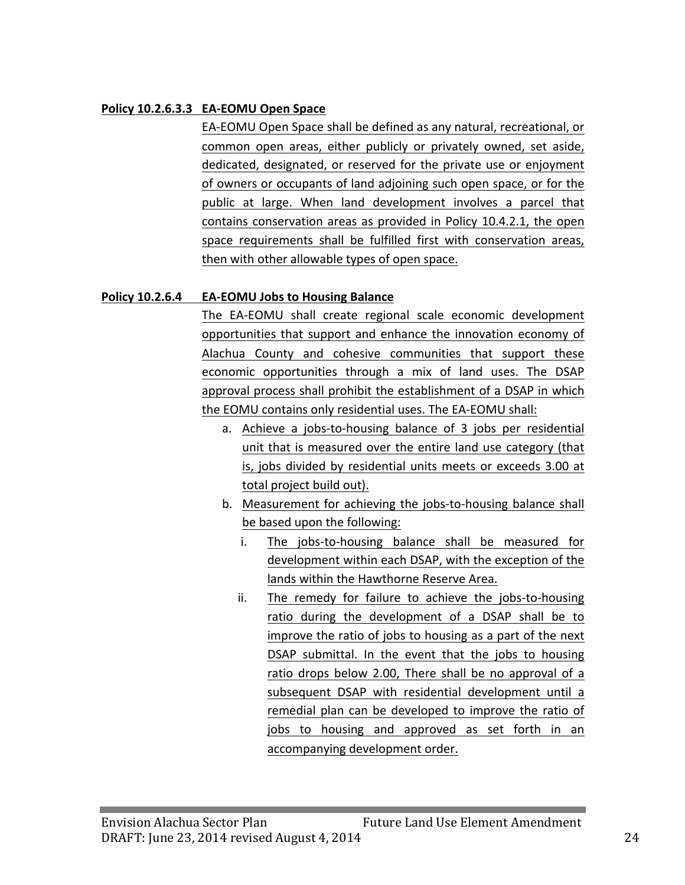**Policy 10.2.6.3.3 EA-EOMU Open Space**

EA-EOMU Open Space shall be defined as any natural, recreational, or common open areas, either publicly or privately owned, set aside, dedicated, designated, or reserved for the private use or enjoyment of owners or occupants of land adjoining such open space, or for the public at large. When land development involves a parcel that contains conservation areas as provided in Policy 10.4.2.1, the open space requirements shall be fulfilled first with conservation areas, then with other allowable types of open space.

**Policy 10.2.6.4 EA-EOMU Jobs to Housing Balance**

The EA-EOMU shall create regional scale economic development opportunities that support and enhance the innovation economy of Alachua County and cohesive communities that support these economic opportunities through a mix of land uses. The DSAP approval process shall prohibit the establishment of a DSAP in which the EOMU contains only residential uses. The EA-EOMU shall:

a. Achieve a jobs-to-housing balance of 3 jobs per residential unit that is measured over the entire land use category (that is, jobs divided by residential units meets or exceeds 3.00 at total project build out).

b. Measurement for achieving the jobs-to-housing balance shall be based upon the following:

   i. The jobs-to-housing balance shall be measured for development within each DSAP, with the exception of the lands within the Hawthorne Reserve Area.

   ii. The remedy for failure to achieve the jobs-to-housing ratio during the development of a DSAP shall be to improve the ratio of jobs to housing as a part of the next DSAP submittal. In the event that the jobs to housing ratio drops below 2.00, There shall be no approval of a subsequent DSAP with residential development until a remedial plan can be developed to improve the ratio of jobs to housing and approved as set forth in an accompanying development order.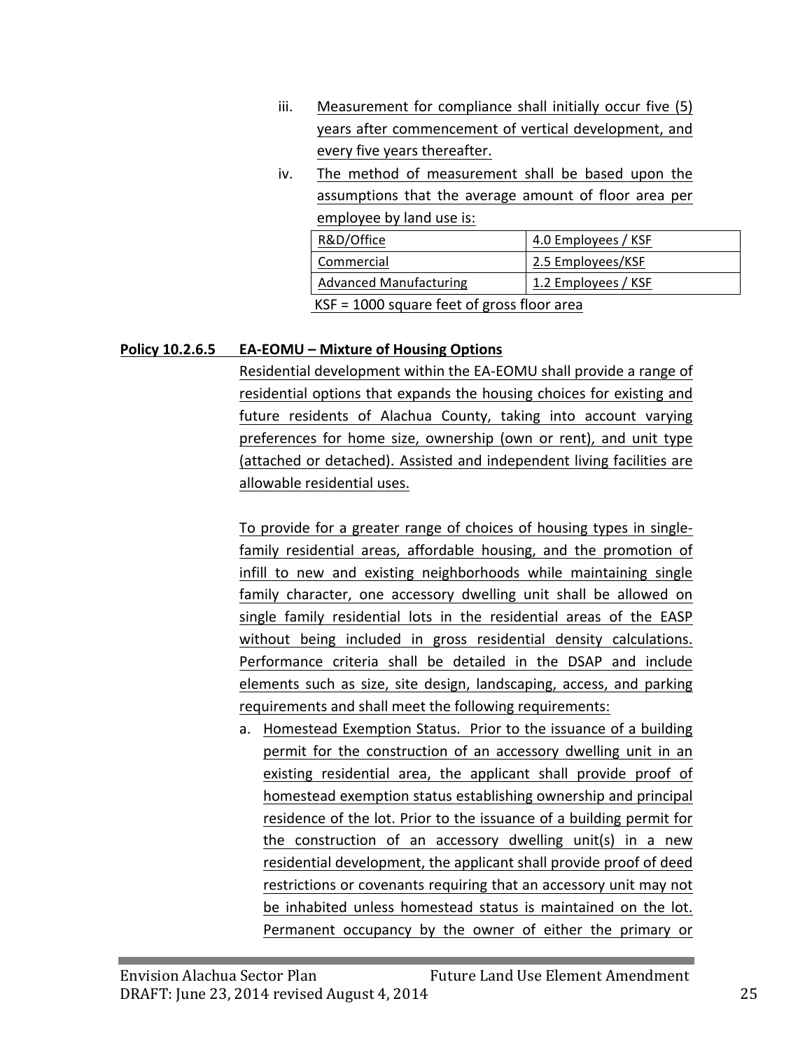iii. Measurement for compliance shall initially occur five (5) years after commencement of vertical development, and every five years thereafter.

iv. The method of measurement shall be based upon the assumptions that the average amount of floor area per employee by land use is:

| R&D/Office | 4.0 Employees / KSF |
|---|---|
| Commercial | 2.5 Employees/KSF |
| Advanced Manufacturing | 1.2 Employees / KSF |

KSF = 1000 square feet of gross floor area

**Policy 10.2.6.5 EA-EOMU – Mixture of Housing Options**

Residential development within the EA-EOMU shall provide a range of residential options that expands the housing choices for existing and future residents of Alachua County, taking into account varying preferences for home size, ownership (own or rent), and unit type (attached or detached). Assisted and independent living facilities are allowable residential uses.

To provide for a greater range of choices of housing types in single-family residential areas, affordable housing, and the promotion of infill to new and existing neighborhoods while maintaining single family character, one accessory dwelling unit shall be allowed on single family residential lots in the residential areas of the EASP without being included in gross residential density calculations. Performance criteria shall be detailed in the DSAP and include elements such as size, site design, landscaping, access, and parking requirements and shall meet the following requirements:

a. Homestead Exemption Status. Prior to the issuance of a building permit for the construction of an accessory dwelling unit in an existing residential area, the applicant shall provide proof of homestead exemption status establishing ownership and principal residence of the lot. Prior to the issuance of a building permit for the construction of an accessory dwelling unit(s) in a new residential development, the applicant shall provide proof of deed restrictions or covenants requiring that an accessory unit may not be inhabited unless homestead status is maintained on the lot. Permanent occupancy by the owner of either the primary or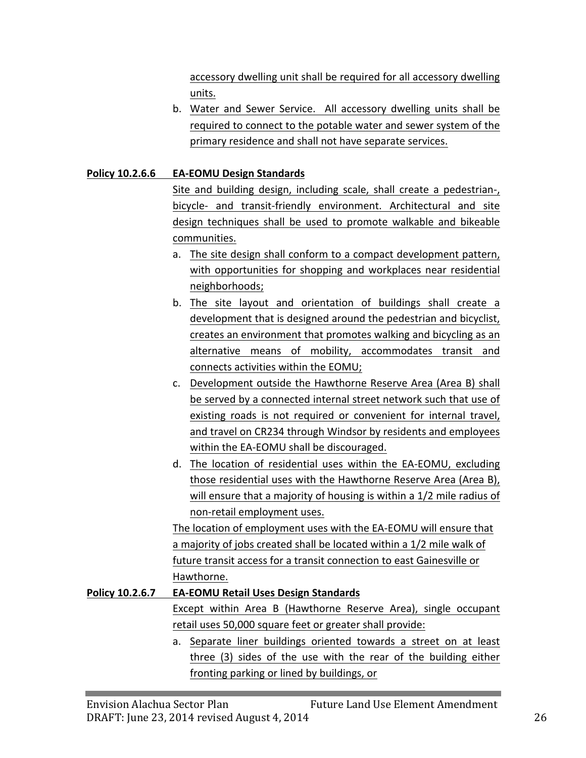accessory dwelling unit shall be required for all accessory dwelling units.

b. Water and Sewer Service. All accessory dwelling units shall be required to connect to the potable water and sewer system of the primary residence and shall not have separate services.

**Policy 10.2.6.6 EA-EOMU Design Standards**

Site and building design, including scale, shall create a pedestrian-, bicycle- and transit-friendly environment. Architectural and site design techniques shall be used to promote walkable and bikeable communities.

a. The site design shall conform to a compact development pattern, with opportunities for shopping and workplaces near residential neighborhoods;
b. The site layout and orientation of buildings shall create a development that is designed around the pedestrian and bicyclist, creates an environment that promotes walking and bicycling as an alternative means of mobility, accommodates transit and connects activities within the EOMU;
c. Development outside the Hawthorne Reserve Area (Area B) shall be served by a connected internal street network such that use of existing roads is not required or convenient for internal travel, and travel on CR234 through Windsor by residents and employees within the EA-EOMU shall be discouraged.
d. The location of residential uses within the EA-EOMU, excluding those residential uses with the Hawthorne Reserve Area (Area B), will ensure that a majority of housing is within a 1/2 mile radius of non-retail employment uses.

The location of employment uses with the EA-EOMU will ensure that a majority of jobs created shall be located within a 1/2 mile walk of future transit access for a transit connection to east Gainesville or Hawthorne.

**Policy 10.2.6.7 EA-EOMU Retail Uses Design Standards**

Except within Area B (Hawthorne Reserve Area), single occupant retail uses 50,000 square feet or greater shall provide:

a. Separate liner buildings oriented towards a street on at least three (3) sides of the use with the rear of the building either fronting parking or lined by buildings, or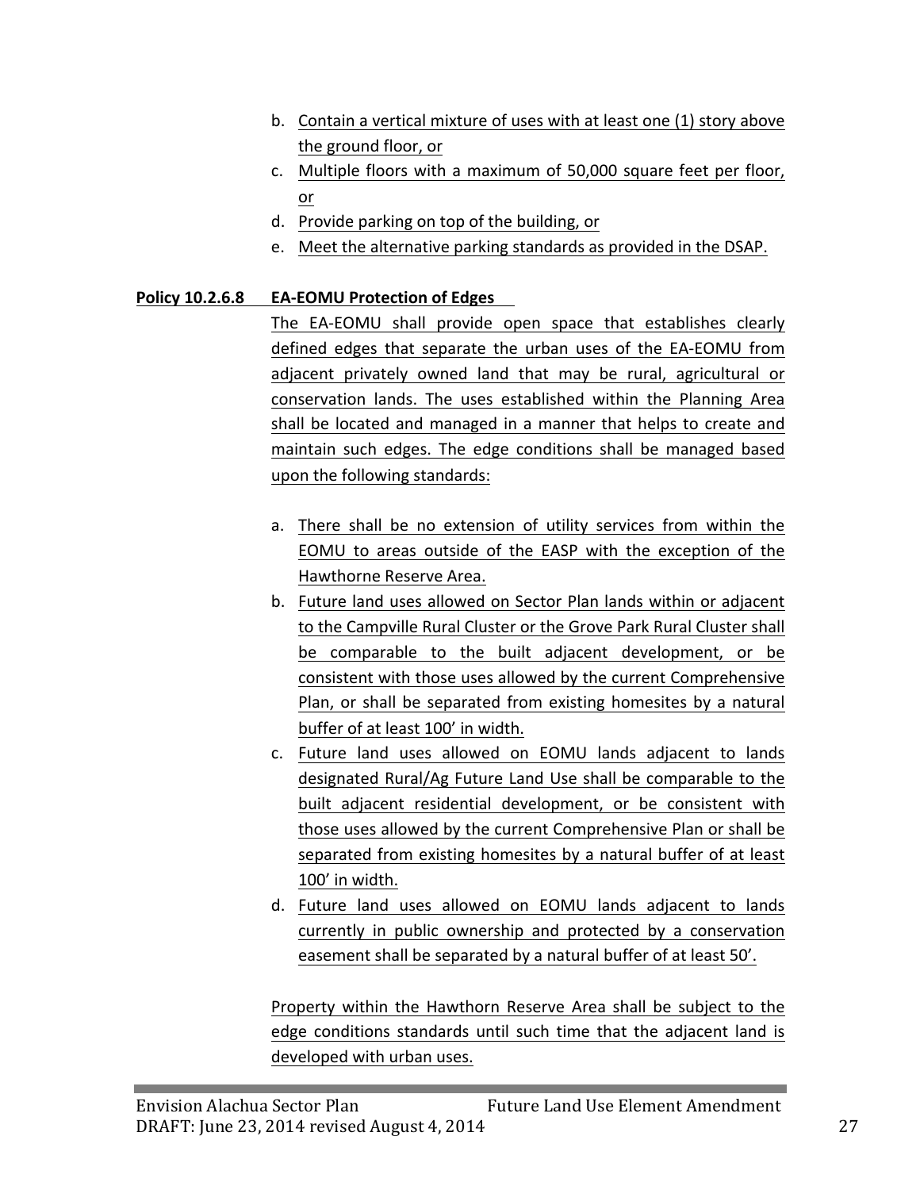b. Contain a vertical mixture of uses with at least one (1) story above the ground floor, or
c. Multiple floors with a maximum of 50,000 square feet per floor, or
d. Provide parking on top of the building, or
e. Meet the alternative parking standards as provided in the DSAP.

**Policy 10.2.6.8 EA-EOMU Protection of Edges**

The EA-EOMU shall provide open space that establishes clearly defined edges that separate the urban uses of the EA-EOMU from adjacent privately owned land that may be rural, agricultural or conservation lands. The uses established within the Planning Area shall be located and managed in a manner that helps to create and maintain such edges. The edge conditions shall be managed based upon the following standards:

a. There shall be no extension of utility services from within the EOMU to areas outside of the EASP with the exception of the Hawthorne Reserve Area.
b. Future land uses allowed on Sector Plan lands within or adjacent to the Campville Rural Cluster or the Grove Park Rural Cluster shall be comparable to the built adjacent development, or be consistent with those uses allowed by the current Comprehensive Plan, or shall be separated from existing homesites by a natural buffer of at least 100' in width.
c. Future land uses allowed on EOMU lands adjacent to lands designated Rural/Ag Future Land Use shall be comparable to the built adjacent residential development, or be consistent with those uses allowed by the current Comprehensive Plan or shall be separated from existing homesites by a natural buffer of at least 100' in width.
d. Future land uses allowed on EOMU lands adjacent to lands currently in public ownership and protected by a conservation easement shall be separated by a natural buffer of at least 50'.

Property within the Hawthorn Reserve Area shall be subject to the edge conditions standards until such time that the adjacent land is developed with urban uses.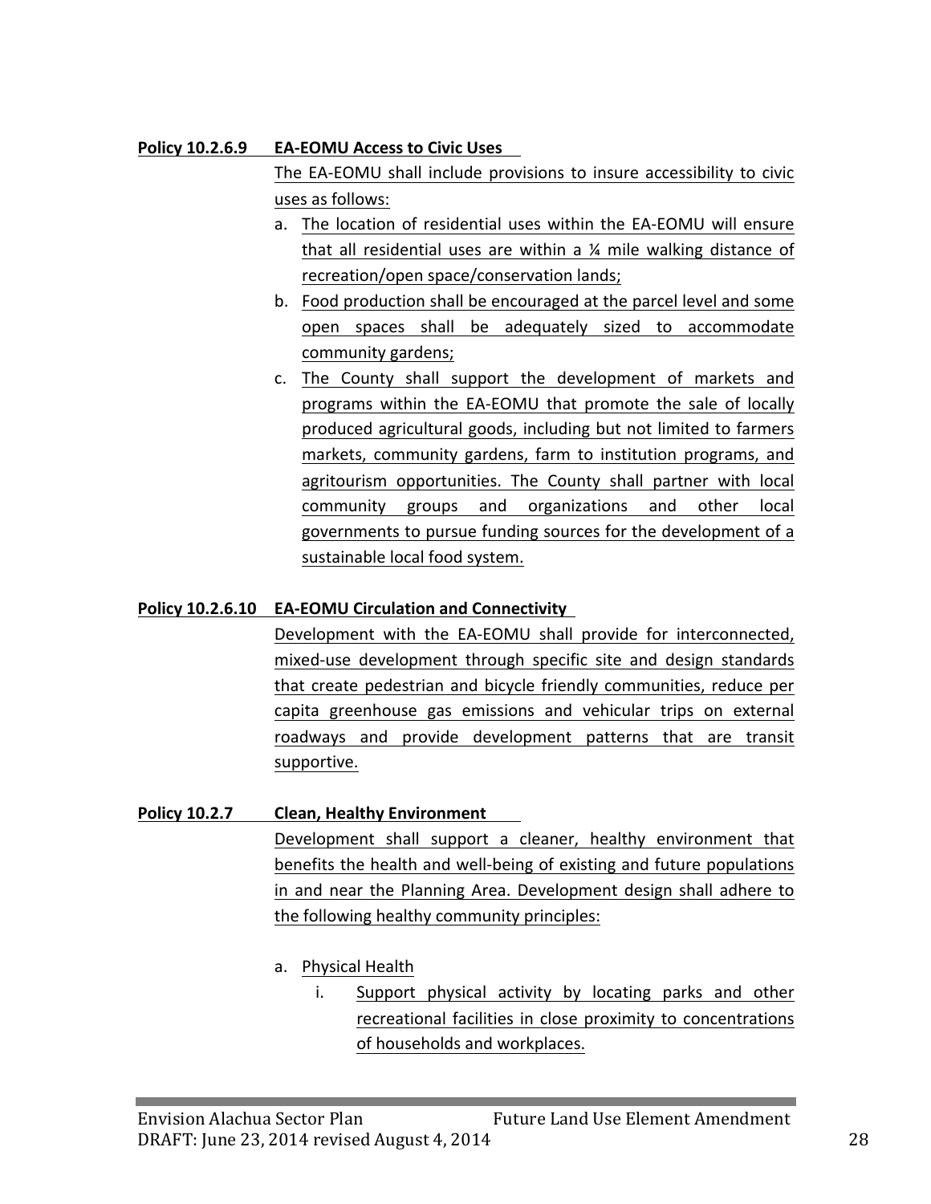**Policy 10.2.6.9 EA-EOMU Access to Civic Uses**

The EA-EOMU shall include provisions to insure accessibility to civic uses as follows:

a. The location of residential uses within the EA-EOMU will ensure that all residential uses are within a ¼ mile walking distance of recreation/open space/conservation lands;
b. Food production shall be encouraged at the parcel level and some open spaces shall be adequately sized to accommodate community gardens;
c. The County shall support the development of markets and programs within the EA-EOMU that promote the sale of locally produced agricultural goods, including but not limited to farmers markets, community gardens, farm to institution programs, and agritourism opportunities. The County shall partner with local community groups and organizations and other local governments to pursue funding sources for the development of a sustainable local food system.

**Policy 10.2.6.10 EA-EOMU Circulation and Connectivity**

Development with the EA-EOMU shall provide for interconnected, mixed-use development through specific site and design standards that create pedestrian and bicycle friendly communities, reduce per capita greenhouse gas emissions and vehicular trips on external roadways and provide development patterns that are transit supportive.

**Policy 10.2.7 Clean, Healthy Environment**

Development shall support a cleaner, healthy environment that benefits the health and well-being of existing and future populations in and near the Planning Area. Development design shall adhere to the following healthy community principles:

a. Physical Health
    i. Support physical activity by locating parks and other recreational facilities in close proximity to concentrations of households and workplaces.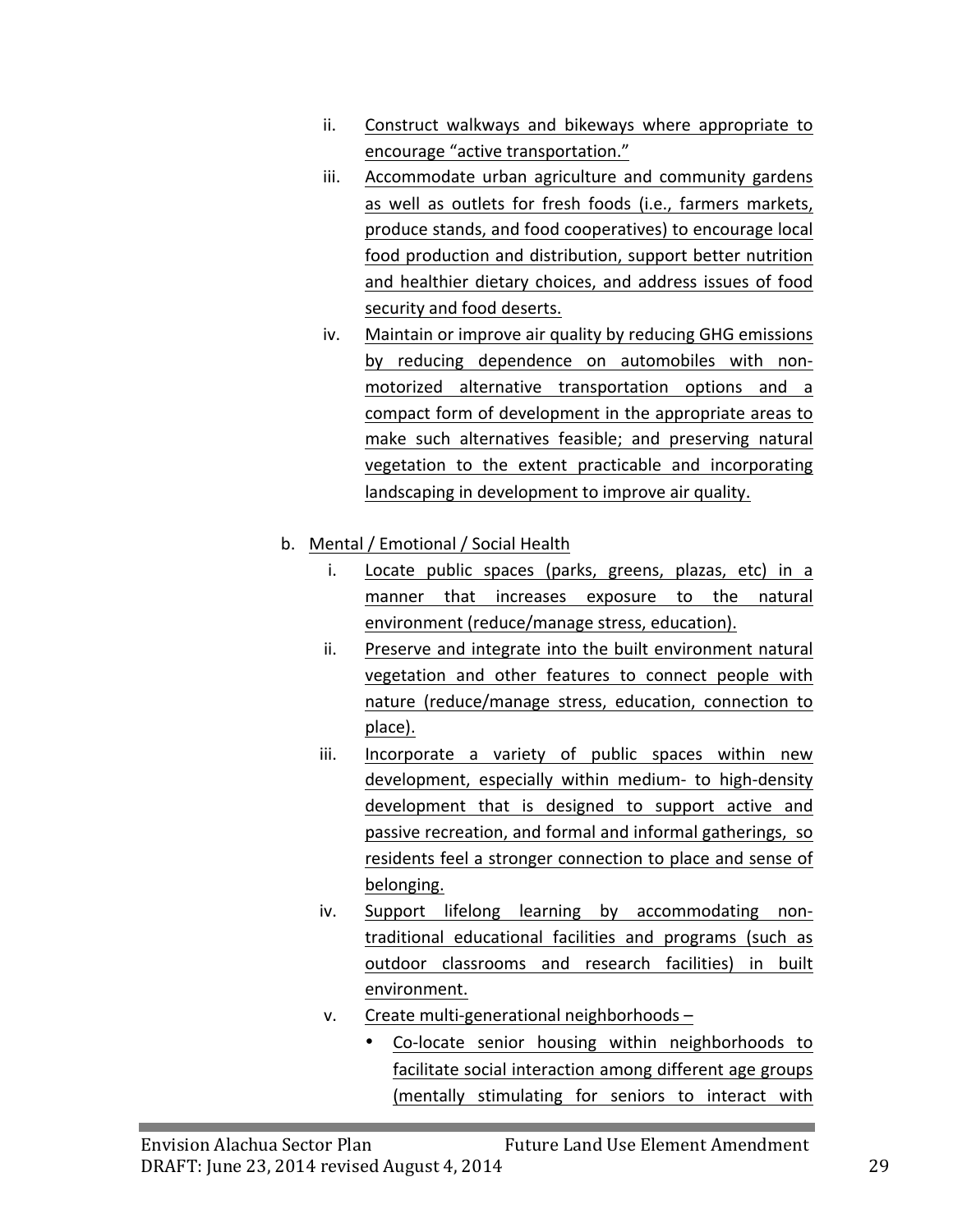ii. Construct walkways and bikeways where appropriate to encourage "active transportation."

iii. Accommodate urban agriculture and community gardens as well as outlets for fresh foods (i.e., farmers markets, produce stands, and food cooperatives) to encourage local food production and distribution, support better nutrition and healthier dietary choices, and address issues of food security and food deserts.

iv. Maintain or improve air quality by reducing GHG emissions by reducing dependence on automobiles with non-motorized alternative transportation options and a compact form of development in the appropriate areas to make such alternatives feasible; and preserving natural vegetation to the extent practicable and incorporating landscaping in development to improve air quality.

b. Mental / Emotional / Social Health

i. Locate public spaces (parks, greens, plazas, etc) in a manner that increases exposure to the natural environment (reduce/manage stress, education).

ii. Preserve and integrate into the built environment natural vegetation and other features to connect people with nature (reduce/manage stress, education, connection to place).

iii. Incorporate a variety of public spaces within new development, especially within medium- to high-density development that is designed to support active and passive recreation, and formal and informal gatherings, so residents feel a stronger connection to place and sense of belonging.

iv. Support lifelong learning by accommodating non-traditional educational facilities and programs (such as outdoor classrooms and research facilities) in built environment.

v. Create multi-generational neighborhoods –

- Co-locate senior housing within neighborhoods to facilitate social interaction among different age groups (mentally stimulating for seniors to interact with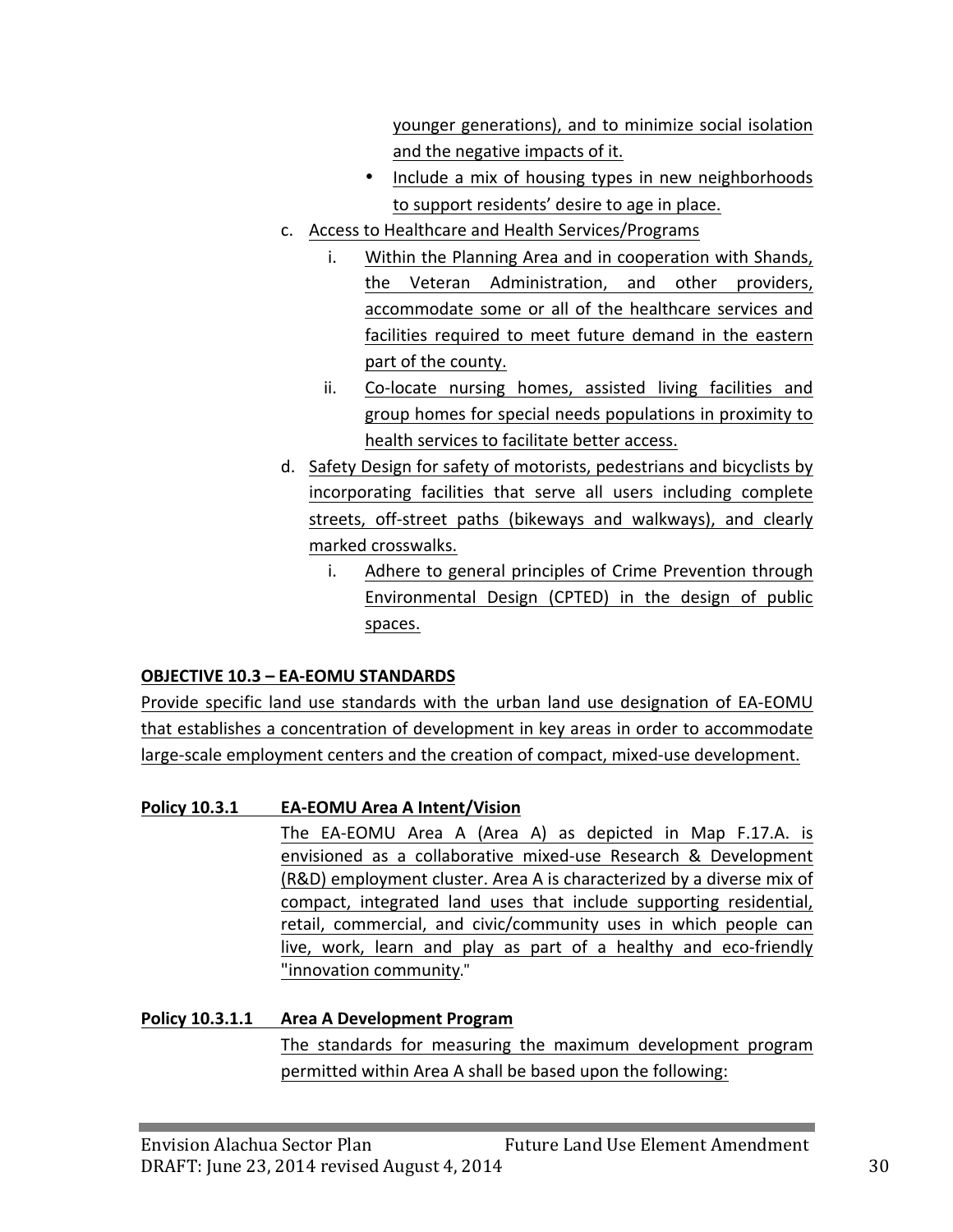younger generations), and to minimize social isolation and the negative impacts of it.

- Include a mix of housing types in new neighborhoods to support residents' desire to age in place.

c. Access to Healthcare and Health Services/Programs

   i. Within the Planning Area and in cooperation with Shands, the Veteran Administration, and other providers, accommodate some or all of the healthcare services and facilities required to meet future demand in the eastern part of the county.

   ii. Co-locate nursing homes, assisted living facilities and group homes for special needs populations in proximity to health services to facilitate better access.

d. Safety Design for safety of motorists, pedestrians and bicyclists by incorporating facilities that serve all users including complete streets, off-street paths (bikeways and walkways), and clearly marked crosswalks.

   i. Adhere to general principles of Crime Prevention through Environmental Design (CPTED) in the design of public spaces.

**OBJECTIVE 10.3 – EA-EOMU STANDARDS**

Provide specific land use standards with the urban land use designation of EA-EOMU that establishes a concentration of development in key areas in order to accommodate large-scale employment centers and the creation of compact, mixed-use development.

**Policy 10.3.1 EA-EOMU Area A Intent/Vision**

The EA-EOMU Area A (Area A) as depicted in Map F.17.A. is envisioned as a collaborative mixed-use Research & Development (R&D) employment cluster. Area A is characterized by a diverse mix of compact, integrated land uses that include supporting residential, retail, commercial, and civic/community uses in which people can live, work, learn and play as part of a healthy and eco-friendly "innovation community."

**Policy 10.3.1.1 Area A Development Program**

The standards for measuring the maximum development program permitted within Area A shall be based upon the following: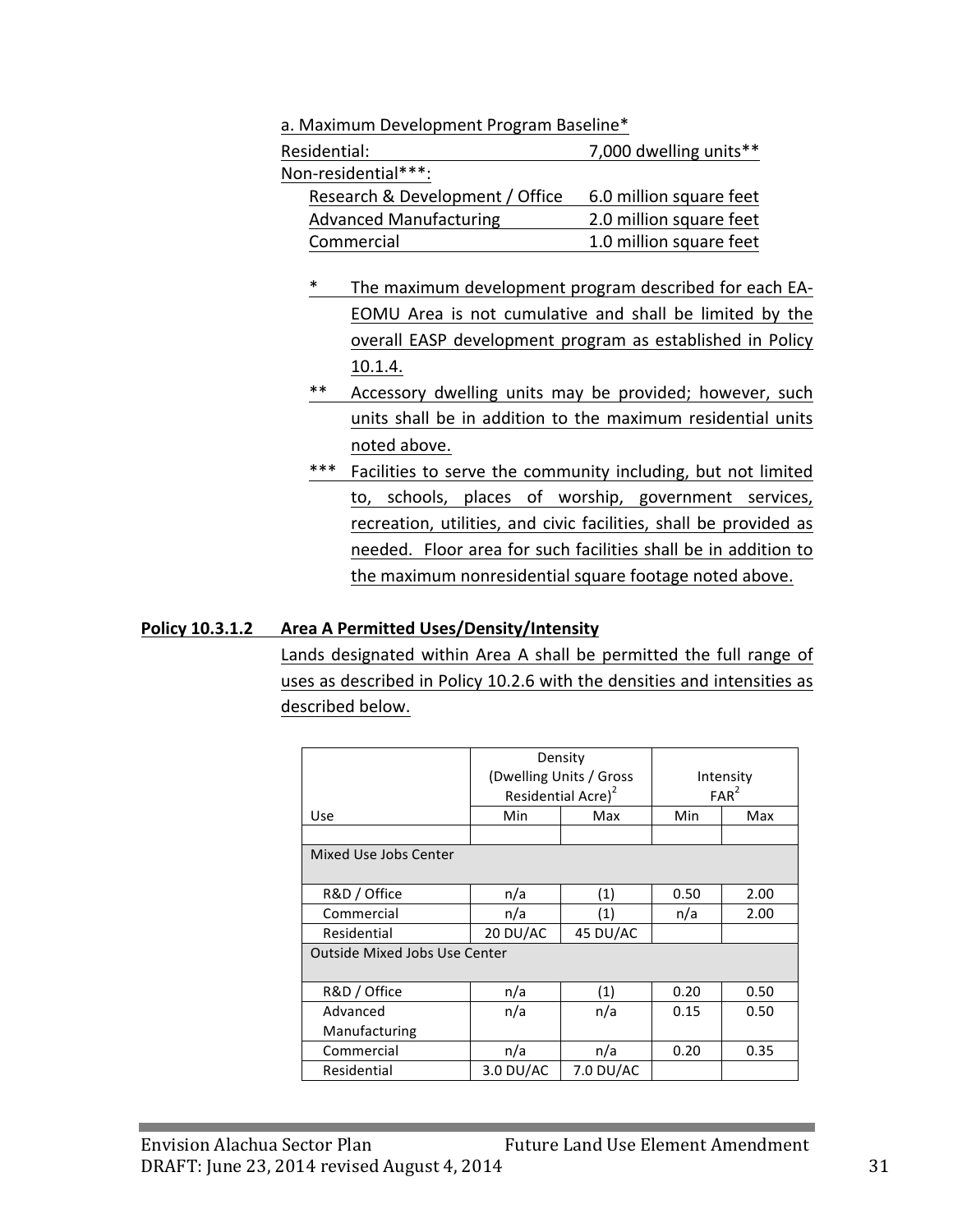a. Maximum Development Program Baseline*

| | |
|---|---|
| Residential: | 7,000 dwelling units** |
| Non-residential***: | |
| Research & Development / Office | 6.0 million square feet |
| Advanced Manufacturing | 2.0 million square feet |
| Commercial | 1.0 million square feet |

\* The maximum development program described for each EA-EOMU Area is not cumulative and shall be limited by the overall EASP development program as established in Policy 10.1.4.

\*\* Accessory dwelling units may be provided; however, such units shall be in addition to the maximum residential units noted above.

\*\*\* Facilities to serve the community including, but not limited to, schools, places of worship, government services, recreation, utilities, and civic facilities, shall be provided as needed. Floor area for such facilities shall be in addition to the maximum nonresidential square footage noted above.

**Policy 10.3.1.2 Area A Permitted Uses/Density/Intensity**

Lands designated within Area A shall be permitted the full range of uses as described in Policy 10.2.6 with the densities and intensities as described below.

| | Density (Dwelling Units / Gross Residential Acre)[2] | | Intensity FAR[2] | |
|---|---|---|---|---|
| Use | Min | Max | Min | Max |
| | | | | |
| Mixed Use Jobs Center | | | | |
| R&D / Office | n/a | (1) | 0.50 | 2.00 |
| Commercial | n/a | (1) | n/a | 2.00 |
| Residential | 20 DU/AC | 45 DU/AC | | |
| Outside Mixed Jobs Use Center | | | | |
| R&D / Office | n/a | (1) | 0.20 | 0.50 |
| Advanced Manufacturing | n/a | n/a | 0.15 | 0.50 |
| Commercial | n/a | n/a | 0.20 | 0.35 |
| Residential | 3.0 DU/AC | 7.0 DU/AC | | |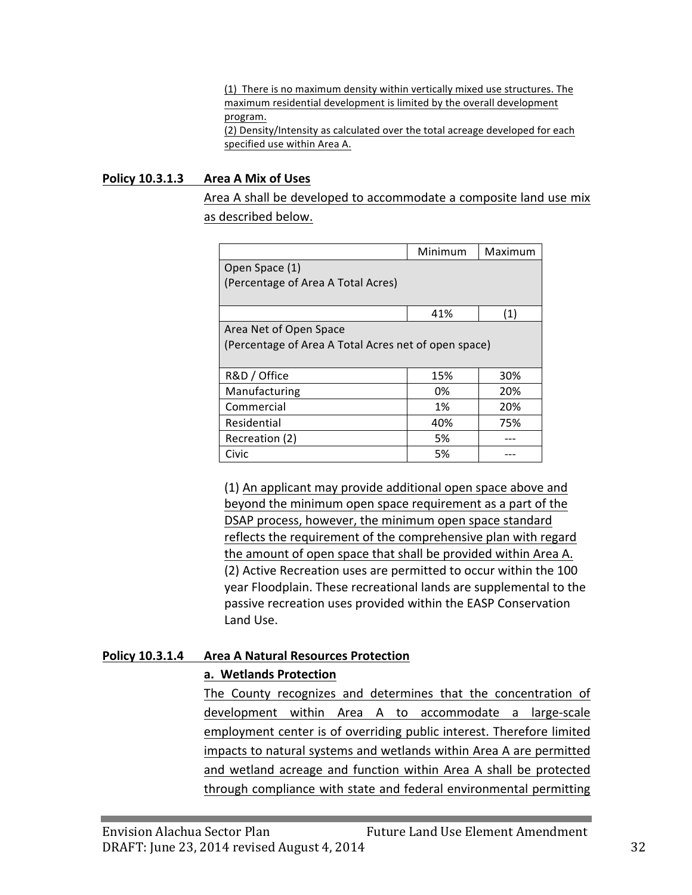(1) There is no maximum density within vertically mixed use structures. The maximum residential development is limited by the overall development program.
(2) Density/Intensity as calculated over the total acreage developed for each specified use within Area A.

**Policy 10.3.1.3 Area A Mix of Uses**

Area A shall be developed to accommodate a composite land use mix as described below.

| | Minimum | Maximum |
|---|---|---|
| Open Space (1)<br>(Percentage of Area A Total Acres) | | |
| | 41% | (1) |
| Area Net of Open Space<br>(Percentage of Area A Total Acres net of open space) | | |
| R&D / Office | 15% | 30% |
| Manufacturing | 0% | 20% |
| Commercial | 1% | 20% |
| Residential | 40% | 75% |
| Recreation (2) | 5% | --- |
| Civic | 5% | --- |

(1) An applicant may provide additional open space above and beyond the minimum open space requirement as a part of the DSAP process, however, the minimum open space standard reflects the requirement of the comprehensive plan with regard the amount of open space that shall be provided within Area A.
(2) Active Recreation uses are permitted to occur within the 100 year Floodplain. These recreational lands are supplemental to the passive recreation uses provided within the EASP Conservation Land Use.

**Policy 10.3.1.4 Area A Natural Resources Protection**

**a. Wetlands Protection**

The County recognizes and determines that the concentration of development within Area A to accommodate a large-scale employment center is of overriding public interest. Therefore limited impacts to natural systems and wetlands within Area A are permitted and wetland acreage and function within Area A shall be protected through compliance with state and federal environmental permitting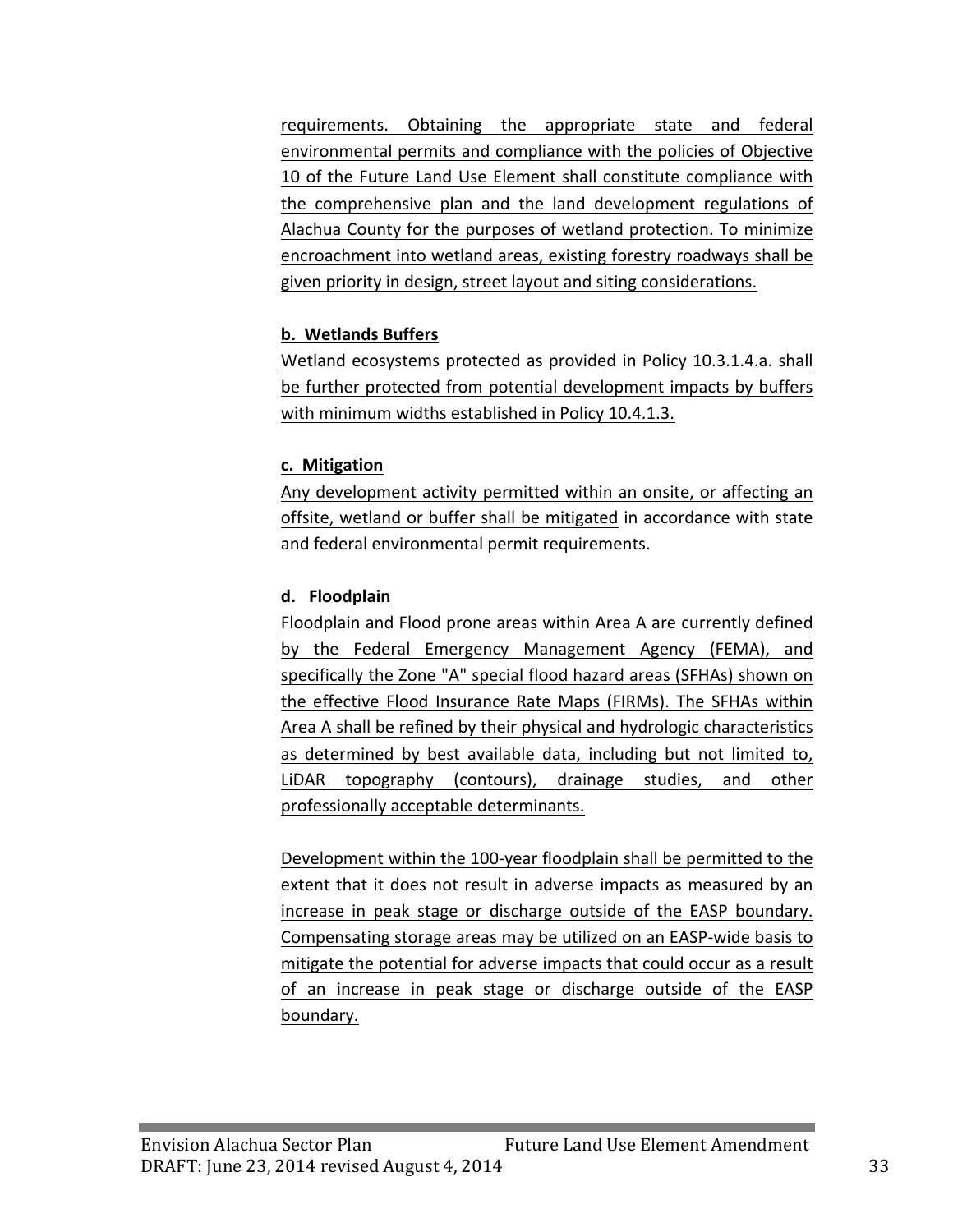requirements. Obtaining the appropriate state and federal environmental permits and compliance with the policies of Objective 10 of the Future Land Use Element shall constitute compliance with the comprehensive plan and the land development regulations of Alachua County for the purposes of wetland protection. To minimize encroachment into wetland areas, existing forestry roadways shall be given priority in design, street layout and siting considerations.

**b. Wetlands Buffers**

Wetland ecosystems protected as provided in Policy 10.3.1.4.a. shall be further protected from potential development impacts by buffers with minimum widths established in Policy 10.4.1.3.

**c. Mitigation**

Any development activity permitted within an onsite, or affecting an offsite, wetland or buffer shall be mitigated in accordance with state and federal environmental permit requirements.

**d. Floodplain**

Floodplain and Flood prone areas within Area A are currently defined by the Federal Emergency Management Agency (FEMA), and specifically the Zone "A" special flood hazard areas (SFHAs) shown on the effective Flood Insurance Rate Maps (FIRMs). The SFHAs within Area A shall be refined by their physical and hydrologic characteristics as determined by best available data, including but not limited to, LiDAR topography (contours), drainage studies, and other professionally acceptable determinants.

Development within the 100-year floodplain shall be permitted to the extent that it does not result in adverse impacts as measured by an increase in peak stage or discharge outside of the EASP boundary. Compensating storage areas may be utilized on an EASP-wide basis to mitigate the potential for adverse impacts that could occur as a result of an increase in peak stage or discharge outside of the EASP boundary.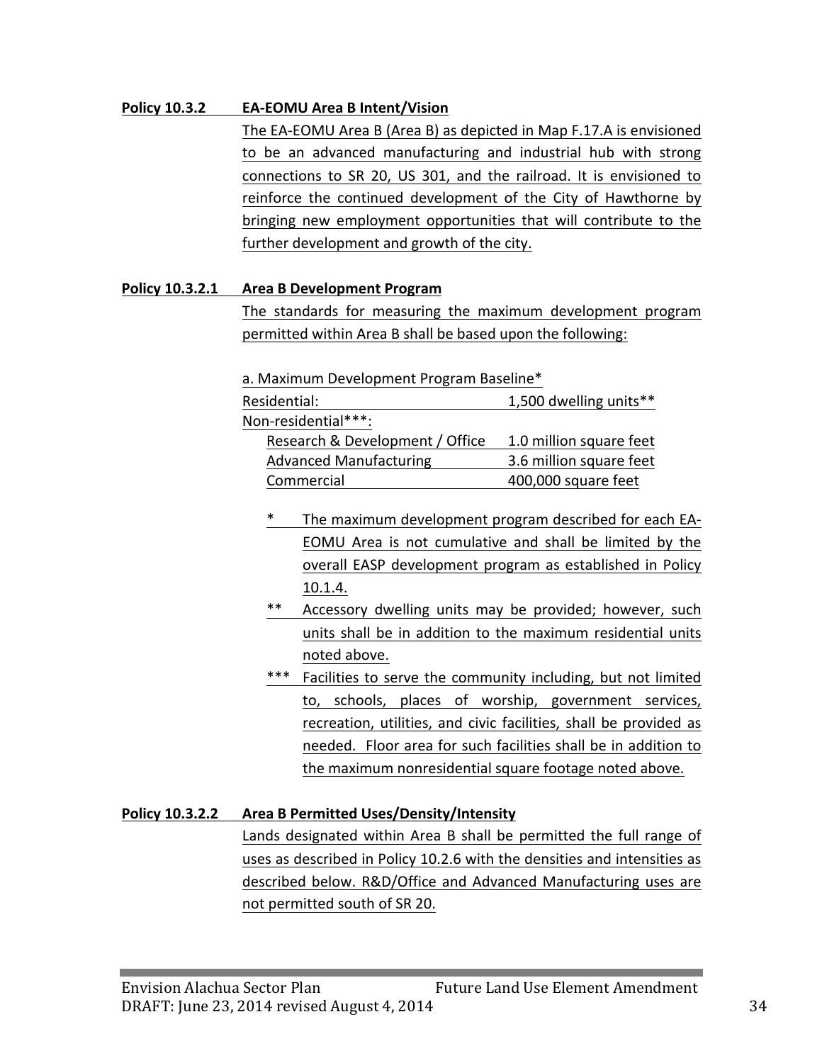**Policy 10.3.2 EA-EOMU Area B Intent/Vision**

The EA-EOMU Area B (Area B) as depicted in Map F.17.A is envisioned to be an advanced manufacturing and industrial hub with strong connections to SR 20, US 301, and the railroad. It is envisioned to reinforce the continued development of the City of Hawthorne by bringing new employment opportunities that will contribute to the further development and growth of the city.

**Policy 10.3.2.1 Area B Development Program**

The standards for measuring the maximum development program permitted within Area B shall be based upon the following:

a. Maximum Development Program Baseline*

| | |
|---|---|
| Residential: | 1,500 dwelling units** |
| Non-residential***: | |
| Research & Development / Office | 1.0 million square feet |
| Advanced Manufacturing | 3.6 million square feet |
| Commercial | 400,000 square feet |

\* The maximum development program described for each EA-EOMU Area is not cumulative and shall be limited by the overall EASP development program as established in Policy 10.1.4.

\*\* Accessory dwelling units may be provided; however, such units shall be in addition to the maximum residential units noted above.

\*\*\* Facilities to serve the community including, but not limited to, schools, places of worship, government services, recreation, utilities, and civic facilities, shall be provided as needed. Floor area for such facilities shall be in addition to the maximum nonresidential square footage noted above.

**Policy 10.3.2.2 Area B Permitted Uses/Density/Intensity**

Lands designated within Area B shall be permitted the full range of uses as described in Policy 10.2.6 with the densities and intensities as described below. R&D/Office and Advanced Manufacturing uses are not permitted south of SR 20.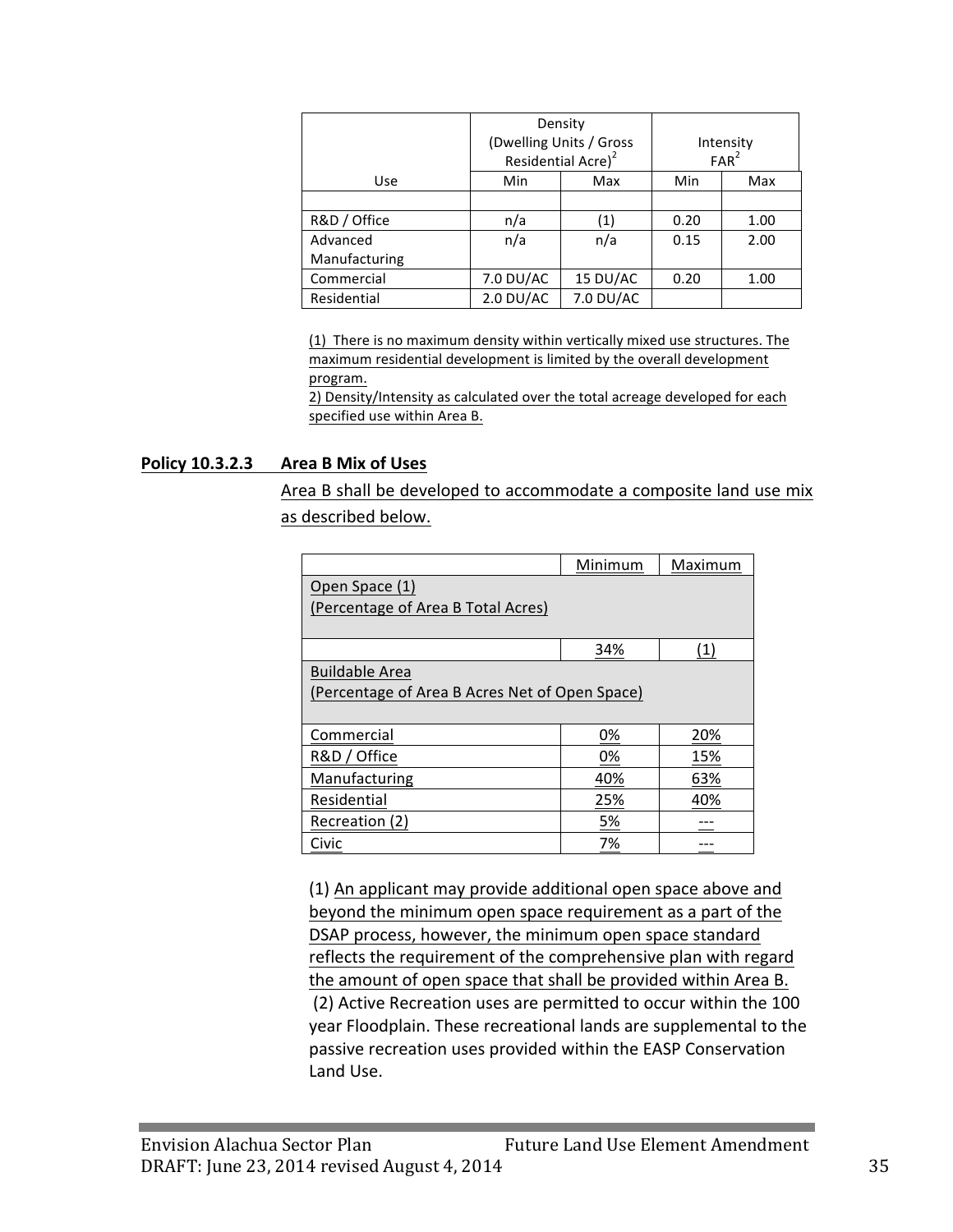| Use | Density (Dwelling Units / Gross Residential Acre)[2] | | Intensity FAR[2] | |
|---|---|---|---|---|
| | Min | Max | Min | Max |
| | | | | |
| R&D / Office | n/a | (1) | 0.20 | 1.00 |
| Advanced Manufacturing | n/a | n/a | 0.15 | 2.00 |
| Commercial | 7.0 DU/AC | 15 DU/AC | 0.20 | 1.00 |
| Residential | 2.0 DU/AC | 7.0 DU/AC | | |

(1) There is no maximum density within vertically mixed use structures. The maximum residential development is limited by the overall development program.
2) Density/Intensity as calculated over the total acreage developed for each specified use within Area B.

**Policy 10.3.2.3 Area B Mix of Uses**

Area B shall be developed to accommodate a composite land use mix as described below.

| | Minimum | Maximum |
|---|---|---|
| Open Space (1) (Percentage of Area B Total Acres) | | |
| | 34% | (1) |
| Buildable Area (Percentage of Area B Acres Net of Open Space) | | |
| Commercial | 0% | 20% |
| R&D / Office | 0% | 15% |
| Manufacturing | 40% | 63% |
| Residential | 25% | 40% |
| Recreation (2) | 5% | --- |
| Civic | 7% | --- |

(1) An applicant may provide additional open space above and beyond the minimum open space requirement as a part of the DSAP process, however, the minimum open space standard reflects the requirement of the comprehensive plan with regard the amount of open space that shall be provided within Area B.
(2) Active Recreation uses are permitted to occur within the 100 year Floodplain. These recreational lands are supplemental to the passive recreation uses provided within the EASP Conservation Land Use.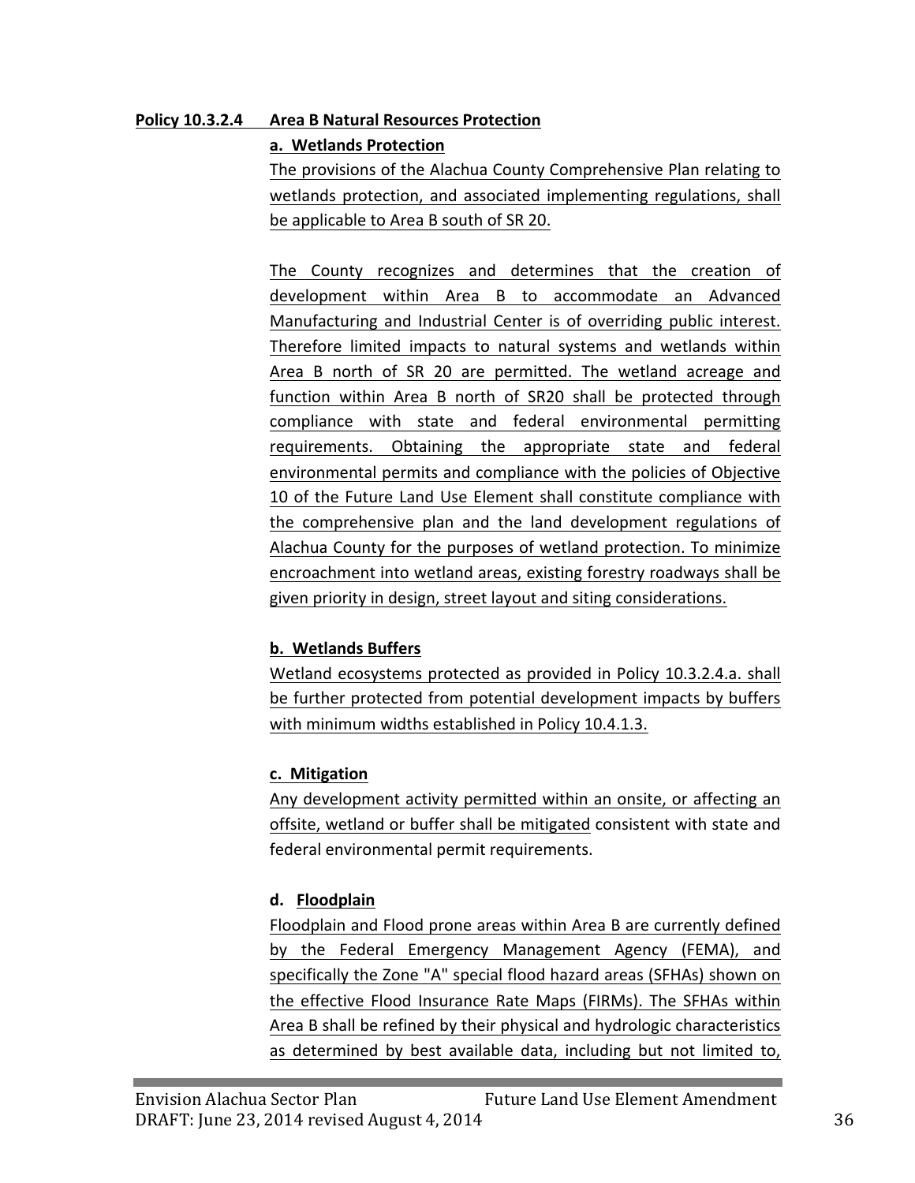**Policy 10.3.2.4 Area B Natural Resources Protection**

**a. Wetlands Protection**

The provisions of the Alachua County Comprehensive Plan relating to wetlands protection, and associated implementing regulations, shall be applicable to Area B south of SR 20.

The County recognizes and determines that the creation of development within Area B to accommodate an Advanced Manufacturing and Industrial Center is of overriding public interest. Therefore limited impacts to natural systems and wetlands within Area B north of SR 20 are permitted. The wetland acreage and function within Area B north of SR20 shall be protected through compliance with state and federal environmental permitting requirements. Obtaining the appropriate state and federal environmental permits and compliance with the policies of Objective 10 of the Future Land Use Element shall constitute compliance with the comprehensive plan and the land development regulations of Alachua County for the purposes of wetland protection. To minimize encroachment into wetland areas, existing forestry roadways shall be given priority in design, street layout and siting considerations.

**b. Wetlands Buffers**

Wetland ecosystems protected as provided in Policy 10.3.2.4.a. shall be further protected from potential development impacts by buffers with minimum widths established in Policy 10.4.1.3.

**c. Mitigation**

Any development activity permitted within an onsite, or affecting an offsite, wetland or buffer shall be mitigated consistent with state and federal environmental permit requirements.

**d. Floodplain**

Floodplain and Flood prone areas within Area B are currently defined by the Federal Emergency Management Agency (FEMA), and specifically the Zone "A" special flood hazard areas (SFHAs) shown on the effective Flood Insurance Rate Maps (FIRMs). The SFHAs within Area B shall be refined by their physical and hydrologic characteristics as determined by best available data, including but not limited to,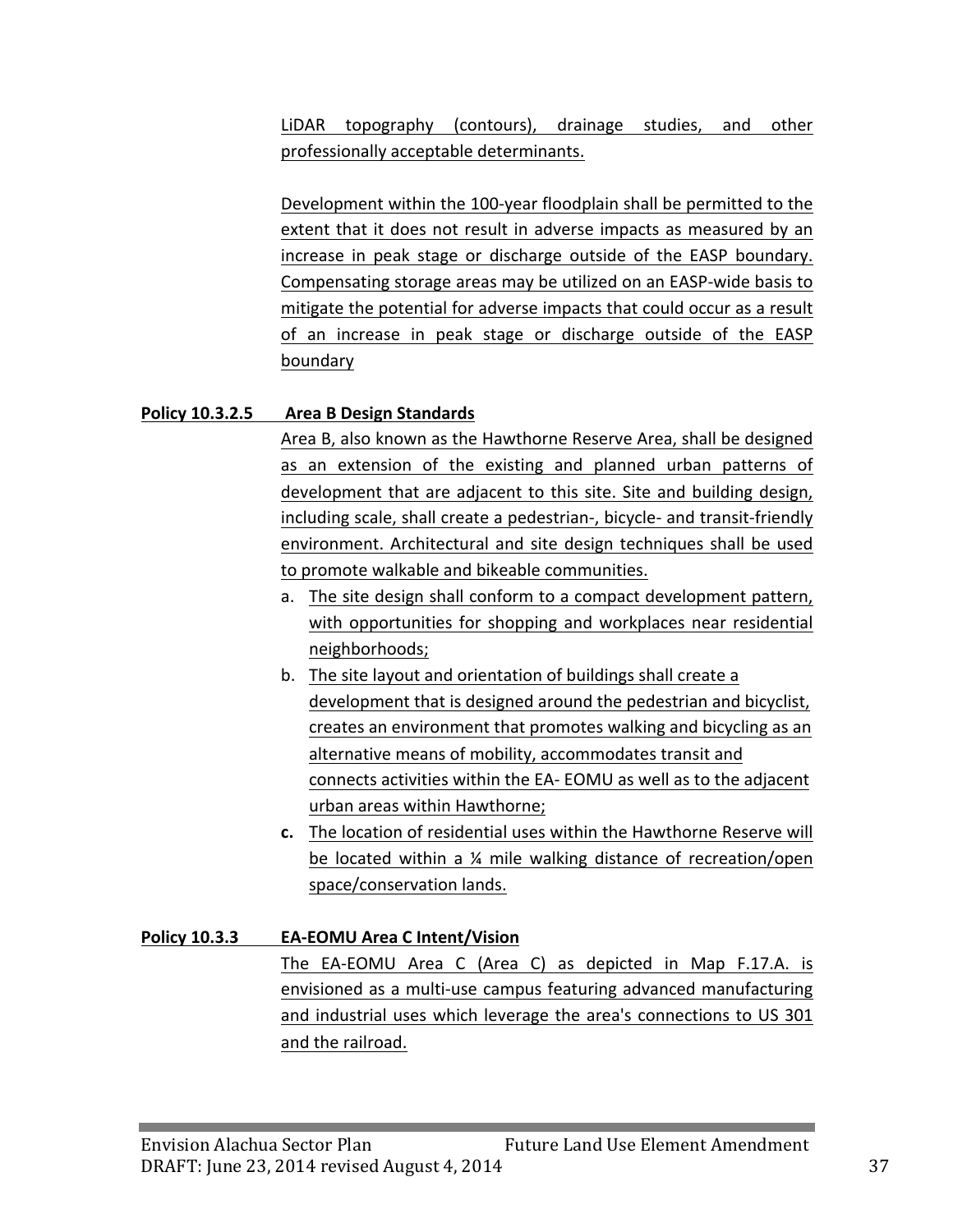LiDAR topography (contours), drainage studies, and other professionally acceptable determinants.

Development within the 100-year floodplain shall be permitted to the extent that it does not result in adverse impacts as measured by an increase in peak stage or discharge outside of the EASP boundary. Compensating storage areas may be utilized on an EASP-wide basis to mitigate the potential for adverse impacts that could occur as a result of an increase in peak stage or discharge outside of the EASP boundary

**Policy 10.3.2.5 Area B Design Standards**

Area B, also known as the Hawthorne Reserve Area, shall be designed as an extension of the existing and planned urban patterns of development that are adjacent to this site. Site and building design, including scale, shall create a pedestrian-, bicycle- and transit-friendly environment. Architectural and site design techniques shall be used to promote walkable and bikeable communities.

a. The site design shall conform to a compact development pattern, with opportunities for shopping and workplaces near residential neighborhoods;
b. The site layout and orientation of buildings shall create a development that is designed around the pedestrian and bicyclist, creates an environment that promotes walking and bicycling as an alternative means of mobility, accommodates transit and connects activities within the EA- EOMU as well as to the adjacent urban areas within Hawthorne;
**c.** The location of residential uses within the Hawthorne Reserve will be located within a ¼ mile walking distance of recreation/open space/conservation lands.

**Policy 10.3.3 EA-EOMU Area C Intent/Vision**

The EA-EOMU Area C (Area C) as depicted in Map F.17.A. is envisioned as a multi-use campus featuring advanced manufacturing and industrial uses which leverage the area's connections to US 301 and the railroad.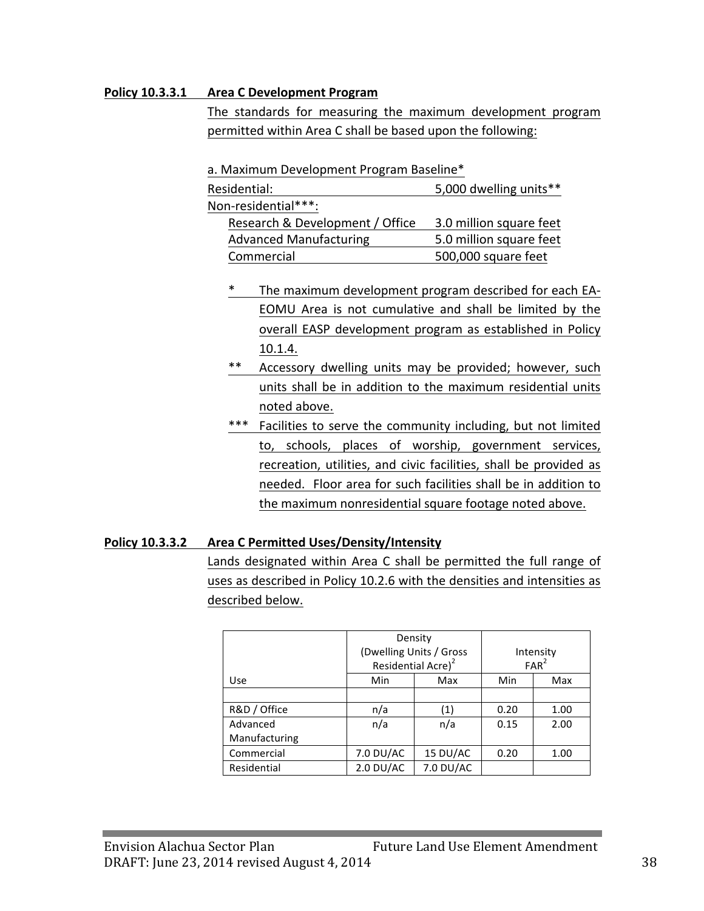**Policy 10.3.3.1 Area C Development Program**

The standards for measuring the maximum development program permitted within Area C shall be based upon the following:

a. Maximum Development Program Baseline*

| | |
|---|---|
| Residential: | 5,000 dwelling units** |
| Non-residential***: | |
| Research & Development / Office | 3.0 million square feet |
| Advanced Manufacturing | 5.0 million square feet |
| Commercial | 500,000 square feet |

\* The maximum development program described for each EA-EOMU Area is not cumulative and shall be limited by the overall EASP development program as established in Policy 10.1.4.

** Accessory dwelling units may be provided; however, such units shall be in addition to the maximum residential units noted above.

*** Facilities to serve the community including, but not limited to, schools, places of worship, government services, recreation, utilities, and civic facilities, shall be provided as needed. Floor area for such facilities shall be in addition to the maximum nonresidential square footage noted above.

**Policy 10.3.3.2 Area C Permitted Uses/Density/Intensity**

Lands designated within Area C shall be permitted the full range of uses as described in Policy 10.2.6 with the densities and intensities as described below.

| | Density (Dwelling Units / Gross Residential Acre)[2] | | Intensity FAR[2] | |
|---|---|---|---|---|
| Use | Min | Max | Min | Max |
| | | | | |
| R&D / Office | n/a | (1) | 0.20 | 1.00 |
| Advanced Manufacturing | n/a | n/a | 0.15 | 2.00 |
| Commercial | 7.0 DU/AC | 15 DU/AC | 0.20 | 1.00 |
| Residential | 2.0 DU/AC | 7.0 DU/AC | | |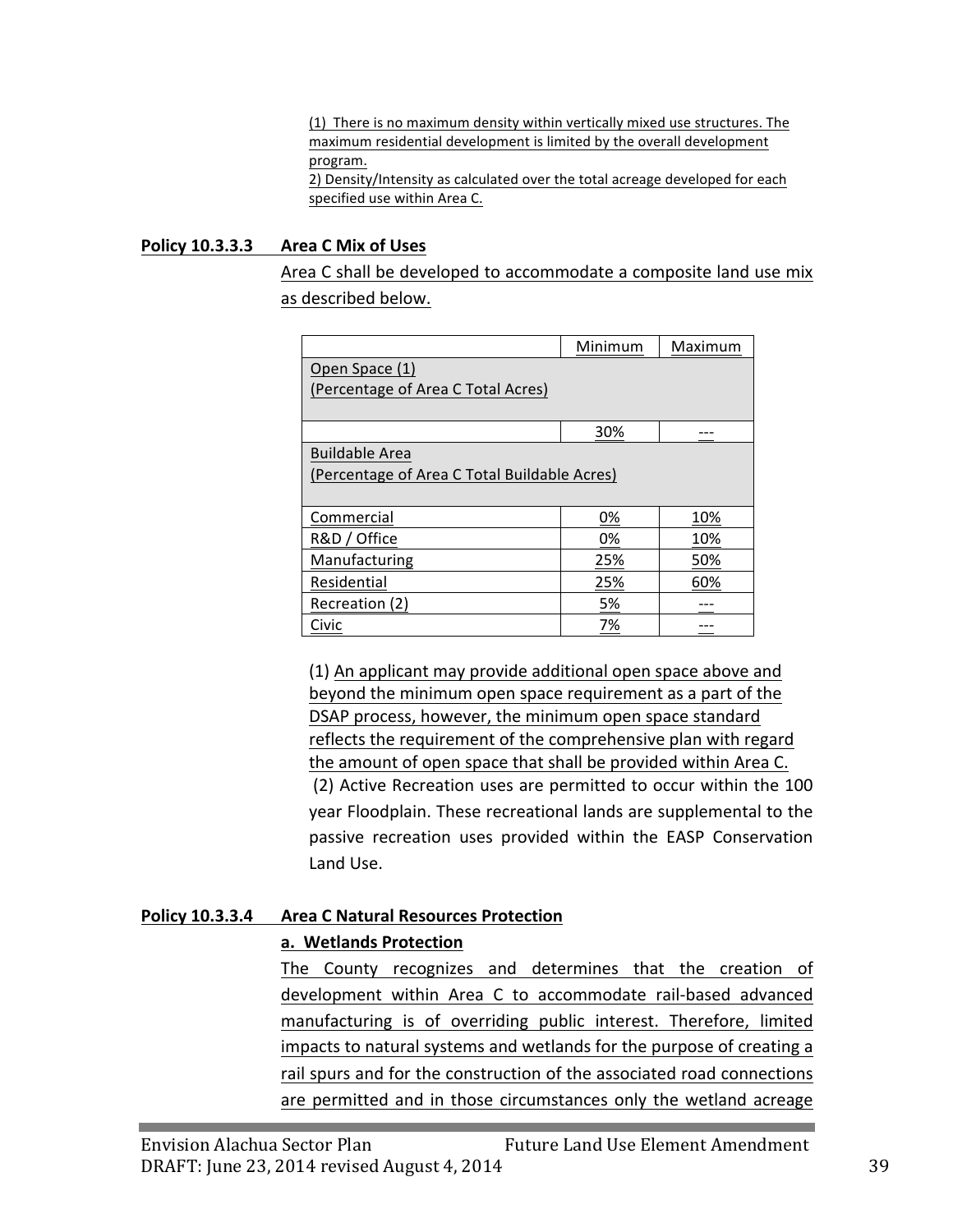(1) There is no maximum density within vertically mixed use structures. The maximum residential development is limited by the overall development program.
2) Density/Intensity as calculated over the total acreage developed for each specified use within Area C.

**Policy 10.3.3.3 Area C Mix of Uses**

Area C shall be developed to accommodate a composite land use mix as described below.

| | Minimum | Maximum |
|---|---|---|
| Open Space (1)<br>(Percentage of Area C Total Acres) | | |
| | 30% | --- |
| Buildable Area<br>(Percentage of Area C Total Buildable Acres) | | |
| Commercial | 0% | 10% |
| R&D / Office | 0% | 10% |
| Manufacturing | 25% | 50% |
| Residential | 25% | 60% |
| Recreation (2) | 5% | --- |
| Civic | 7% | --- |

(1) An applicant may provide additional open space above and beyond the minimum open space requirement as a part of the DSAP process, however, the minimum open space standard reflects the requirement of the comprehensive plan with regard the amount of open space that shall be provided within Area C.
(2) Active Recreation uses are permitted to occur within the 100 year Floodplain. These recreational lands are supplemental to the passive recreation uses provided within the EASP Conservation Land Use.

**Policy 10.3.3.4 Area C Natural Resources Protection**

**a. Wetlands Protection**

The County recognizes and determines that the creation of development within Area C to accommodate rail-based advanced manufacturing is of overriding public interest. Therefore, limited impacts to natural systems and wetlands for the purpose of creating a rail spurs and for the construction of the associated road connections are permitted and in those circumstances only the wetland acreage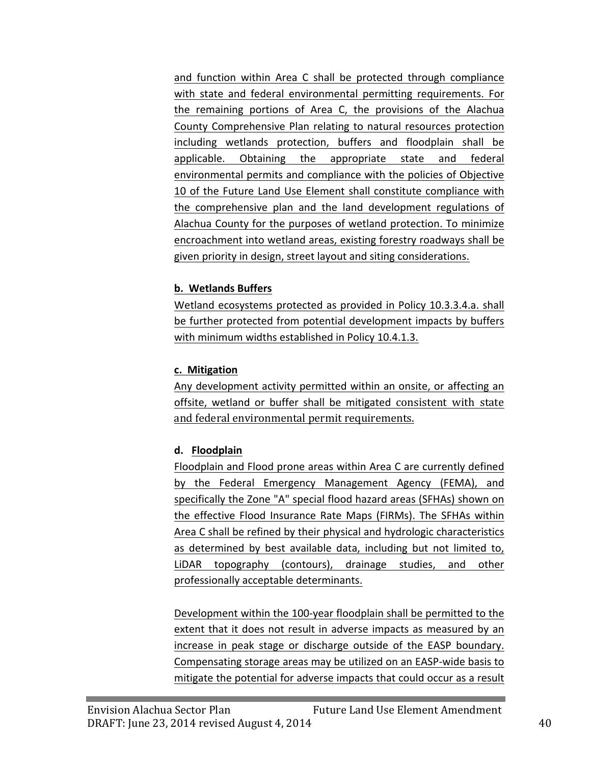and function within Area C shall be protected through compliance with state and federal environmental permitting requirements. For the remaining portions of Area C, the provisions of the Alachua County Comprehensive Plan relating to natural resources protection including wetlands protection, buffers and floodplain shall be applicable. Obtaining the appropriate state and federal environmental permits and compliance with the policies of Objective 10 of the Future Land Use Element shall constitute compliance with the comprehensive plan and the land development regulations of Alachua County for the purposes of wetland protection. To minimize encroachment into wetland areas, existing forestry roadways shall be given priority in design, street layout and siting considerations.

**b. Wetlands Buffers**

Wetland ecosystems protected as provided in Policy 10.3.3.4.a. shall be further protected from potential development impacts by buffers with minimum widths established in Policy 10.4.1.3.

**c. Mitigation**

Any development activity permitted within an onsite, or affecting an offsite, wetland or buffer shall be mitigated consistent with state and federal environmental permit requirements.

**d. Floodplain**

Floodplain and Flood prone areas within Area C are currently defined by the Federal Emergency Management Agency (FEMA), and specifically the Zone "A" special flood hazard areas (SFHAs) shown on the effective Flood Insurance Rate Maps (FIRMs). The SFHAs within Area C shall be refined by their physical and hydrologic characteristics as determined by best available data, including but not limited to, LiDAR topography (contours), drainage studies, and other professionally acceptable determinants.

Development within the 100-year floodplain shall be permitted to the extent that it does not result in adverse impacts as measured by an increase in peak stage or discharge outside of the EASP boundary. Compensating storage areas may be utilized on an EASP-wide basis to mitigate the potential for adverse impacts that could occur as a result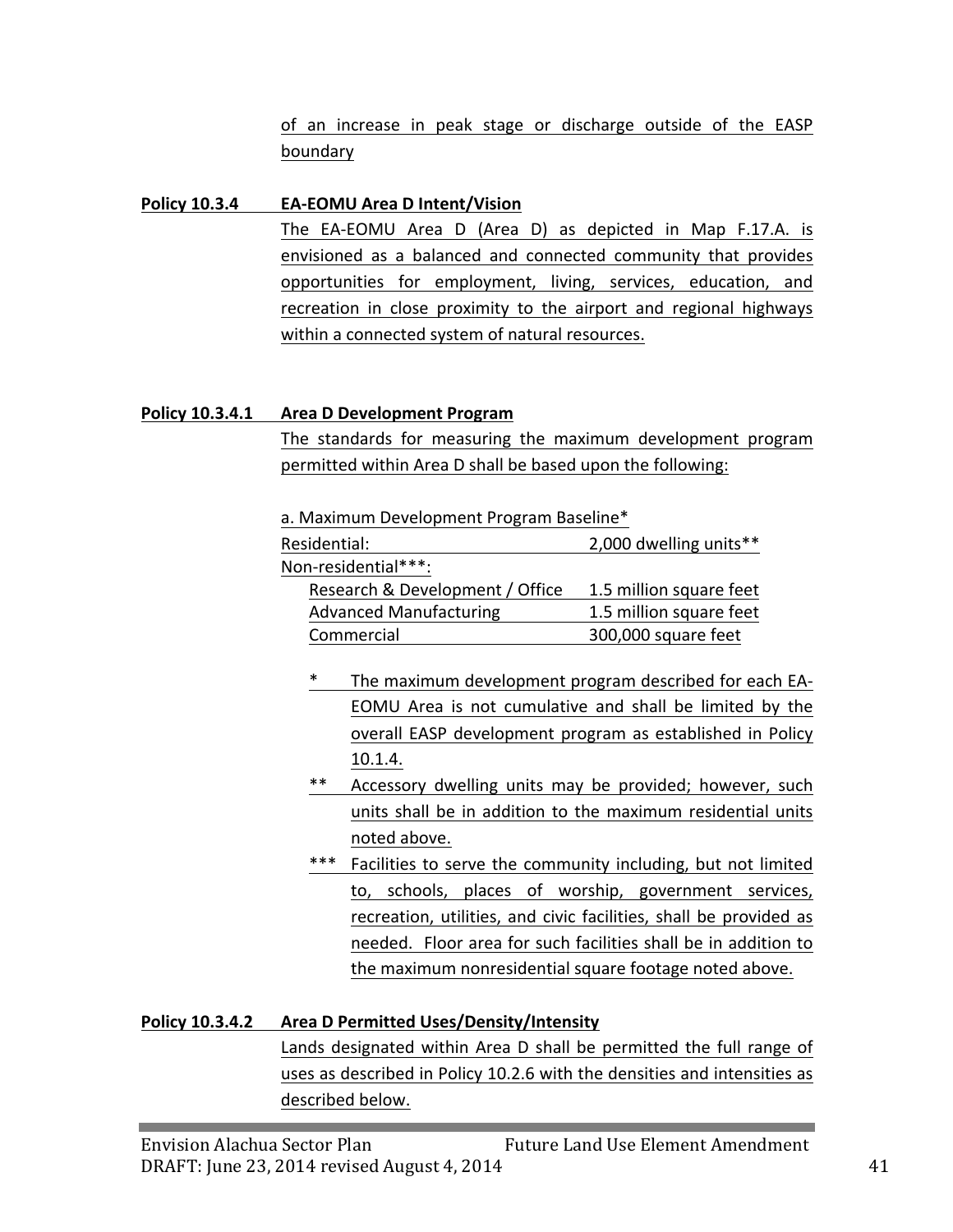of an increase in peak stage or discharge outside of the EASP boundary

**Policy 10.3.4 EA-EOMU Area D Intent/Vision**

The EA-EOMU Area D (Area D) as depicted in Map F.17.A. is envisioned as a balanced and connected community that provides opportunities for employment, living, services, education, and recreation in close proximity to the airport and regional highways within a connected system of natural resources.

**Policy 10.3.4.1 Area D Development Program**

The standards for measuring the maximum development program permitted within Area D shall be based upon the following:

a. Maximum Development Program Baseline*

| | |
|---|---|
| Residential: | 2,000 dwelling units** |
| Non-residential***: | |
| Research & Development / Office | 1.5 million square feet |
| Advanced Manufacturing | 1.5 million square feet |
| Commercial | 300,000 square feet |

\* The maximum development program described for each EA-EOMU Area is not cumulative and shall be limited by the overall EASP development program as established in Policy 10.1.4.

\*\* Accessory dwelling units may be provided; however, such units shall be in addition to the maximum residential units noted above.

\*\*\* Facilities to serve the community including, but not limited to, schools, places of worship, government services, recreation, utilities, and civic facilities, shall be provided as needed. Floor area for such facilities shall be in addition to the maximum nonresidential square footage noted above.

**Policy 10.3.4.2 Area D Permitted Uses/Density/Intensity**

Lands designated within Area D shall be permitted the full range of uses as described in Policy 10.2.6 with the densities and intensities as described below.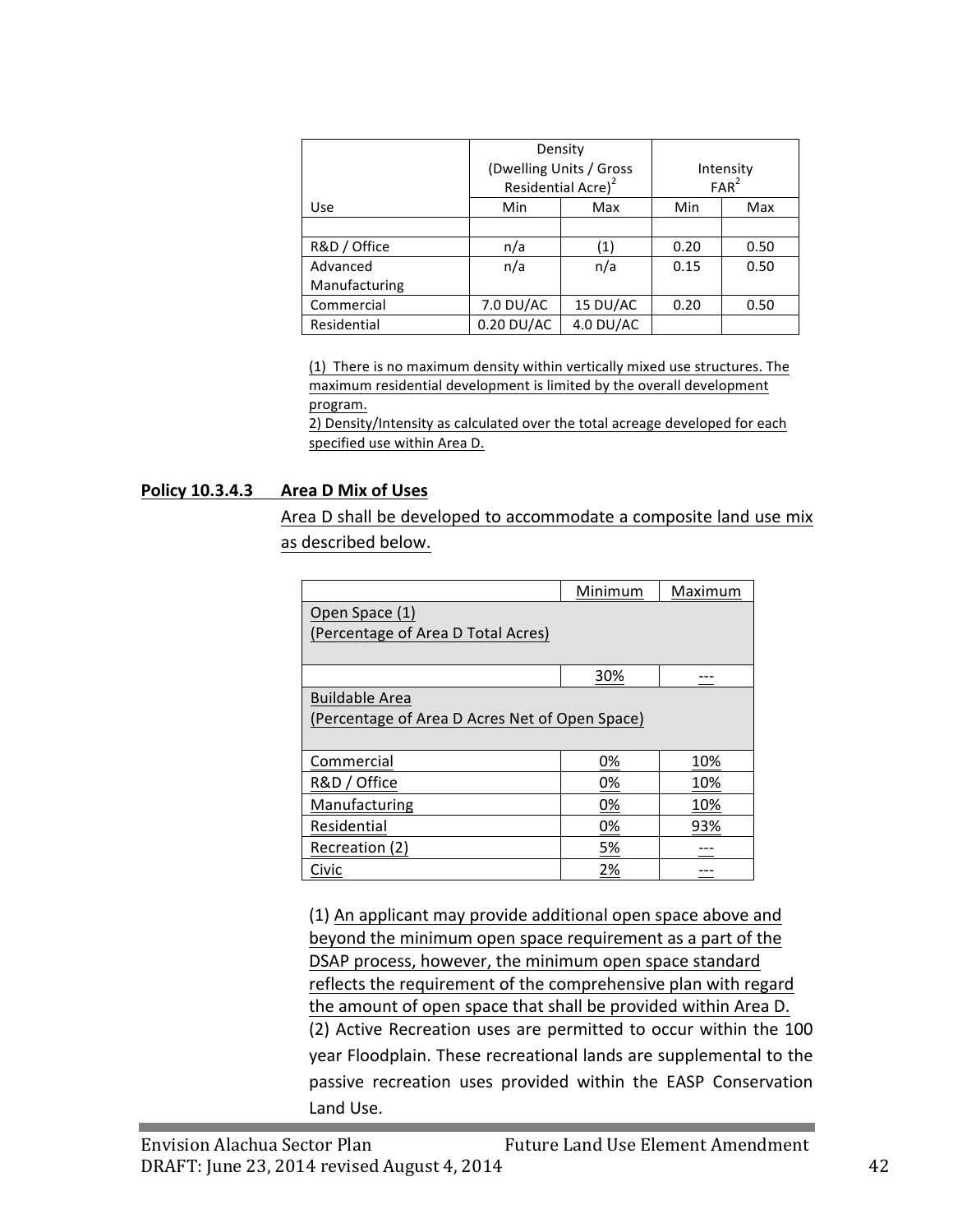| Use | Density (Dwelling Units / Gross Residential Acre)[2] | | Intensity FAR[2] | |
|---|---|---|---|---|
| | Min | Max | Min | Max |
| | | | | |
| R&D / Office | n/a | (1) | 0.20 | 0.50 |
| Advanced Manufacturing | n/a | n/a | 0.15 | 0.50 |
| Commercial | 7.0 DU/AC | 15 DU/AC | 0.20 | 0.50 |
| Residential | 0.20 DU/AC | 4.0 DU/AC | | |

(1) There is no maximum density within vertically mixed use structures. The maximum residential development is limited by the overall development program.
2) Density/Intensity as calculated over the total acreage developed for each specified use within Area D.

**Policy 10.3.4.3 Area D Mix of Uses**

Area D shall be developed to accommodate a composite land use mix as described below.

| | Minimum | Maximum |
|---|---|---|
| Open Space (1) (Percentage of Area D Total Acres) | | |
| | 30% | --- |
| Buildable Area (Percentage of Area D Acres Net of Open Space) | | |
| Commercial | 0% | 10% |
| R&D / Office | 0% | 10% |
| Manufacturing | 0% | 10% |
| Residential | 0% | 93% |
| Recreation (2) | 5% | --- |
| Civic | 2% | --- |

(1) An applicant may provide additional open space above and beyond the minimum open space requirement as a part of the DSAP process, however, the minimum open space standard reflects the requirement of the comprehensive plan with regard the amount of open space that shall be provided within Area D.
(2) Active Recreation uses are permitted to occur within the 100 year Floodplain. These recreational lands are supplemental to the passive recreation uses provided within the EASP Conservation Land Use.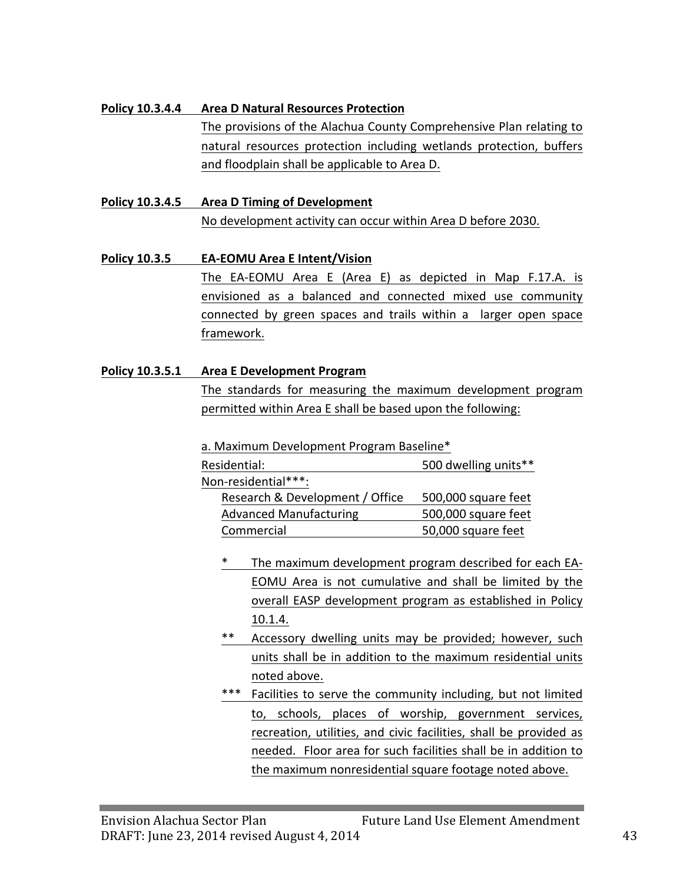**Policy 10.3.4.4 Area D Natural Resources Protection**

The provisions of the Alachua County Comprehensive Plan relating to natural resources protection including wetlands protection, buffers and floodplain shall be applicable to Area D.

**Policy 10.3.4.5 Area D Timing of Development**

No development activity can occur within Area D before 2030.

**Policy 10.3.5 EA-EOMU Area E Intent/Vision**

The EA-EOMU Area E (Area E) as depicted in Map F.17.A. is envisioned as a balanced and connected mixed use community connected by green spaces and trails within a larger open space framework.

**Policy 10.3.5.1 Area E Development Program**

The standards for measuring the maximum development program permitted within Area E shall be based upon the following:

a. Maximum Development Program Baseline*

| | |
|---|---|
| Residential: | 500 dwelling units** |
| Non-residential***: | |
| Research & Development / Office | 500,000 square feet |
| Advanced Manufacturing | 500,000 square feet |
| Commercial | 50,000 square feet |

\* The maximum development program described for each EA-EOMU Area is not cumulative and shall be limited by the overall EASP development program as established in Policy 10.1.4.

\*\* Accessory dwelling units may be provided; however, such units shall be in addition to the maximum residential units noted above.

\*\*\* Facilities to serve the community including, but not limited to, schools, places of worship, government services, recreation, utilities, and civic facilities, shall be provided as needed. Floor area for such facilities shall be in addition to the maximum nonresidential square footage noted above.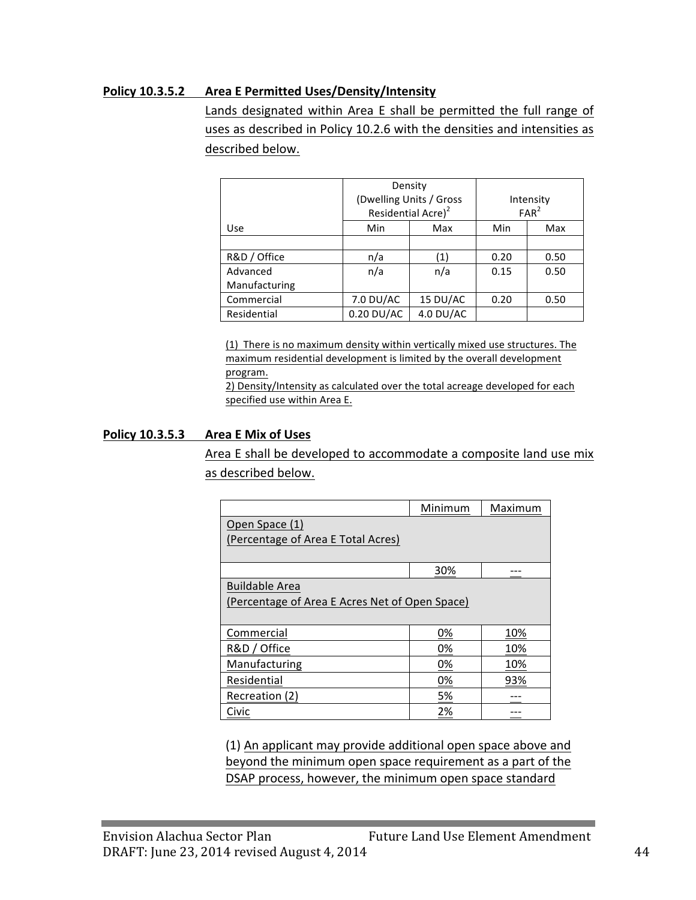**Policy 10.3.5.2 Area E Permitted Uses/Density/Intensity**

Lands designated within Area E shall be permitted the full range of uses as described in Policy 10.2.6 with the densities and intensities as described below.

| | Density (Dwelling Units / Gross Residential Acre)[2] | | Intensity FAR[2] | |
|---|---|---|---|---|
| Use | Min | Max | Min | Max |
| | | | | |
| R&D / Office | n/a | (1) | 0.20 | 0.50 |
| Advanced Manufacturing | n/a | n/a | 0.15 | 0.50 |
| Commercial | 7.0 DU/AC | 15 DU/AC | 0.20 | 0.50 |
| Residential | 0.20 DU/AC | 4.0 DU/AC | | |

(1) There is no maximum density within vertically mixed use structures. The maximum residential development is limited by the overall development program.
2) Density/Intensity as calculated over the total acreage developed for each specified use within Area E.

**Policy 10.3.5.3 Area E Mix of Uses**

Area E shall be developed to accommodate a composite land use mix as described below.

| | Minimum | Maximum |
|---|---|---|
| Open Space (1) (Percentage of Area E Total Acres) | | |
| | 30% | --- |
| Buildable Area (Percentage of Area E Acres Net of Open Space) | | |
| Commercial | 0% | 10% |
| R&D / Office | 0% | 10% |
| Manufacturing | 0% | 10% |
| Residential | 0% | 93% |
| Recreation (2) | 5% | --- |
| Civic | 2% | --- |

(1) An applicant may provide additional open space above and beyond the minimum open space requirement as a part of the DSAP process, however, the minimum open space standard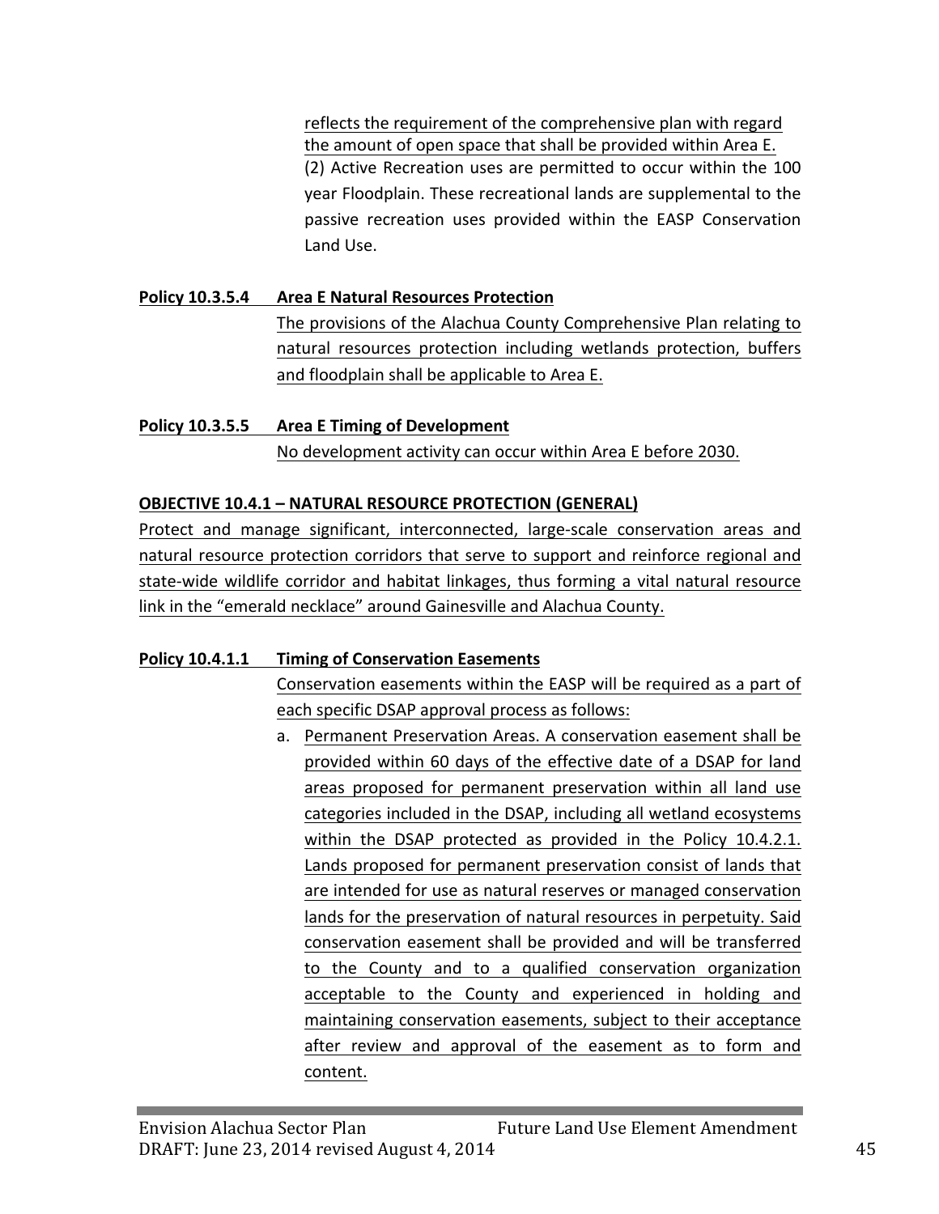reflects the requirement of the comprehensive plan with regard the amount of open space that shall be provided within Area E.

(2) Active Recreation uses are permitted to occur within the 100 year Floodplain. These recreational lands are supplemental to the passive recreation uses provided within the EASP Conservation Land Use.

**Policy 10.3.5.4 Area E Natural Resources Protection**

The provisions of the Alachua County Comprehensive Plan relating to natural resources protection including wetlands protection, buffers and floodplain shall be applicable to Area E.

**Policy 10.3.5.5 Area E Timing of Development**

No development activity can occur within Area E before 2030.

**OBJECTIVE 10.4.1 – NATURAL RESOURCE PROTECTION (GENERAL)**

Protect and manage significant, interconnected, large-scale conservation areas and natural resource protection corridors that serve to support and reinforce regional and state-wide wildlife corridor and habitat linkages, thus forming a vital natural resource link in the "emerald necklace" around Gainesville and Alachua County.

**Policy 10.4.1.1 Timing of Conservation Easements**

Conservation easements within the EASP will be required as a part of each specific DSAP approval process as follows:

a. Permanent Preservation Areas. A conservation easement shall be provided within 60 days of the effective date of a DSAP for land areas proposed for permanent preservation within all land use categories included in the DSAP, including all wetland ecosystems within the DSAP protected as provided in the Policy 10.4.2.1. Lands proposed for permanent preservation consist of lands that are intended for use as natural reserves or managed conservation lands for the preservation of natural resources in perpetuity. Said conservation easement shall be provided and will be transferred to the County and to a qualified conservation organization acceptable to the County and experienced in holding and maintaining conservation easements, subject to their acceptance after review and approval of the easement as to form and content.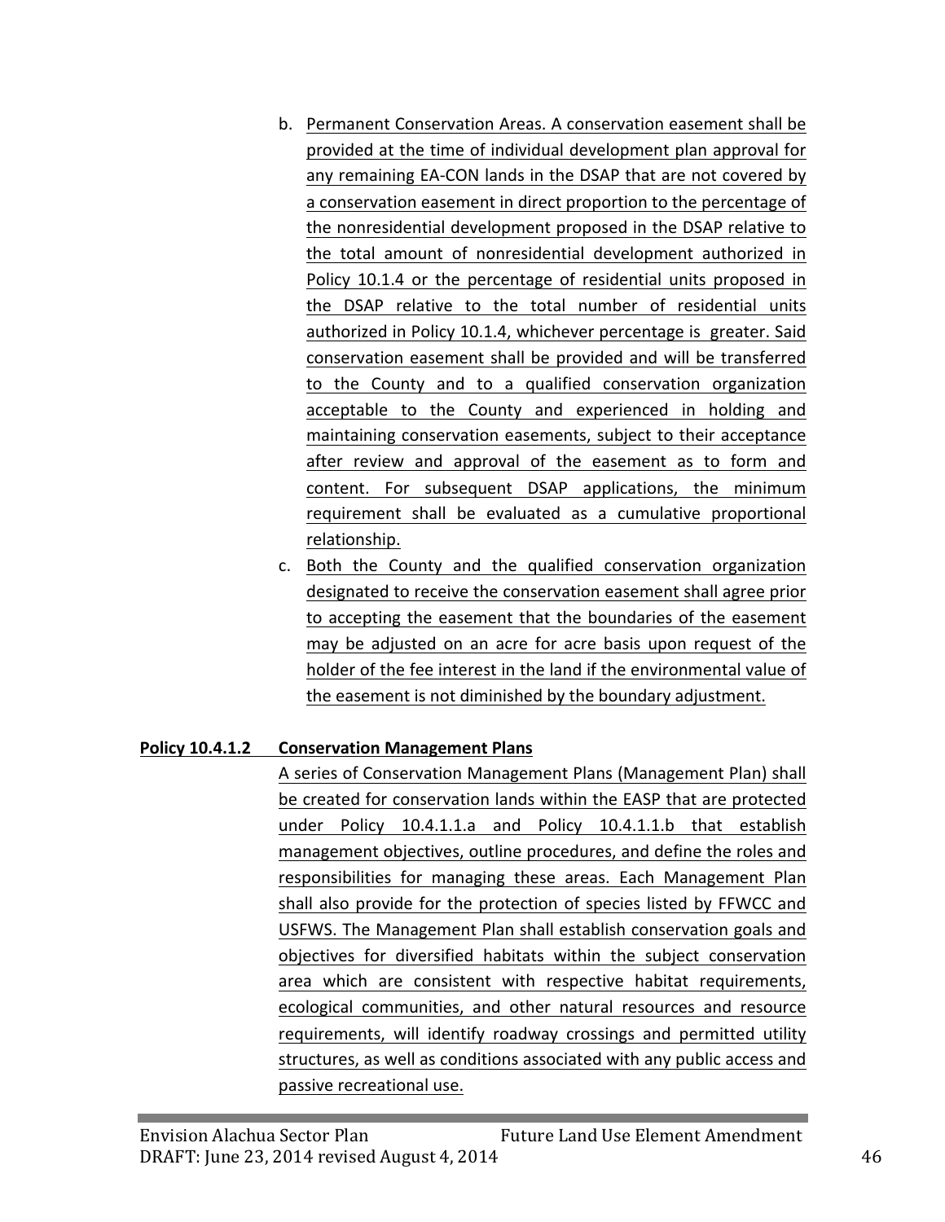b. Permanent Conservation Areas. A conservation easement shall be provided at the time of individual development plan approval for any remaining EA-CON lands in the DSAP that are not covered by a conservation easement in direct proportion to the percentage of the nonresidential development proposed in the DSAP relative to the total amount of nonresidential development authorized in Policy 10.1.4 or the percentage of residential units proposed in the DSAP relative to the total number of residential units authorized in Policy 10.1.4, whichever percentage is greater. Said conservation easement shall be provided and will be transferred to the County and to a qualified conservation organization acceptable to the County and experienced in holding and maintaining conservation easements, subject to their acceptance after review and approval of the easement as to form and content. For subsequent DSAP applications, the minimum requirement shall be evaluated as a cumulative proportional relationship.

c. Both the County and the qualified conservation organization designated to receive the conservation easement shall agree prior to accepting the easement that the boundaries of the easement may be adjusted on an acre for acre basis upon request of the holder of the fee interest in the land if the environmental value of the easement is not diminished by the boundary adjustment.

**Policy 10.4.1.2 Conservation Management Plans**

A series of Conservation Management Plans (Management Plan) shall be created for conservation lands within the EASP that are protected under Policy 10.4.1.1.a and Policy 10.4.1.1.b that establish management objectives, outline procedures, and define the roles and responsibilities for managing these areas. Each Management Plan shall also provide for the protection of species listed by FFWCC and USFWS. The Management Plan shall establish conservation goals and objectives for diversified habitats within the subject conservation area which are consistent with respective habitat requirements, ecological communities, and other natural resources and resource requirements, will identify roadway crossings and permitted utility structures, as well as conditions associated with any public access and passive recreational use.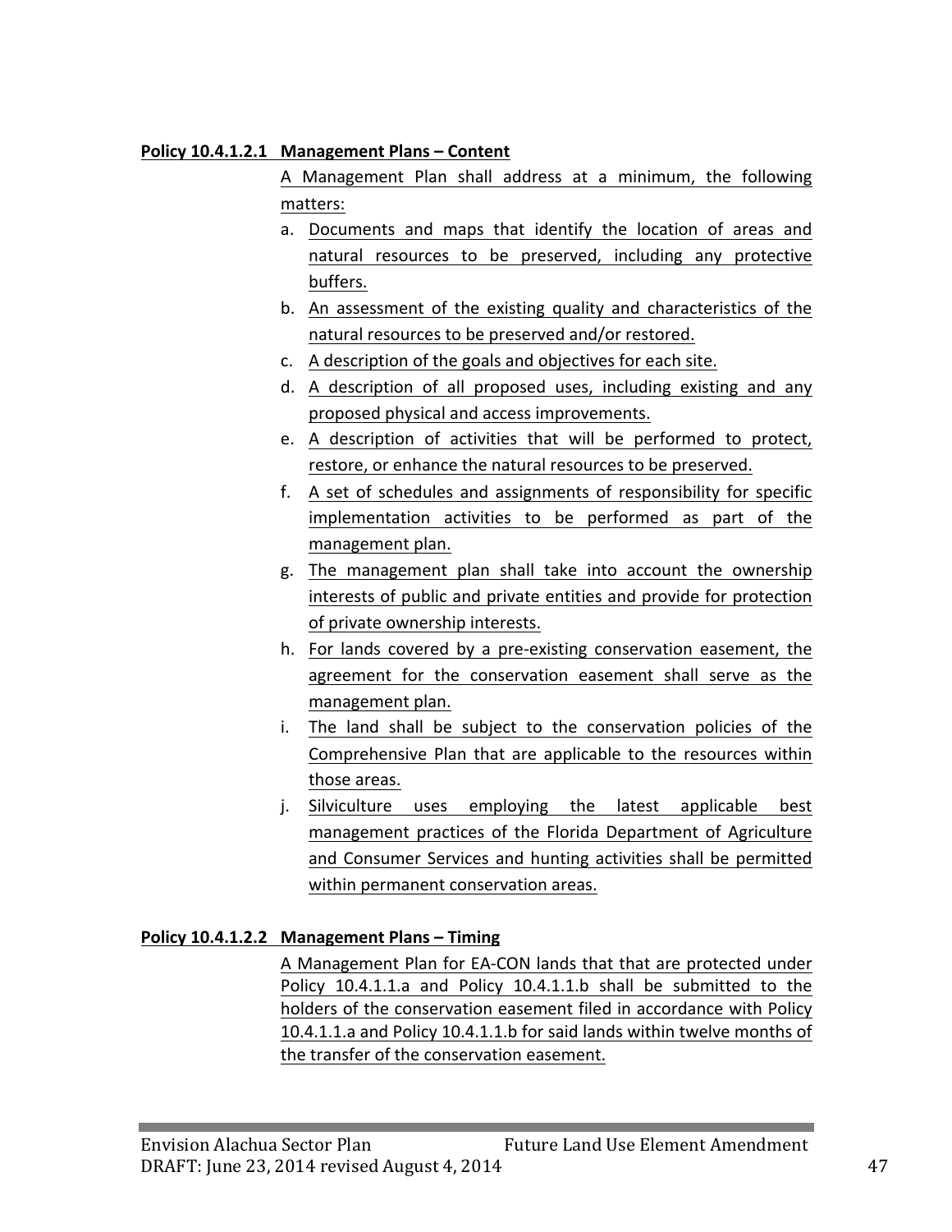**Policy 10.4.1.2.1 Management Plans – Content**

A Management Plan shall address at a minimum, the following matters:

a. Documents and maps that identify the location of areas and natural resources to be preserved, including any protective buffers.
b. An assessment of the existing quality and characteristics of the natural resources to be preserved and/or restored.
c. A description of the goals and objectives for each site.
d. A description of all proposed uses, including existing and any proposed physical and access improvements.
e. A description of activities that will be performed to protect, restore, or enhance the natural resources to be preserved.
f. A set of schedules and assignments of responsibility for specific implementation activities to be performed as part of the management plan.
g. The management plan shall take into account the ownership interests of public and private entities and provide for protection of private ownership interests.
h. For lands covered by a pre-existing conservation easement, the agreement for the conservation easement shall serve as the management plan.
i. The land shall be subject to the conservation policies of the Comprehensive Plan that are applicable to the resources within those areas.
j. Silviculture uses employing the latest applicable best management practices of the Florida Department of Agriculture and Consumer Services and hunting activities shall be permitted within permanent conservation areas.

**Policy 10.4.1.2.2 Management Plans – Timing**

A Management Plan for EA-CON lands that that are protected under Policy 10.4.1.1.a and Policy 10.4.1.1.b shall be submitted to the holders of the conservation easement filed in accordance with Policy 10.4.1.1.a and Policy 10.4.1.1.b for said lands within twelve months of the transfer of the conservation easement.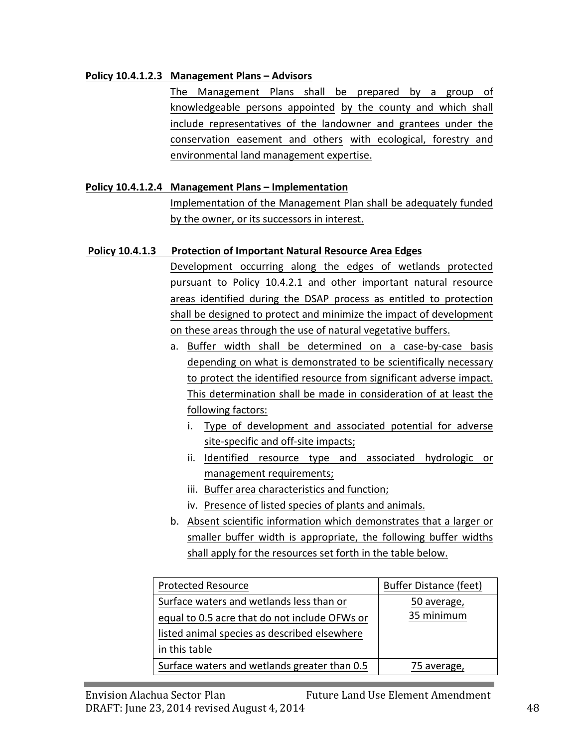**Policy 10.4.1.2.3 Management Plans – Advisors**

The Management Plans shall be prepared by a group of knowledgeable persons appointed by the county and which shall include representatives of the landowner and grantees under the conservation easement and others with ecological, forestry and environmental land management expertise.

**Policy 10.4.1.2.4 Management Plans – Implementation**

Implementation of the Management Plan shall be adequately funded by the owner, or its successors in interest.

**Policy 10.4.1.3 Protection of Important Natural Resource Area Edges**

Development occurring along the edges of wetlands protected pursuant to Policy 10.4.2.1 and other important natural resource areas identified during the DSAP process as entitled to protection shall be designed to protect and minimize the impact of development on these areas through the use of natural vegetative buffers.

a. Buffer width shall be determined on a case-by-case basis depending on what is demonstrated to be scientifically necessary to protect the identified resource from significant adverse impact. This determination shall be made in consideration of at least the following factors:
   i. Type of development and associated potential for adverse site-specific and off-site impacts;
   ii. Identified resource type and associated hydrologic or management requirements;
   iii. Buffer area characteristics and function;
   iv. Presence of listed species of plants and animals.
b. Absent scientific information which demonstrates that a larger or smaller buffer width is appropriate, the following buffer widths shall apply for the resources set forth in the table below.

| Protected Resource | Buffer Distance (feet) |
|---|---|
| Surface waters and wetlands less than or equal to 0.5 acre that do not include OFWs or listed animal species as described elsewhere in this table | 50 average, 35 minimum |
| Surface waters and wetlands greater than 0.5 | 75 average, |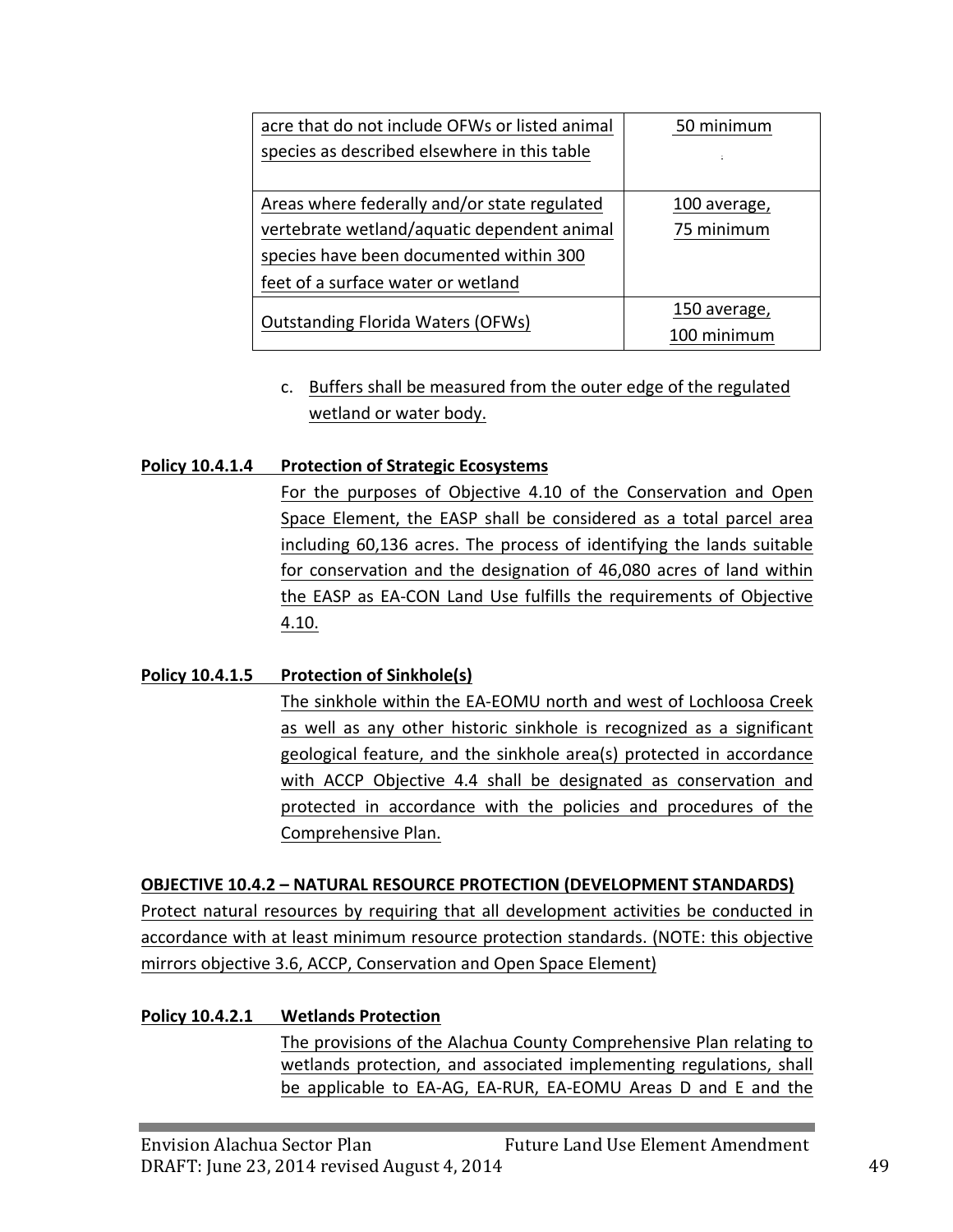| acre that do not include OFWs or listed animal species as described elsewhere in this table | 50 minimum |
|---|---|
| Areas where federally and/or state regulated vertebrate wetland/aquatic dependent animal species have been documented within 300 feet of a surface water or wetland | 100 average, 75 minimum |
| Outstanding Florida Waters (OFWs) | 150 average, 100 minimum |

c. Buffers shall be measured from the outer edge of the regulated wetland or water body.

**Policy 10.4.1.4 Protection of Strategic Ecosystems**

For the purposes of Objective 4.10 of the Conservation and Open Space Element, the EASP shall be considered as a total parcel area including 60,136 acres. The process of identifying the lands suitable for conservation and the designation of 46,080 acres of land within the EASP as EA-CON Land Use fulfills the requirements of Objective 4.10.

**Policy 10.4.1.5 Protection of Sinkhole(s)**

The sinkhole within the EA-EOMU north and west of Lochloosa Creek as well as any other historic sinkhole is recognized as a significant geological feature, and the sinkhole area(s) protected in accordance with ACCP Objective 4.4 shall be designated as conservation and protected in accordance with the policies and procedures of the Comprehensive Plan.

**OBJECTIVE 10.4.2 – NATURAL RESOURCE PROTECTION (DEVELOPMENT STANDARDS)**

Protect natural resources by requiring that all development activities be conducted in accordance with at least minimum resource protection standards. (NOTE: this objective mirrors objective 3.6, ACCP, Conservation and Open Space Element)

**Policy 10.4.2.1 Wetlands Protection**

The provisions of the Alachua County Comprehensive Plan relating to wetlands protection, and associated implementing regulations, shall be applicable to EA-AG, EA-RUR, EA-EOMU Areas D and E and the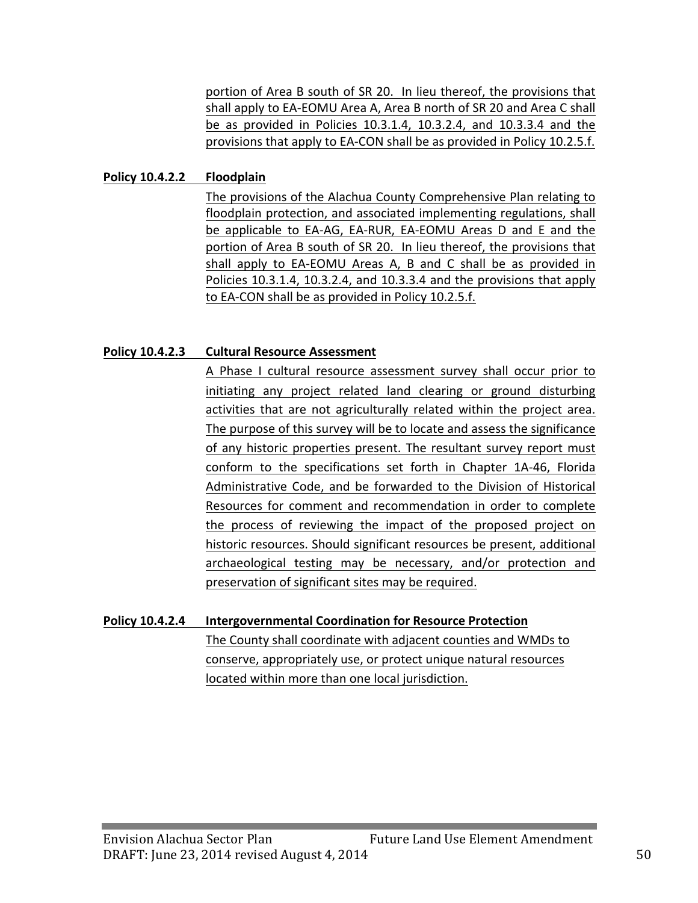portion of Area B south of SR 20. In lieu thereof, the provisions that shall apply to EA-EOMU Area A, Area B north of SR 20 and Area C shall be as provided in Policies 10.3.1.4, 10.3.2.4, and 10.3.3.4 and the provisions that apply to EA-CON shall be as provided in Policy 10.2.5.f.

**Policy 10.4.2.2 Floodplain**

The provisions of the Alachua County Comprehensive Plan relating to floodplain protection, and associated implementing regulations, shall be applicable to EA-AG, EA-RUR, EA-EOMU Areas D and E and the portion of Area B south of SR 20. In lieu thereof, the provisions that shall apply to EA-EOMU Areas A, B and C shall be as provided in Policies 10.3.1.4, 10.3.2.4, and 10.3.3.4 and the provisions that apply to EA-CON shall be as provided in Policy 10.2.5.f.

**Policy 10.4.2.3 Cultural Resource Assessment**

A Phase I cultural resource assessment survey shall occur prior to initiating any project related land clearing or ground disturbing activities that are not agriculturally related within the project area. The purpose of this survey will be to locate and assess the significance of any historic properties present. The resultant survey report must conform to the specifications set forth in Chapter 1A-46, Florida Administrative Code, and be forwarded to the Division of Historical Resources for comment and recommendation in order to complete the process of reviewing the impact of the proposed project on historic resources. Should significant resources be present, additional archaeological testing may be necessary, and/or protection and preservation of significant sites may be required.

**Policy 10.4.2.4 Intergovernmental Coordination for Resource Protection**

The County shall coordinate with adjacent counties and WMDs to conserve, appropriately use, or protect unique natural resources located within more than one local jurisdiction.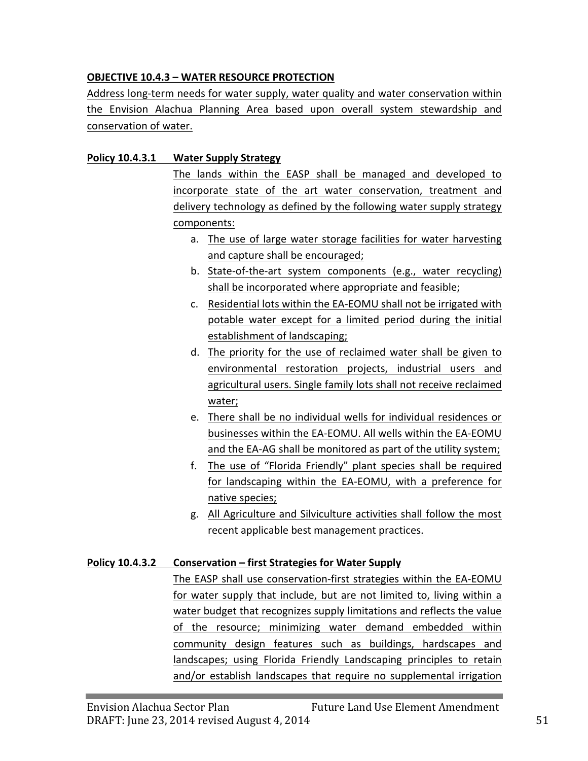**OBJECTIVE 10.4.3 – WATER RESOURCE PROTECTION**

Address long-term needs for water supply, water quality and water conservation within the Envision Alachua Planning Area based upon overall system stewardship and conservation of water.

**Policy 10.4.3.1 Water Supply Strategy**

The lands within the EASP shall be managed and developed to incorporate state of the art water conservation, treatment and delivery technology as defined by the following water supply strategy components:

a. The use of large water storage facilities for water harvesting and capture shall be encouraged;
b. State-of-the-art system components (e.g., water recycling) shall be incorporated where appropriate and feasible;
c. Residential lots within the EA-EOMU shall not be irrigated with potable water except for a limited period during the initial establishment of landscaping;
d. The priority for the use of reclaimed water shall be given to environmental restoration projects, industrial users and agricultural users. Single family lots shall not receive reclaimed water;
e. There shall be no individual wells for individual residences or businesses within the EA-EOMU. All wells within the EA-EOMU and the EA-AG shall be monitored as part of the utility system;
f. The use of "Florida Friendly" plant species shall be required for landscaping within the EA-EOMU, with a preference for native species;
g. All Agriculture and Silviculture activities shall follow the most recent applicable best management practices.

**Policy 10.4.3.2 Conservation – first Strategies for Water Supply**

The EASP shall use conservation-first strategies within the EA-EOMU for water supply that include, but are not limited to, living within a water budget that recognizes supply limitations and reflects the value of the resource; minimizing water demand embedded within community design features such as buildings, hardscapes and landscapes; using Florida Friendly Landscaping principles to retain and/or establish landscapes that require no supplemental irrigation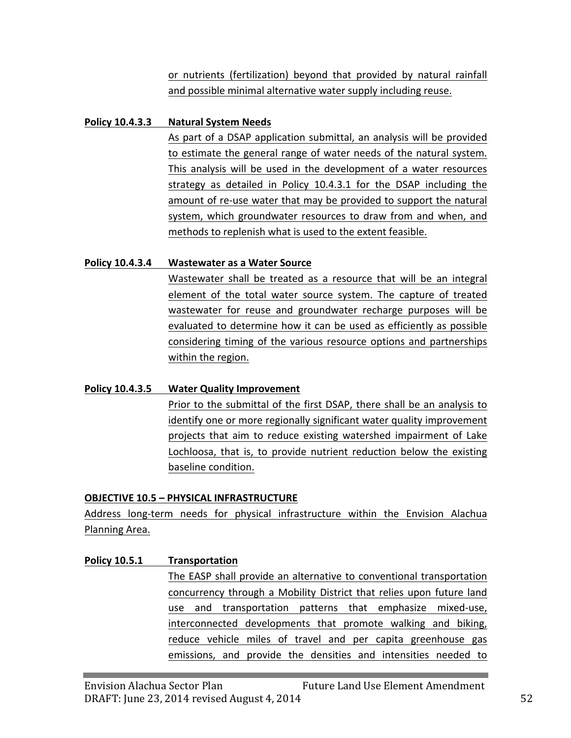or nutrients (fertilization) beyond that provided by natural rainfall and possible minimal alternative water supply including reuse.

**Policy 10.4.3.3 Natural System Needs**

As part of a DSAP application submittal, an analysis will be provided to estimate the general range of water needs of the natural system. This analysis will be used in the development of a water resources strategy as detailed in Policy 10.4.3.1 for the DSAP including the amount of re-use water that may be provided to support the natural system, which groundwater resources to draw from and when, and methods to replenish what is used to the extent feasible.

**Policy 10.4.3.4 Wastewater as a Water Source**

Wastewater shall be treated as a resource that will be an integral element of the total water source system. The capture of treated wastewater for reuse and groundwater recharge purposes will be evaluated to determine how it can be used as efficiently as possible considering timing of the various resource options and partnerships within the region.

**Policy 10.4.3.5 Water Quality Improvement**

Prior to the submittal of the first DSAP, there shall be an analysis to identify one or more regionally significant water quality improvement projects that aim to reduce existing watershed impairment of Lake Lochloosa, that is, to provide nutrient reduction below the existing baseline condition.

**OBJECTIVE 10.5 – PHYSICAL INFRASTRUCTURE**

Address long-term needs for physical infrastructure within the Envision Alachua Planning Area.

**Policy 10.5.1 Transportation**

The EASP shall provide an alternative to conventional transportation concurrency through a Mobility District that relies upon future land use and transportation patterns that emphasize mixed-use, interconnected developments that promote walking and biking, reduce vehicle miles of travel and per capita greenhouse gas emissions, and provide the densities and intensities needed to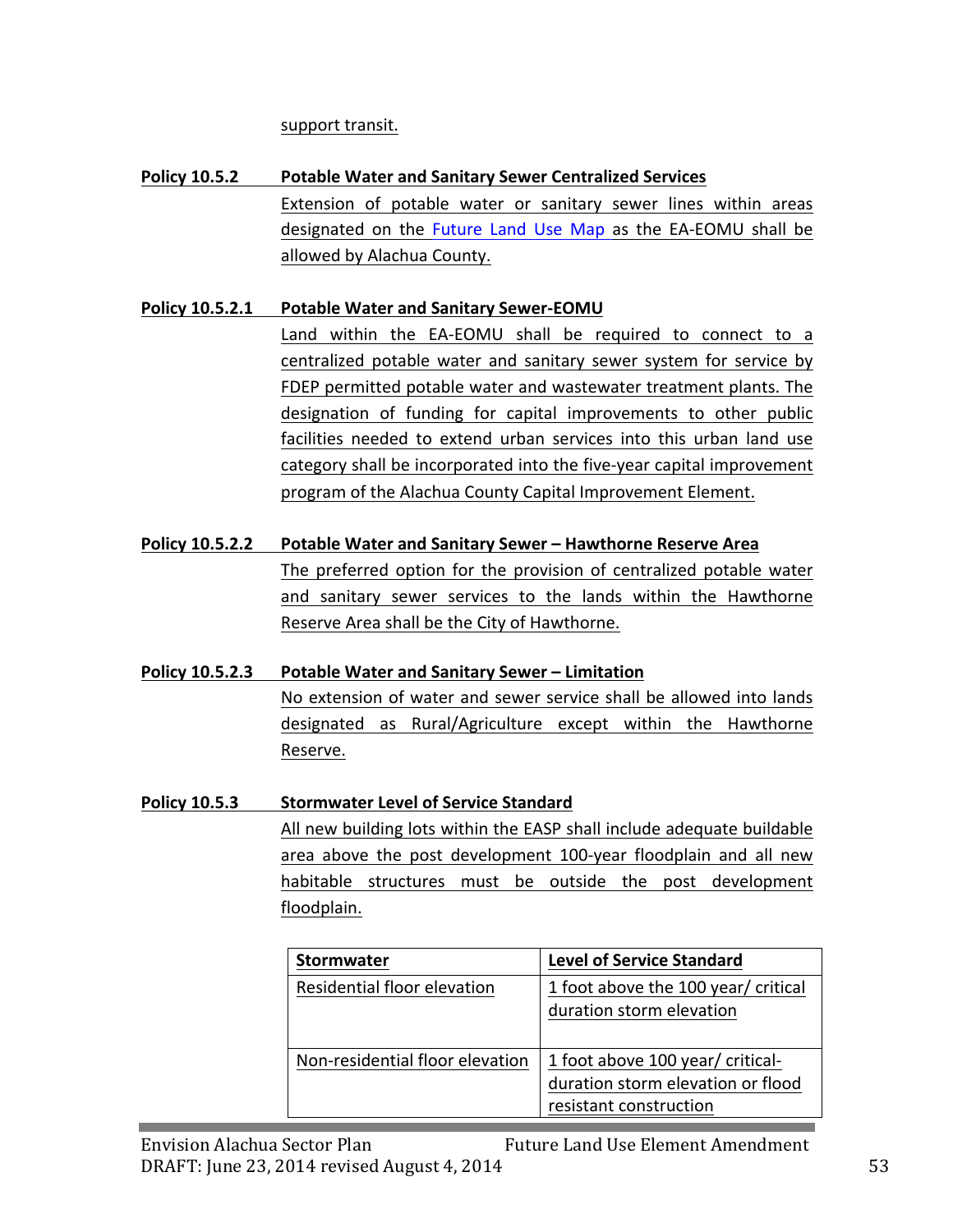support transit.

**Policy 10.5.2 Potable Water and Sanitary Sewer Centralized Services**

Extension of potable water or sanitary sewer lines within areas designated on the Future Land Use Map as the EA-EOMU shall be allowed by Alachua County.

**Policy 10.5.2.1 Potable Water and Sanitary Sewer-EOMU**

Land within the EA-EOMU shall be required to connect to a centralized potable water and sanitary sewer system for service by FDEP permitted potable water and wastewater treatment plants. The designation of funding for capital improvements to other public facilities needed to extend urban services into this urban land use category shall be incorporated into the five-year capital improvement program of the Alachua County Capital Improvement Element.

**Policy 10.5.2.2 Potable Water and Sanitary Sewer – Hawthorne Reserve Area**

The preferred option for the provision of centralized potable water and sanitary sewer services to the lands within the Hawthorne Reserve Area shall be the City of Hawthorne.

**Policy 10.5.2.3 Potable Water and Sanitary Sewer – Limitation**

No extension of water and sewer service shall be allowed into lands designated as Rural/Agriculture except within the Hawthorne Reserve.

**Policy 10.5.3 Stormwater Level of Service Standard**

All new building lots within the EASP shall include adequate buildable area above the post development 100-year floodplain and all new habitable structures must be outside the post development floodplain.

| **Stormwater** | **Level of Service Standard** |
|---|---|
| Residential floor elevation | 1 foot above the 100 year/ critical duration storm elevation |
| Non-residential floor elevation | 1 foot above 100 year/ critical-duration storm elevation or flood resistant construction |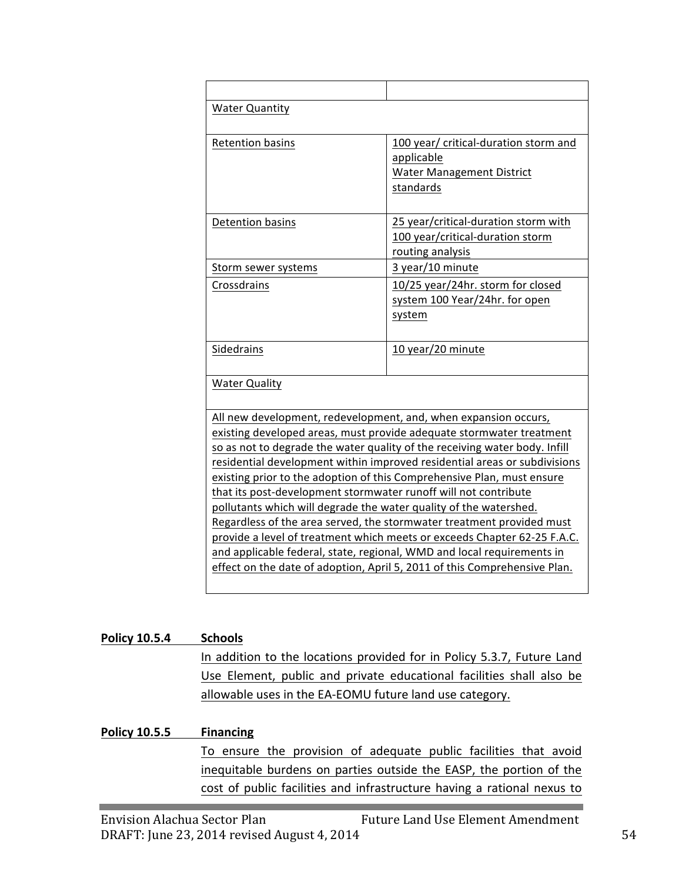| | |
|---|---|
| Water Quantity | |
| Retention basins | 100 year/ critical-duration storm and applicable Water Management District standards |
| Detention basins | 25 year/critical-duration storm with 100 year/critical-duration storm routing analysis |
| Storm sewer systems | 3 year/10 minute |
| Crossdrains | 10/25 year/24hr. storm for closed system 100 Year/24hr. for open system |
| Sidedrains | 10 year/20 minute |
| Water Quality | |
| All new development, redevelopment, and, when expansion occurs, existing developed areas, must provide adequate stormwater treatment so as not to degrade the water quality of the receiving water body. Infill residential development within improved residential areas or subdivisions existing prior to the adoption of this Comprehensive Plan, must ensure that its post-development stormwater runoff will not contribute pollutants which will degrade the water quality of the watershed. Regardless of the area served, the stormwater treatment provided must provide a level of treatment which meets or exceeds Chapter 62-25 F.A.C. and applicable federal, state, regional, WMD and local requirements in effect on the date of adoption, April 5, 2011 of this Comprehensive Plan. | |

**Policy 10.5.4 Schools**

In addition to the locations provided for in Policy 5.3.7, Future Land Use Element, public and private educational facilities shall also be allowable uses in the EA-EOMU future land use category.

**Policy 10.5.5 Financing**

To ensure the provision of adequate public facilities that avoid inequitable burdens on parties outside the EASP, the portion of the cost of public facilities and infrastructure having a rational nexus to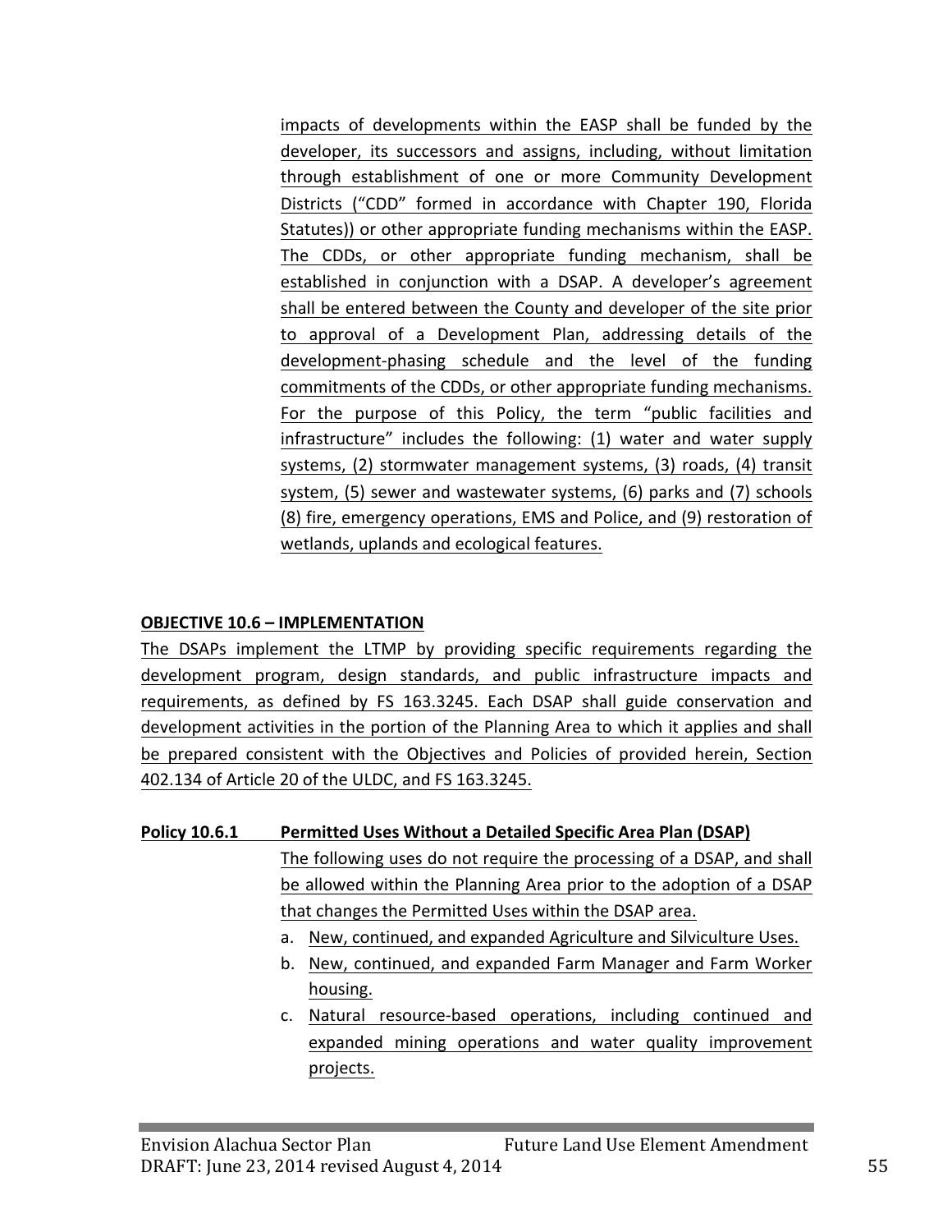impacts of developments within the EASP shall be funded by the developer, its successors and assigns, including, without limitation through establishment of one or more Community Development Districts ("CDD" formed in accordance with Chapter 190, Florida Statutes)) or other appropriate funding mechanisms within the EASP. The CDDs, or other appropriate funding mechanism, shall be established in conjunction with a DSAP. A developer's agreement shall be entered between the County and developer of the site prior to approval of a Development Plan, addressing details of the development-phasing schedule and the level of the funding commitments of the CDDs, or other appropriate funding mechanisms. For the purpose of this Policy, the term "public facilities and infrastructure" includes the following: (1) water and water supply systems, (2) stormwater management systems, (3) roads, (4) transit system, (5) sewer and wastewater systems, (6) parks and (7) schools (8) fire, emergency operations, EMS and Police, and (9) restoration of wetlands, uplands and ecological features.

**OBJECTIVE 10.6 – IMPLEMENTATION**

The DSAPs implement the LTMP by providing specific requirements regarding the development program, design standards, and public infrastructure impacts and requirements, as defined by FS 163.3245. Each DSAP shall guide conservation and development activities in the portion of the Planning Area to which it applies and shall be prepared consistent with the Objectives and Policies of provided herein, Section 402.134 of Article 20 of the ULDC, and FS 163.3245.

**Policy 10.6.1 Permitted Uses Without a Detailed Specific Area Plan (DSAP)**

The following uses do not require the processing of a DSAP, and shall be allowed within the Planning Area prior to the adoption of a DSAP that changes the Permitted Uses within the DSAP area.

a. New, continued, and expanded Agriculture and Silviculture Uses.
b. New, continued, and expanded Farm Manager and Farm Worker housing.
c. Natural resource-based operations, including continued and expanded mining operations and water quality improvement projects.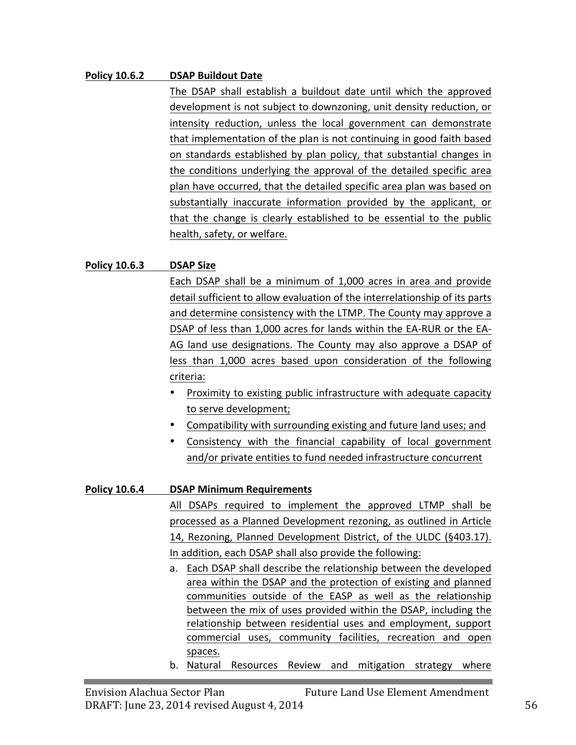**Policy 10.6.2 DSAP Buildout Date**

The DSAP shall establish a buildout date until which the approved development is not subject to downzoning, unit density reduction, or intensity reduction, unless the local government can demonstrate that implementation of the plan is not continuing in good faith based on standards established by plan policy, that substantial changes in the conditions underlying the approval of the detailed specific area plan have occurred, that the detailed specific area plan was based on substantially inaccurate information provided by the applicant, or that the change is clearly established to be essential to the public health, safety, or welfare.

**Policy 10.6.3 DSAP Size**

Each DSAP shall be a minimum of 1,000 acres in area and provide detail sufficient to allow evaluation of the interrelationship of its parts and determine consistency with the LTMP. The County may approve a DSAP of less than 1,000 acres for lands within the EA-RUR or the EA-AG land use designations. The County may also approve a DSAP of less than 1,000 acres based upon consideration of the following criteria:

- Proximity to existing public infrastructure with adequate capacity to serve development;
- Compatibility with surrounding existing and future land uses; and
- Consistency with the financial capability of local government and/or private entities to fund needed infrastructure concurrent

**Policy 10.6.4 DSAP Minimum Requirements**

All DSAPs required to implement the approved LTMP shall be processed as a Planned Development rezoning, as outlined in Article 14, Rezoning, Planned Development District, of the ULDC (§403.17). In addition, each DSAP shall also provide the following:

a. Each DSAP shall describe the relationship between the developed area within the DSAP and the protection of existing and planned communities outside of the EASP as well as the relationship between the mix of uses provided within the DSAP, including the relationship between residential uses and employment, support commercial uses, community facilities, recreation and open spaces.

b. Natural Resources Review and mitigation strategy where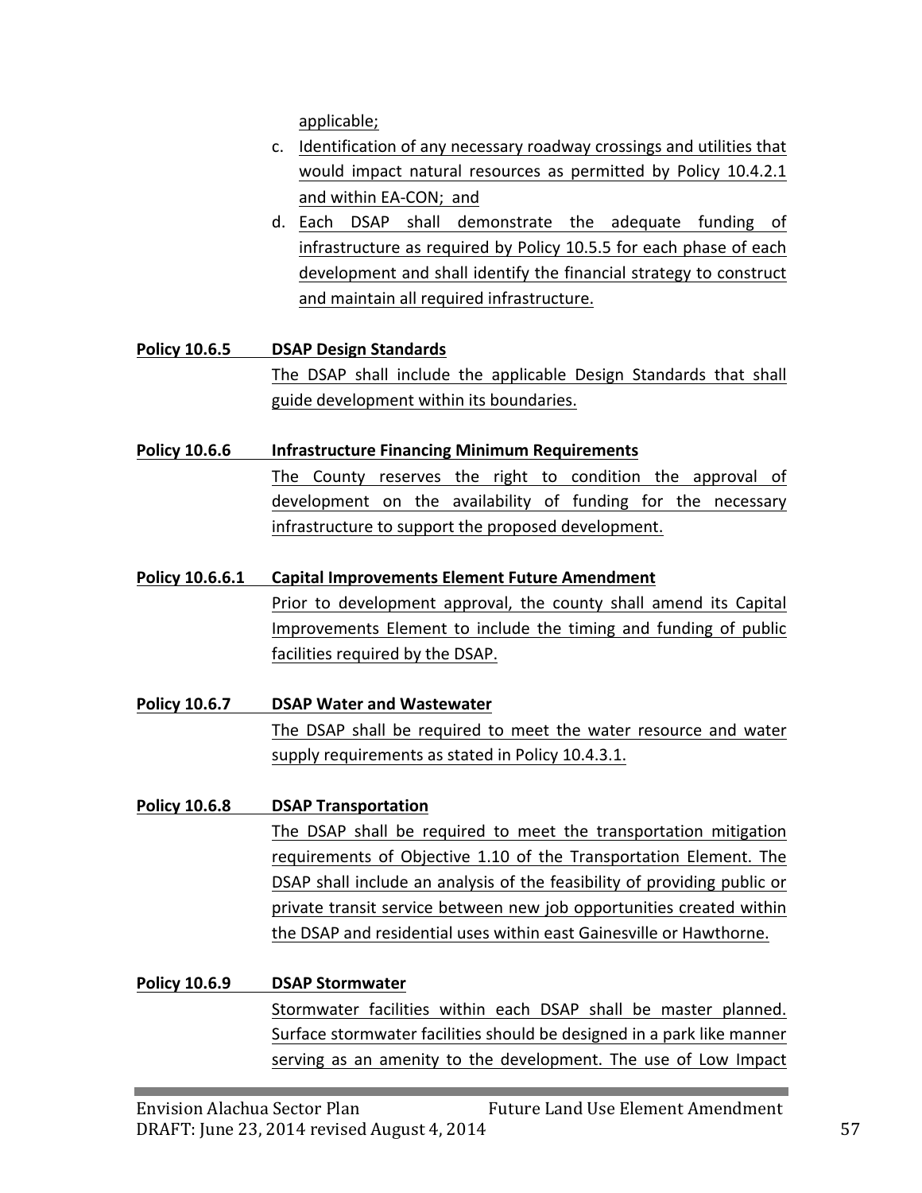applicable;

c. Identification of any necessary roadway crossings and utilities that would impact natural resources as permitted by Policy 10.4.2.1 and within EA-CON; and
d. Each DSAP shall demonstrate the adequate funding of infrastructure as required by Policy 10.5.5 for each phase of each development and shall identify the financial strategy to construct and maintain all required infrastructure.

**Policy 10.6.5 DSAP Design Standards**

The DSAP shall include the applicable Design Standards that shall guide development within its boundaries.

**Policy 10.6.6 Infrastructure Financing Minimum Requirements**

The County reserves the right to condition the approval of development on the availability of funding for the necessary infrastructure to support the proposed development.

**Policy 10.6.6.1 Capital Improvements Element Future Amendment**

Prior to development approval, the county shall amend its Capital Improvements Element to include the timing and funding of public facilities required by the DSAP.

**Policy 10.6.7 DSAP Water and Wastewater**

The DSAP shall be required to meet the water resource and water supply requirements as stated in Policy 10.4.3.1.

**Policy 10.6.8 DSAP Transportation**

The DSAP shall be required to meet the transportation mitigation requirements of Objective 1.10 of the Transportation Element. The DSAP shall include an analysis of the feasibility of providing public or private transit service between new job opportunities created within the DSAP and residential uses within east Gainesville or Hawthorne.

**Policy 10.6.9 DSAP Stormwater**

Stormwater facilities within each DSAP shall be master planned. Surface stormwater facilities should be designed in a park like manner serving as an amenity to the development. The use of Low Impact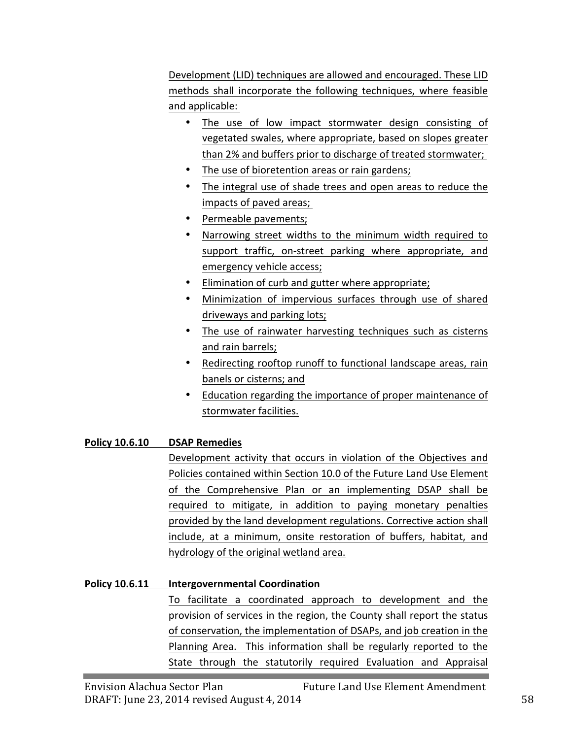Development (LID) techniques are allowed and encouraged. These LID methods shall incorporate the following techniques, where feasible and applicable:

- The use of low impact stormwater design consisting of vegetated swales, where appropriate, based on slopes greater than 2% and buffers prior to discharge of treated stormwater;
- The use of bioretention areas or rain gardens;
- The integral use of shade trees and open areas to reduce the impacts of paved areas;
- Permeable pavements;
- Narrowing street widths to the minimum width required to support traffic, on-street parking where appropriate, and emergency vehicle access;
- Elimination of curb and gutter where appropriate;
- Minimization of impervious surfaces through use of shared driveways and parking lots;
- The use of rainwater harvesting techniques such as cisterns and rain barrels;
- Redirecting rooftop runoff to functional landscape areas, rain banels or cisterns; and
- Education regarding the importance of proper maintenance of stormwater facilities.

**Policy 10.6.10 DSAP Remedies**

Development activity that occurs in violation of the Objectives and Policies contained within Section 10.0 of the Future Land Use Element of the Comprehensive Plan or an implementing DSAP shall be required to mitigate, in addition to paying monetary penalties provided by the land development regulations. Corrective action shall include, at a minimum, onsite restoration of buffers, habitat, and hydrology of the original wetland area.

**Policy 10.6.11 Intergovernmental Coordination**

To facilitate a coordinated approach to development and the provision of services in the region, the County shall report the status of conservation, the implementation of DSAPs, and job creation in the Planning Area. This information shall be regularly reported to the State through the statutorily required Evaluation and Appraisal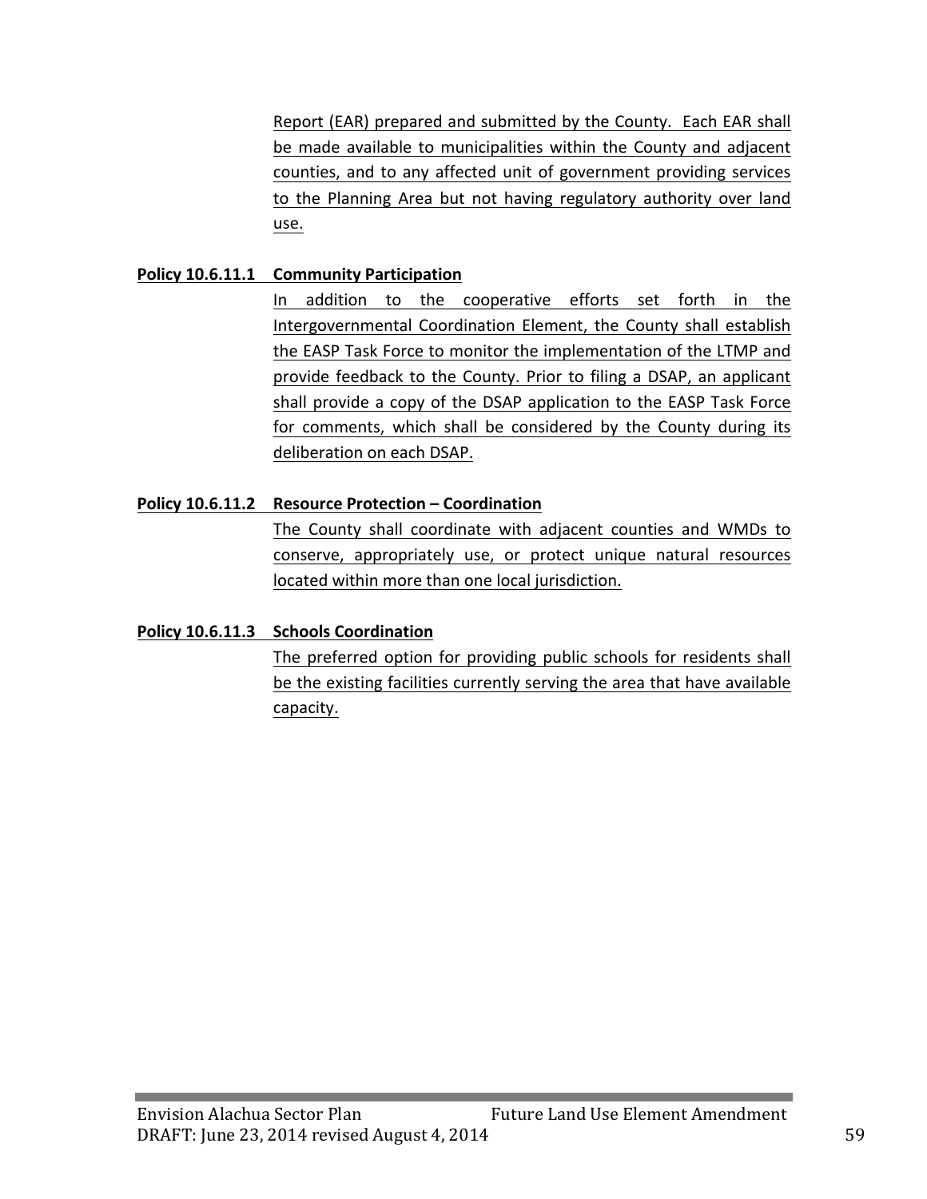Report (EAR) prepared and submitted by the County. Each EAR shall be made available to municipalities within the County and adjacent counties, and to any affected unit of government providing services to the Planning Area but not having regulatory authority over land use.

**Policy 10.6.11.1 Community Participation**

In addition to the cooperative efforts set forth in the Intergovernmental Coordination Element, the County shall establish the EASP Task Force to monitor the implementation of the LTMP and provide feedback to the County. Prior to filing a DSAP, an applicant shall provide a copy of the DSAP application to the EASP Task Force for comments, which shall be considered by the County during its deliberation on each DSAP.

**Policy 10.6.11.2 Resource Protection – Coordination**

The County shall coordinate with adjacent counties and WMDs to conserve, appropriately use, or protect unique natural resources located within more than one local jurisdiction.

**Policy 10.6.11.3 Schools Coordination**

The preferred option for providing public schools for residents shall be the existing facilities currently serving the area that have available capacity.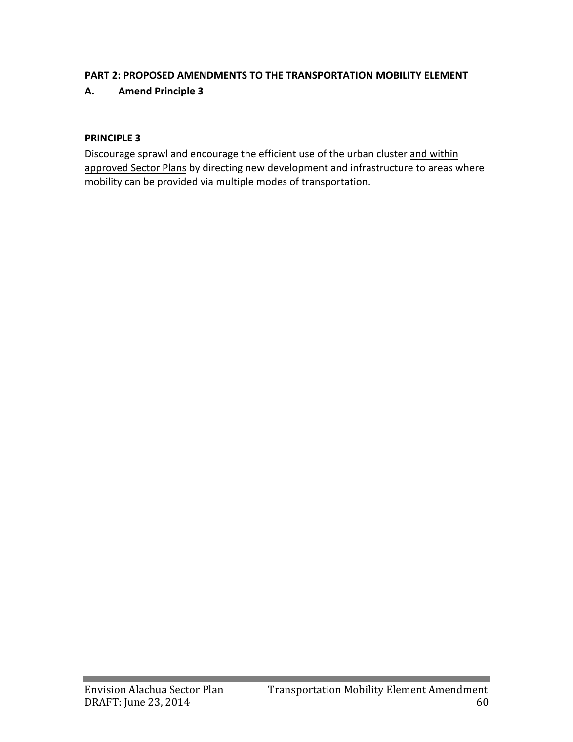**PART 2: PROPOSED AMENDMENTS TO THE TRANSPORTATION MOBILITY ELEMENT**

**A. Amend Principle 3**

**PRINCIPLE 3**

Discourage sprawl and encourage the efficient use of the urban cluster <u>and within approved Sector Plans</u> by directing new development and infrastructure to areas where mobility can be provided via multiple modes of transportation.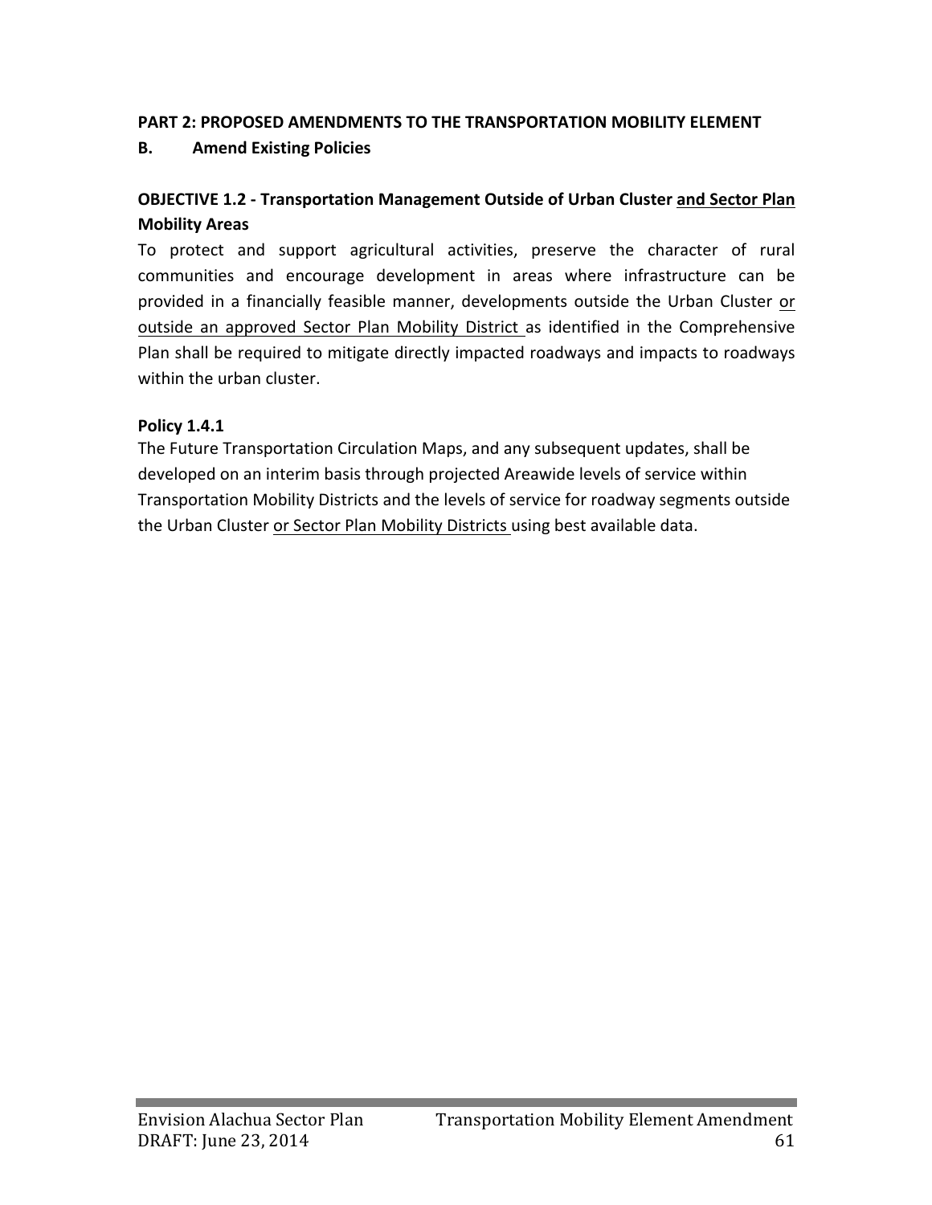**PART 2: PROPOSED AMENDMENTS TO THE TRANSPORTATION MOBILITY ELEMENT**

**B. Amend Existing Policies**

**OBJECTIVE 1.2 - Transportation Management Outside of Urban Cluster <u>and Sector Plan</u> Mobility Areas**

To protect and support agricultural activities, preserve the character of rural communities and encourage development in areas where infrastructure can be provided in a financially feasible manner, developments outside the Urban Cluster <u>or outside an approved Sector Plan Mobility District</u> as identified in the Comprehensive Plan shall be required to mitigate directly impacted roadways and impacts to roadways within the urban cluster.

**Policy 1.4.1**

The Future Transportation Circulation Maps, and any subsequent updates, shall be developed on an interim basis through projected Areawide levels of service within Transportation Mobility Districts and the levels of service for roadway segments outside the Urban Cluster <u>or Sector Plan Mobility Districts</u> using best available data.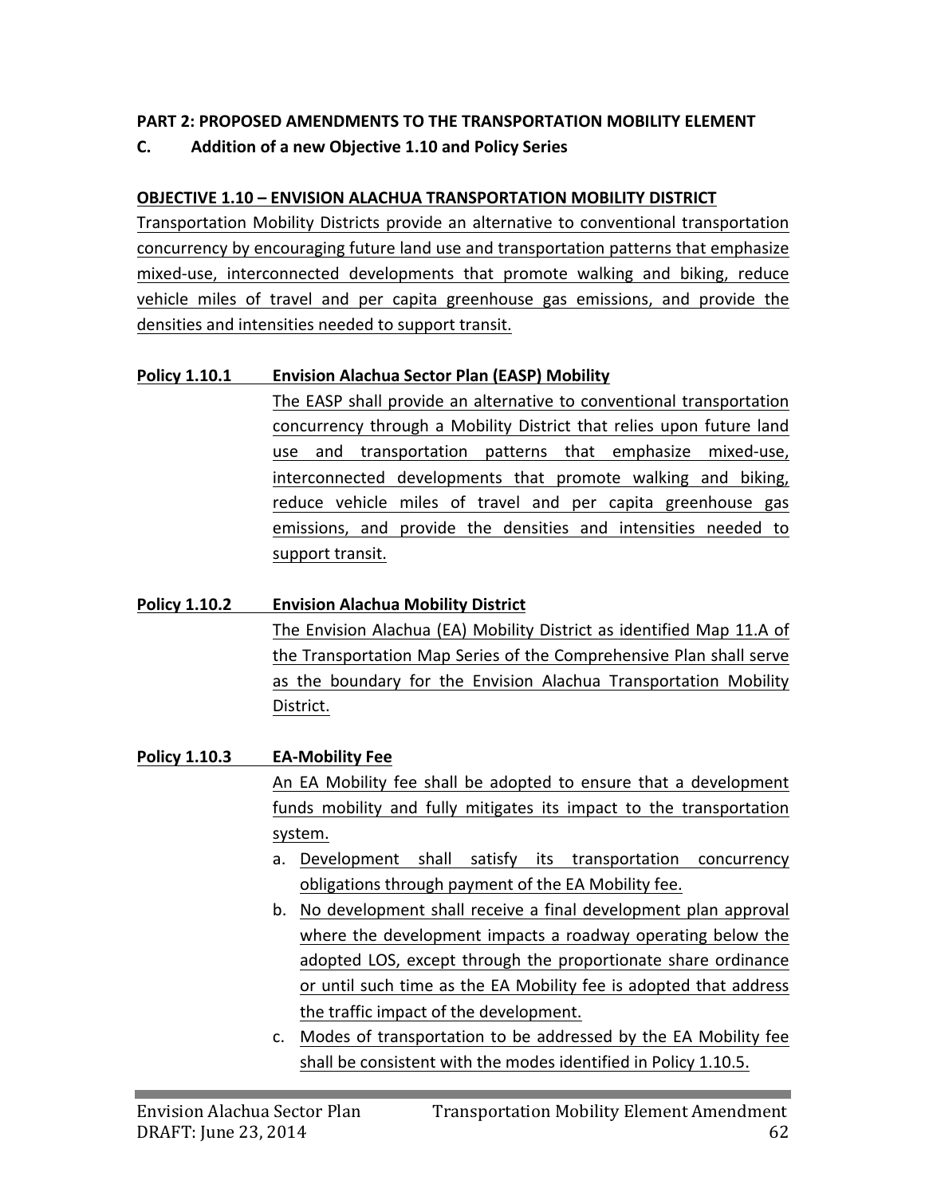**PART 2: PROPOSED AMENDMENTS TO THE TRANSPORTATION MOBILITY ELEMENT**

**C. Addition of a new Objective 1.10 and Policy Series**

**OBJECTIVE 1.10 – ENVISION ALACHUA TRANSPORTATION MOBILITY DISTRICT**

Transportation Mobility Districts provide an alternative to conventional transportation concurrency by encouraging future land use and transportation patterns that emphasize mixed-use, interconnected developments that promote walking and biking, reduce vehicle miles of travel and per capita greenhouse gas emissions, and provide the densities and intensities needed to support transit.

**Policy 1.10.1 Envision Alachua Sector Plan (EASP) Mobility**

The EASP shall provide an alternative to conventional transportation concurrency through a Mobility District that relies upon future land use and transportation patterns that emphasize mixed-use, interconnected developments that promote walking and biking, reduce vehicle miles of travel and per capita greenhouse gas emissions, and provide the densities and intensities needed to support transit.

**Policy 1.10.2 Envision Alachua Mobility District**

The Envision Alachua (EA) Mobility District as identified Map 11.A of the Transportation Map Series of the Comprehensive Plan shall serve as the boundary for the Envision Alachua Transportation Mobility District.

**Policy 1.10.3 EA-Mobility Fee**

An EA Mobility fee shall be adopted to ensure that a development funds mobility and fully mitigates its impact to the transportation system.

a. Development shall satisfy its transportation concurrency obligations through payment of the EA Mobility fee.
b. No development shall receive a final development plan approval where the development impacts a roadway operating below the adopted LOS, except through the proportionate share ordinance or until such time as the EA Mobility fee is adopted that address the traffic impact of the development.
c. Modes of transportation to be addressed by the EA Mobility fee shall be consistent with the modes identified in Policy 1.10.5.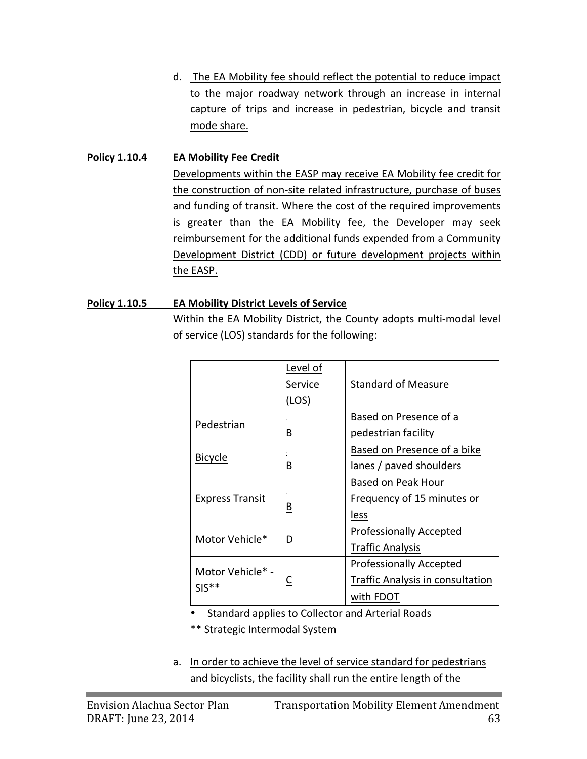d. The EA Mobility fee should reflect the potential to reduce impact to the major roadway network through an increase in internal capture of trips and increase in pedestrian, bicycle and transit mode share.

**Policy 1.10.4 EA Mobility Fee Credit**

Developments within the EASP may receive EA Mobility fee credit for the construction of non-site related infrastructure, purchase of buses and funding of transit. Where the cost of the required improvements is greater than the EA Mobility fee, the Developer may seek reimbursement for the additional funds expended from a Community Development District (CDD) or future development projects within the EASP.

**Policy 1.10.5 EA Mobility District Levels of Service**

Within the EA Mobility District, the County adopts multi-modal level of service (LOS) standards for the following:

| | Level of Service (LOS) | Standard of Measure |
|---|---|---|
| Pedestrian | B | Based on Presence of a pedestrian facility |
| Bicycle | B | Based on Presence of a bike lanes / paved shoulders |
| Express Transit | B | Based on Peak Hour Frequency of 15 minutes or less |
| Motor Vehicle* | D | Professionally Accepted Traffic Analysis |
| Motor Vehicle* - SIS** | C | Professionally Accepted Traffic Analysis in consultation with FDOT |

- Standard applies to Collector and Arterial Roads

** Strategic Intermodal System

a. In order to achieve the level of service standard for pedestrians and bicyclists, the facility shall run the entire length of the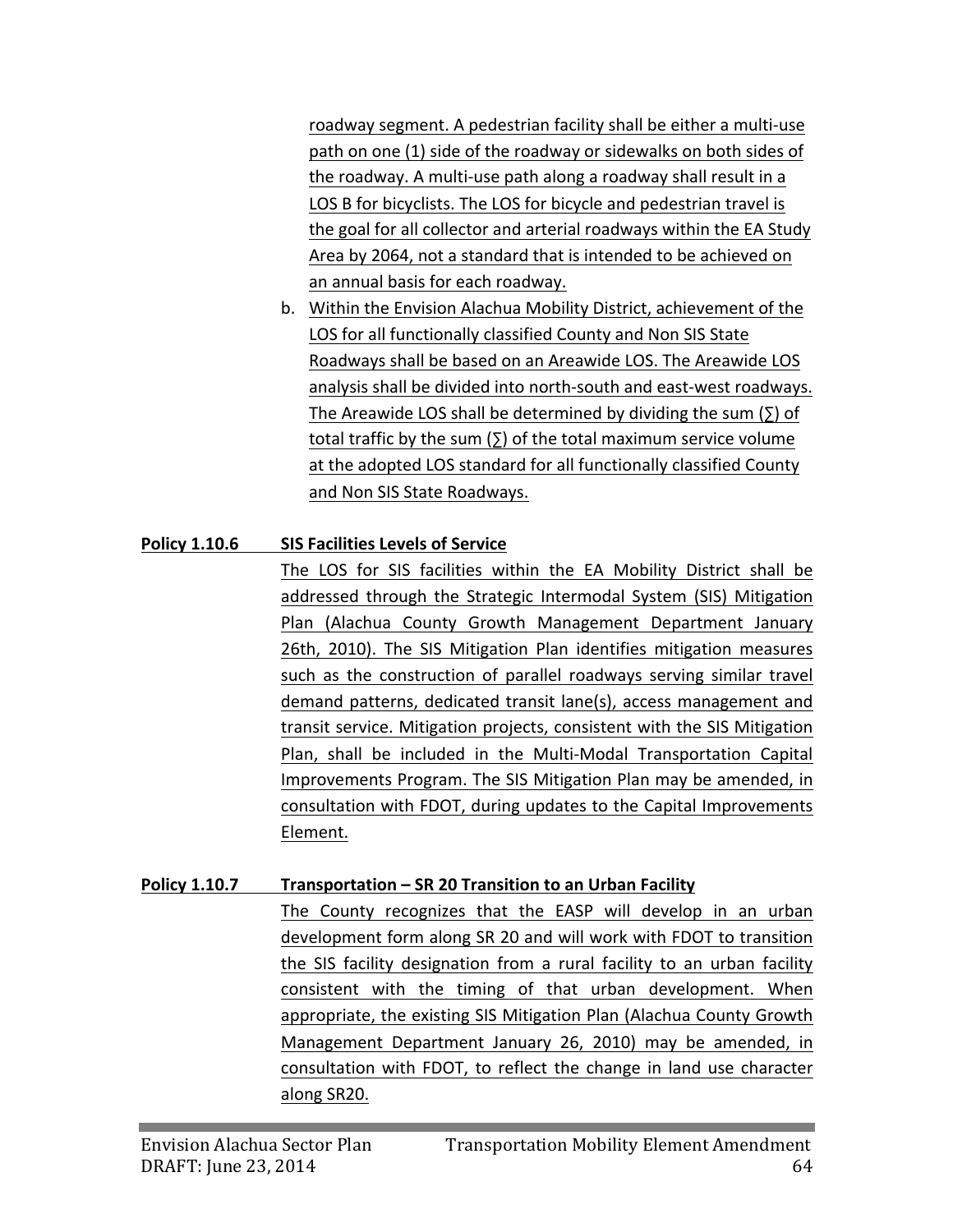roadway segment. A pedestrian facility shall be either a multi-use path on one (1) side of the roadway or sidewalks on both sides of the roadway. A multi-use path along a roadway shall result in a LOS B for bicyclists. The LOS for bicycle and pedestrian travel is the goal for all collector and arterial roadways within the EA Study Area by 2064, not a standard that is intended to be achieved on an annual basis for each roadway.

b. Within the Envision Alachua Mobility District, achievement of the LOS for all functionally classified County and Non SIS State Roadways shall be based on an Areawide LOS. The Areawide LOS analysis shall be divided into north-south and east-west roadways. The Areawide LOS shall be determined by dividing the sum (∑) of total traffic by the sum (∑) of the total maximum service volume at the adopted LOS standard for all functionally classified County and Non SIS State Roadways.

**Policy 1.10.6 SIS Facilities Levels of Service**

The LOS for SIS facilities within the EA Mobility District shall be addressed through the Strategic Intermodal System (SIS) Mitigation Plan (Alachua County Growth Management Department January 26th, 2010). The SIS Mitigation Plan identifies mitigation measures such as the construction of parallel roadways serving similar travel demand patterns, dedicated transit lane(s), access management and transit service. Mitigation projects, consistent with the SIS Mitigation Plan, shall be included in the Multi-Modal Transportation Capital Improvements Program. The SIS Mitigation Plan may be amended, in consultation with FDOT, during updates to the Capital Improvements Element.

**Policy 1.10.7 Transportation – SR 20 Transition to an Urban Facility**

The County recognizes that the EASP will develop in an urban development form along SR 20 and will work with FDOT to transition the SIS facility designation from a rural facility to an urban facility consistent with the timing of that urban development. When appropriate, the existing SIS Mitigation Plan (Alachua County Growth Management Department January 26, 2010) may be amended, in consultation with FDOT, to reflect the change in land use character along SR20.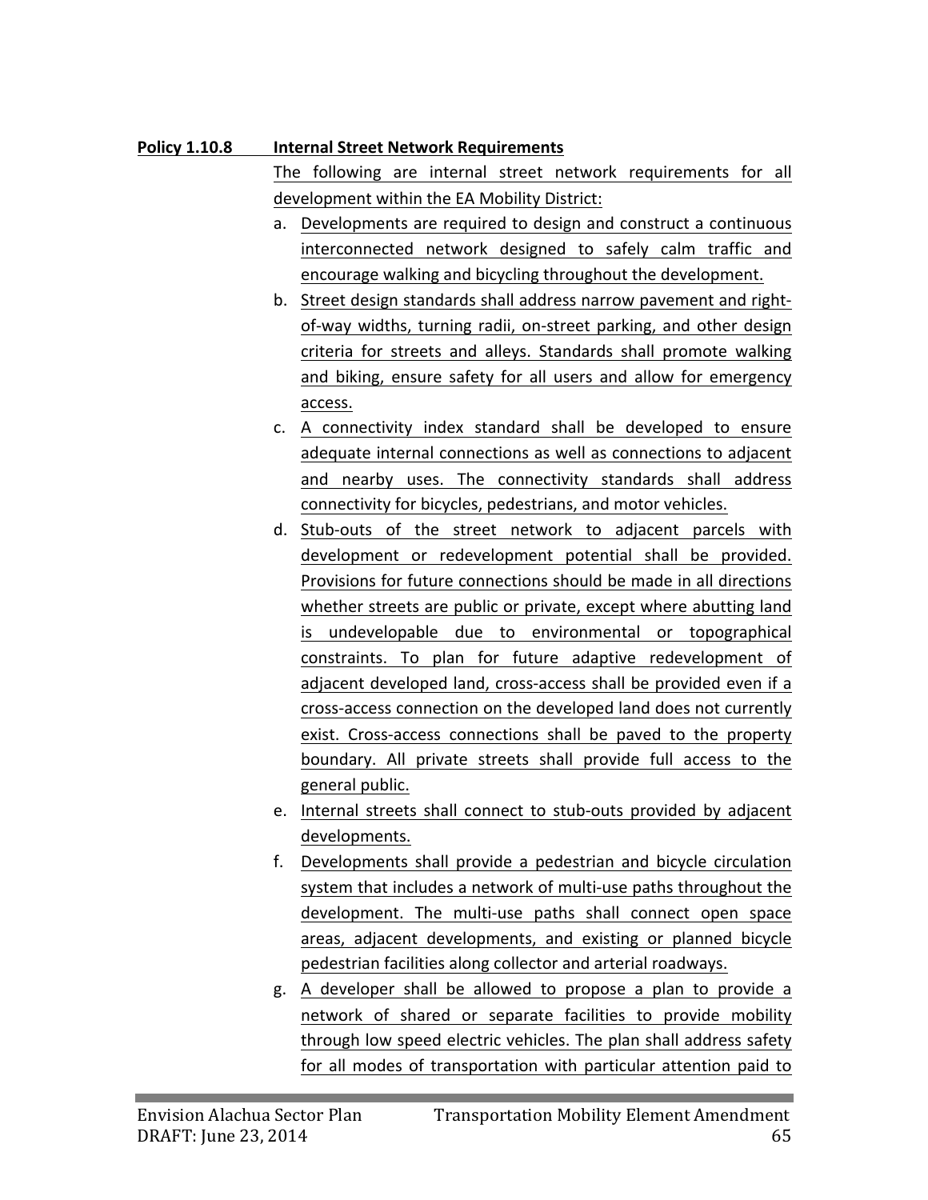**Policy 1.10.8 Internal Street Network Requirements**

The following are internal street network requirements for all development within the EA Mobility District:

a. Developments are required to design and construct a continuous interconnected network designed to safely calm traffic and encourage walking and bicycling throughout the development.

b. Street design standards shall address narrow pavement and right-of-way widths, turning radii, on-street parking, and other design criteria for streets and alleys. Standards shall promote walking and biking, ensure safety for all users and allow for emergency access.

c. A connectivity index standard shall be developed to ensure adequate internal connections as well as connections to adjacent and nearby uses. The connectivity standards shall address connectivity for bicycles, pedestrians, and motor vehicles.

d. Stub-outs of the street network to adjacent parcels with development or redevelopment potential shall be provided. Provisions for future connections should be made in all directions whether streets are public or private, except where abutting land is undevelopable due to environmental or topographical constraints. To plan for future adaptive redevelopment of adjacent developed land, cross-access shall be provided even if a cross-access connection on the developed land does not currently exist. Cross-access connections shall be paved to the property boundary. All private streets shall provide full access to the general public.

e. Internal streets shall connect to stub-outs provided by adjacent developments.

f. Developments shall provide a pedestrian and bicycle circulation system that includes a network of multi-use paths throughout the development. The multi-use paths shall connect open space areas, adjacent developments, and existing or planned bicycle pedestrian facilities along collector and arterial roadways.

g. A developer shall be allowed to propose a plan to provide a network of shared or separate facilities to provide mobility through low speed electric vehicles. The plan shall address safety for all modes of transportation with particular attention paid to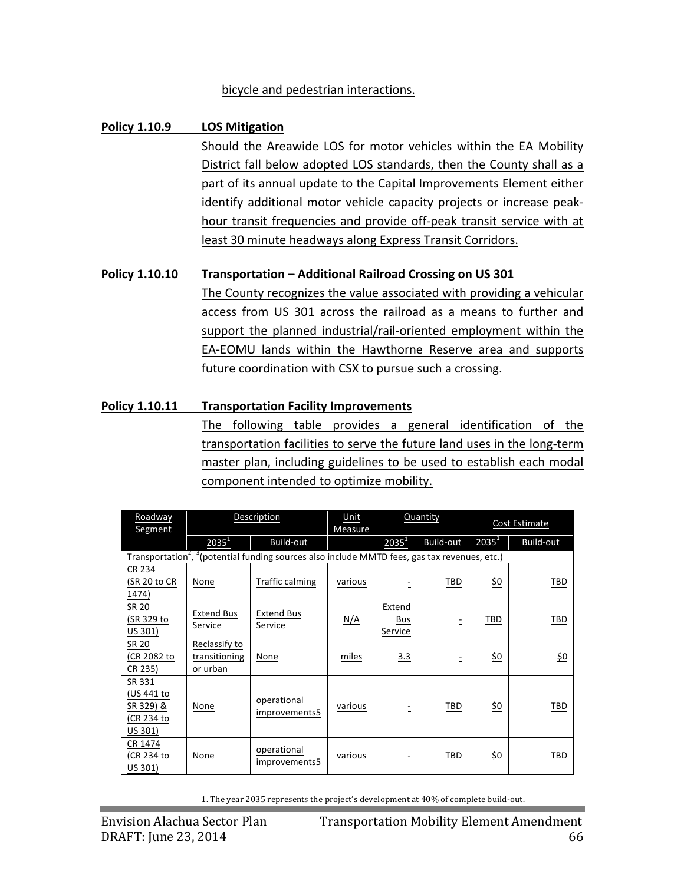bicycle and pedestrian interactions.

**Policy 1.10.9 LOS Mitigation**

Should the Areawide LOS for motor vehicles within the EA Mobility District fall below adopted LOS standards, then the County shall as a part of its annual update to the Capital Improvements Element either identify additional motor vehicle capacity projects or increase peak-hour transit frequencies and provide off-peak transit service with at least 30 minute headways along Express Transit Corridors.

**Policy 1.10.10 Transportation – Additional Railroad Crossing on US 301**

The County recognizes the value associated with providing a vehicular access from US 301 across the railroad as a means to further and support the planned industrial/rail-oriented employment within the EA-EOMU lands within the Hawthorne Reserve area and supports future coordination with CSX to pursue such a crossing.

**Policy 1.10.11 Transportation Facility Improvements**

The following table provides a general identification of the transportation facilities to serve the future land uses in the long-term master plan, including guidelines to be used to establish each modal component intended to optimize mobility.

| Roadway Segment | Description | | Unit Measure | Quantity | | Cost Estimate | |
|---|---|---|---|---|---|---|---|
| | 2035[1] | Build-out | | 2035[1] | Build-out | 2035[1] | Build-out |
| Transportation[2], [3](potential funding sources also include MMTD fees, gas tax revenues, etc.) | | | | | | | |
| CR 234 (SR 20 to CR 1474) | None | Traffic calming | various | - | TBD | $0 | TBD |
| SR 20 (SR 329 to US 301) | Extend Bus Service | Extend Bus Service | N/A | Extend Bus Service | - | TBD | TBD |
| SR 20 (CR 2082 to CR 235) | Reclassify to transitioning or urban | None | miles | 3.3 | - | $0 | $0 |
| SR 331 (US 441 to SR 329) & (CR 234 to US 301) | None | operational improvements5 | various | - | TBD | $0 | TBD |
| CR 1474 (CR 234 to US 301) | None | operational improvements5 | various | - | TBD | $0 | TBD |

1. The year 2035 represents the project's development at 40% of complete build-out.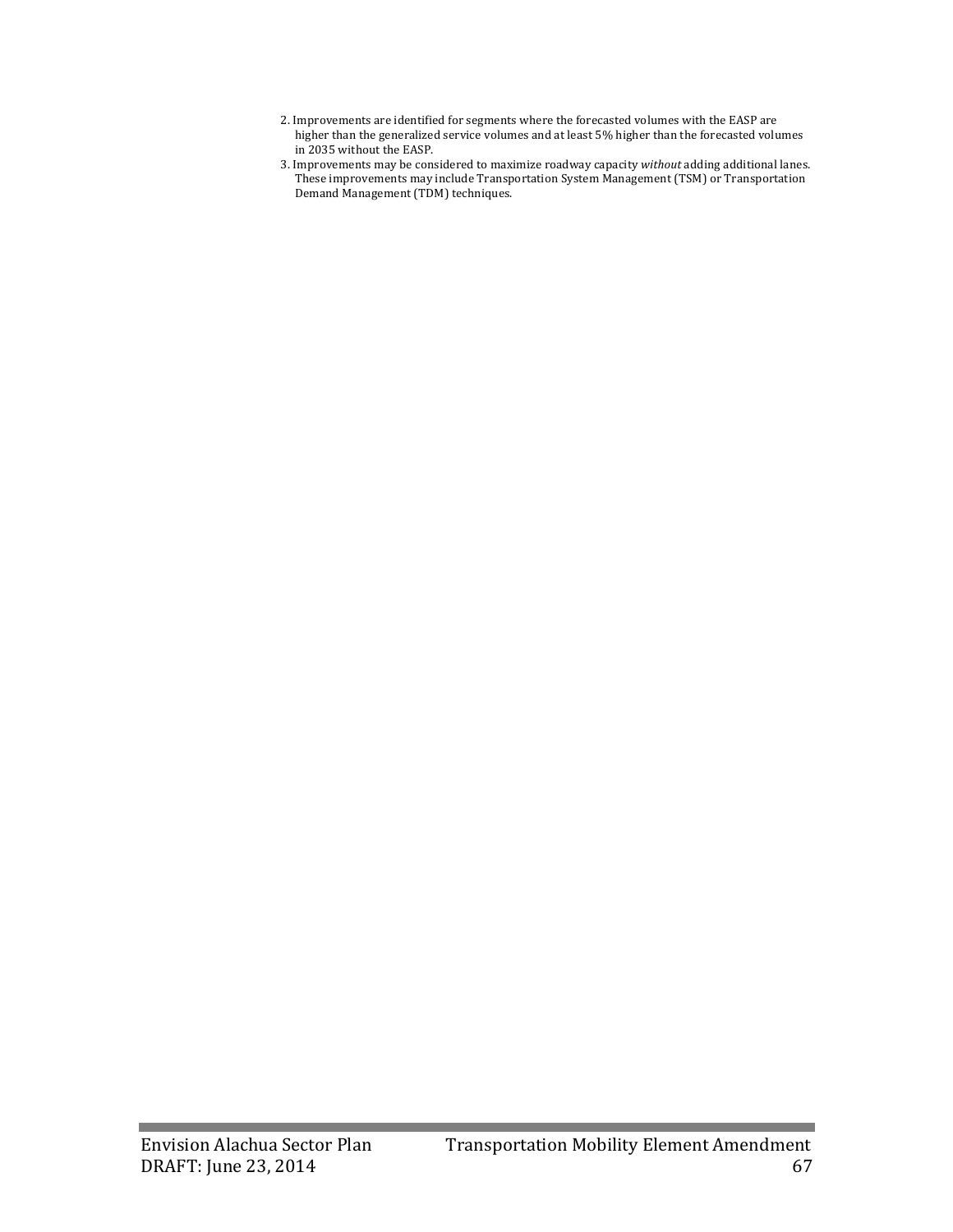2. Improvements are identified for segments where the forecasted volumes with the EASP are higher than the generalized service volumes and at least 5% higher than the forecasted volumes in 2035 without the EASP.
3. Improvements may be considered to maximize roadway capacity *without* adding additional lanes. These improvements may include Transportation System Management (TSM) or Transportation Demand Management (TDM) techniques.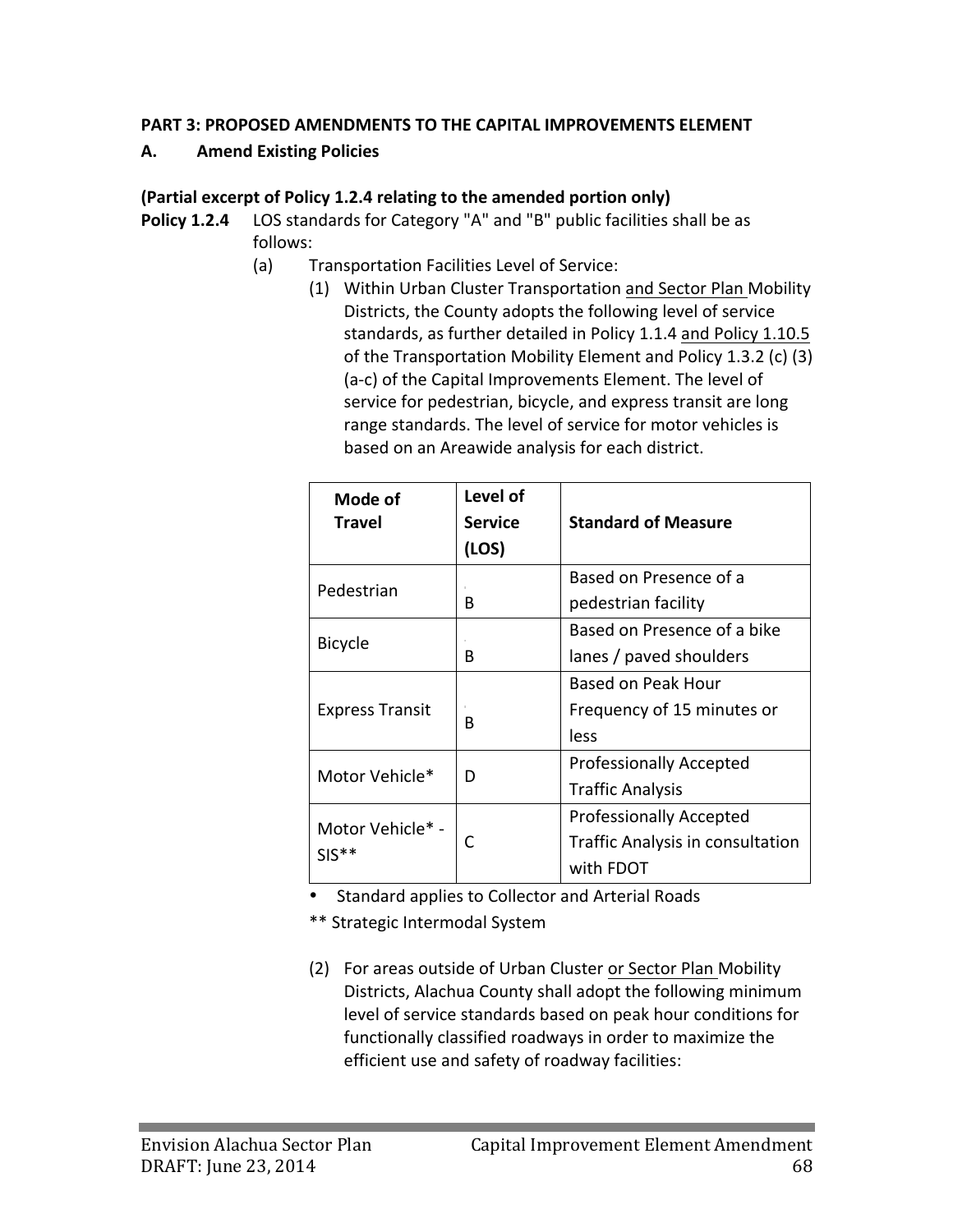**PART 3: PROPOSED AMENDMENTS TO THE CAPITAL IMPROVEMENTS ELEMENT**

**A. Amend Existing Policies**

**(Partial excerpt of Policy 1.2.4 relating to the amended portion only)**

**Policy 1.2.4** LOS standards for Category "A" and "B" public facilities shall be as follows:

(a) Transportation Facilities Level of Service:

(1) Within Urban Cluster Transportation <u>and Sector Plan</u> Mobility Districts, the County adopts the following level of service standards, as further detailed in Policy 1.1.4 <u>and Policy 1.10.5</u> of the Transportation Mobility Element and Policy 1.3.2 (c) (3) (a-c) of the Capital Improvements Element. The level of service for pedestrian, bicycle, and express transit are long range standards. The level of service for motor vehicles is based on an Areawide analysis for each district.

| Mode of Travel | Level of Service (LOS) | Standard of Measure |
|---|---|---|
| Pedestrian | B | Based on Presence of a pedestrian facility |
| Bicycle | B | Based on Presence of a bike lanes / paved shoulders |
| Express Transit | B | Based on Peak Hour Frequency of 15 minutes or less |
| Motor Vehicle* | D | Professionally Accepted Traffic Analysis |
| Motor Vehicle* - SIS** | C | Professionally Accepted Traffic Analysis in consultation with FDOT |

- Standard applies to Collector and Arterial Roads

** Strategic Intermodal System

(2) For areas outside of Urban Cluster <u>or Sector Plan</u> Mobility Districts, Alachua County shall adopt the following minimum level of service standards based on peak hour conditions for functionally classified roadways in order to maximize the efficient use and safety of roadway facilities: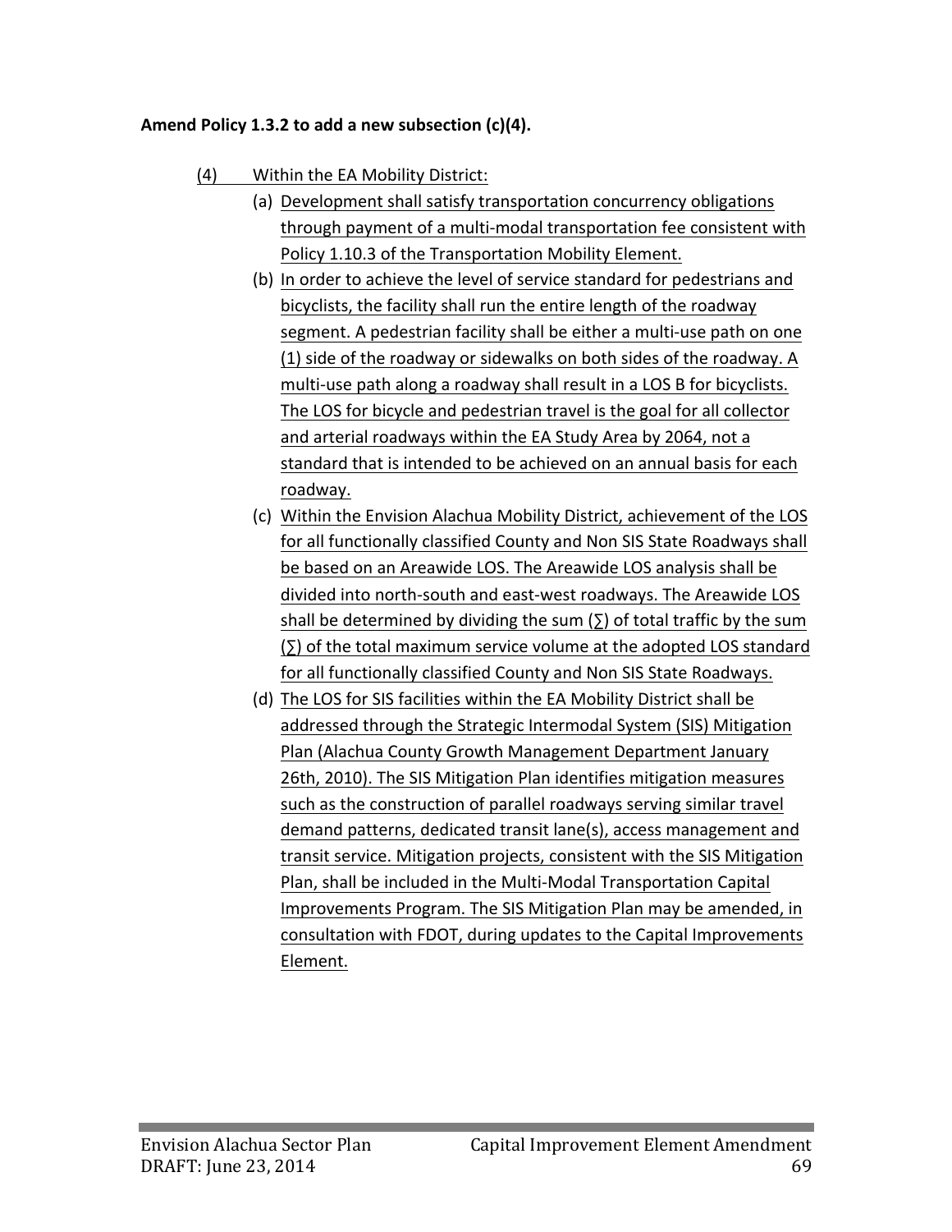**Amend Policy 1.3.2 to add a new subsection (c)(4).**

(4) Within the EA Mobility District:

(a) Development shall satisfy transportation concurrency obligations through payment of a multi-modal transportation fee consistent with Policy 1.10.3 of the Transportation Mobility Element.

(b) In order to achieve the level of service standard for pedestrians and bicyclists, the facility shall run the entire length of the roadway segment. A pedestrian facility shall be either a multi-use path on one (1) side of the roadway or sidewalks on both sides of the roadway. A multi-use path along a roadway shall result in a LOS B for bicyclists. The LOS for bicycle and pedestrian travel is the goal for all collector and arterial roadways within the EA Study Area by 2064, not a standard that is intended to be achieved on an annual basis for each roadway.

(c) Within the Envision Alachua Mobility District, achievement of the LOS for all functionally classified County and Non SIS State Roadways shall be based on an Areawide LOS. The Areawide LOS analysis shall be divided into north-south and east-west roadways. The Areawide LOS shall be determined by dividing the sum (∑) of total traffic by the sum (∑) of the total maximum service volume at the adopted LOS standard for all functionally classified County and Non SIS State Roadways.

(d) The LOS for SIS facilities within the EA Mobility District shall be addressed through the Strategic Intermodal System (SIS) Mitigation Plan (Alachua County Growth Management Department January 26th, 2010). The SIS Mitigation Plan identifies mitigation measures such as the construction of parallel roadways serving similar travel demand patterns, dedicated transit lane(s), access management and transit service. Mitigation projects, consistent with the SIS Mitigation Plan, shall be included in the Multi-Modal Transportation Capital Improvements Program. The SIS Mitigation Plan may be amended, in consultation with FDOT, during updates to the Capital Improvements Element.